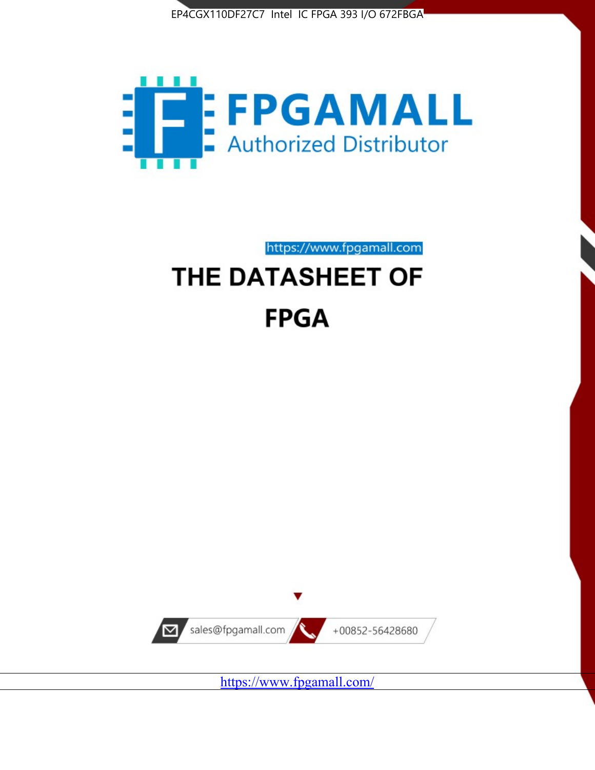EP4CGX110DF27C7 Intel IC FPGA 393 I/O 672FBGA

FPGAMALL

Authorized Distributor

https://www.fpgamall.com

# THE DATASHEET OF

# FPGA

sales@fpgamall.com

+00852-56428680

https://www.fpgamall.com/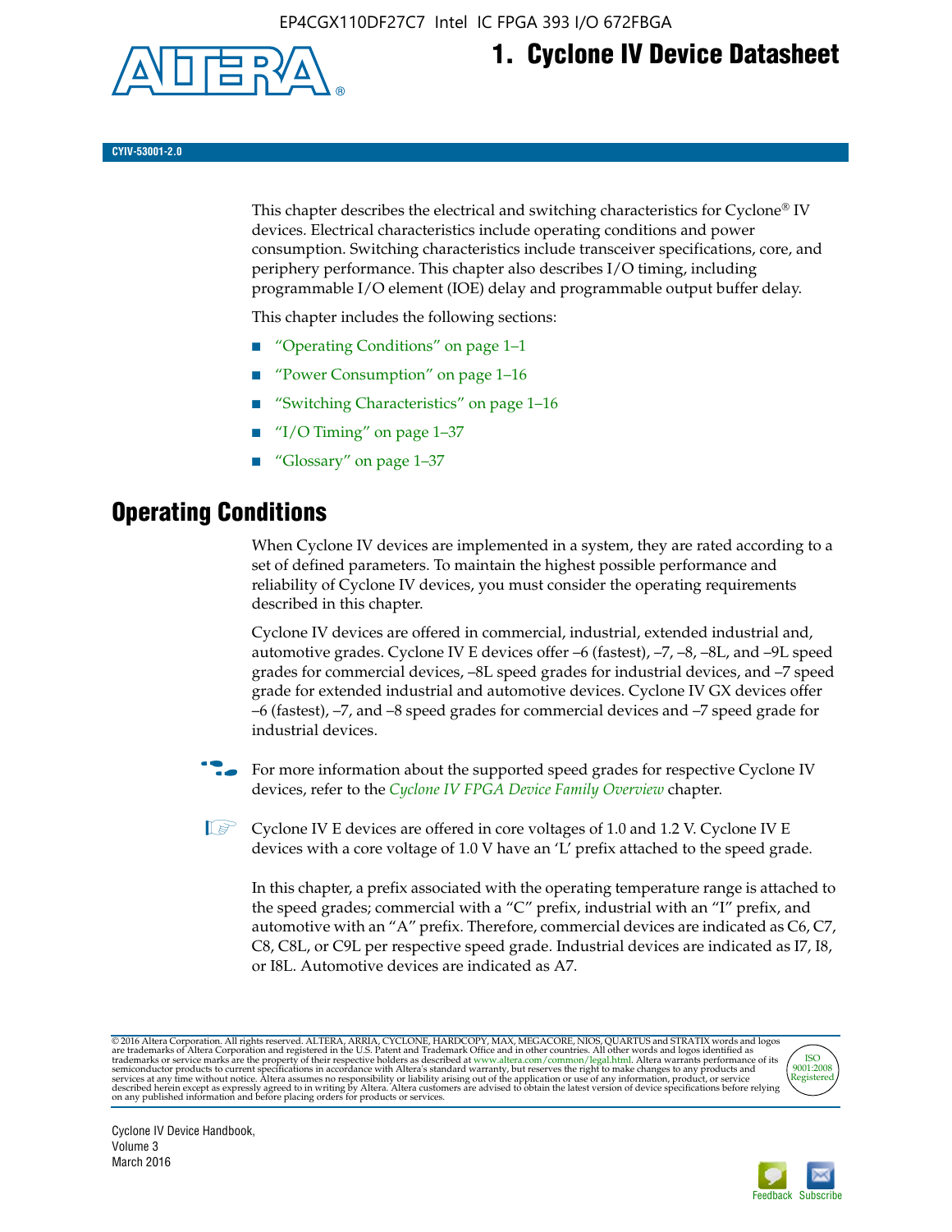# 1. Cyclone IV Device Datasheet

CYIV-53001-2.0

This chapter describes the electrical and switching characteristics for Cyclone® IV devices. Electrical characteristics include operating conditions and power consumption. Switching characteristics include transceiver specifications, core, and periphery performance. This chapter also describes I/O timing, including programmable I/O element (IOE) delay and programmable output buffer delay.

This chapter includes the following sections:

- "Operating Conditions" on page 1–1
- "Power Consumption" on page 1–16
- "Switching Characteristics" on page 1–16
- "I/O Timing" on page 1–37
- "Glossary" on page 1–37

## Operating Conditions

When Cyclone IV devices are implemented in a system, they are rated according to a set of defined parameters. To maintain the highest possible performance and reliability of Cyclone IV devices, you must consider the operating requirements described in this chapter.

Cyclone IV devices are offered in commercial, industrial, extended industrial and, automotive grades. Cyclone IV E devices offer –6 (fastest), –7, –8, –8L, and –9L speed grades for commercial devices, –8L speed grades for industrial devices, and –7 speed grade for extended industrial and automotive devices. Cyclone IV GX devices offer –6 (fastest), –7, and –8 speed grades for commercial devices and –7 speed grade for industrial devices.

For more information about the supported speed grades for respective Cyclone IV devices, refer to the *Cyclone IV FPGA Device Family Overview* chapter.

Cyclone IV E devices are offered in core voltages of 1.0 and 1.2 V. Cyclone IV E devices with a core voltage of 1.0 V have an 'L' prefix attached to the speed grade.

In this chapter, a prefix associated with the operating temperature range is attached to the speed grades; commercial with a "C" prefix, industrial with an "I" prefix, and automotive with an "A" prefix. Therefore, commercial devices are indicated as C6, C7, C8, C8L, or C9L per respective speed grade. Industrial devices are indicated as I7, I8, or I8L. Automotive devices are indicated as A7.

© 2016 Altera Corporation. All rights reserved. ALTERA, ARRIA, CYCLONE, HARDCOPY, MAX, MEGACORE, NIOS, QUARTUS and STRATIX words and logos are trademarks of Altera Corporation and registered in the U.S. Patent and Trademark Office and in other countries. All other words and logos identified as trademarks or service marks are the property of their respective holders as described at www.altera.com/common/legal.html. Altera warrants performance of its semiconductor products to current specifications in accordance with Altera's standard warranty, but reserves the right to make changes to any products and services at any time without notice. Altera assumes no responsibility or liability arising out of the application or use of any information, product, or service described herein except as expressly agreed to in writing by Altera. Altera customers are advised to obtain the latest version of device specifications before relying on any published information and before placing orders for products or services.

Cyclone IV Device Handbook, Volume 3
March 2016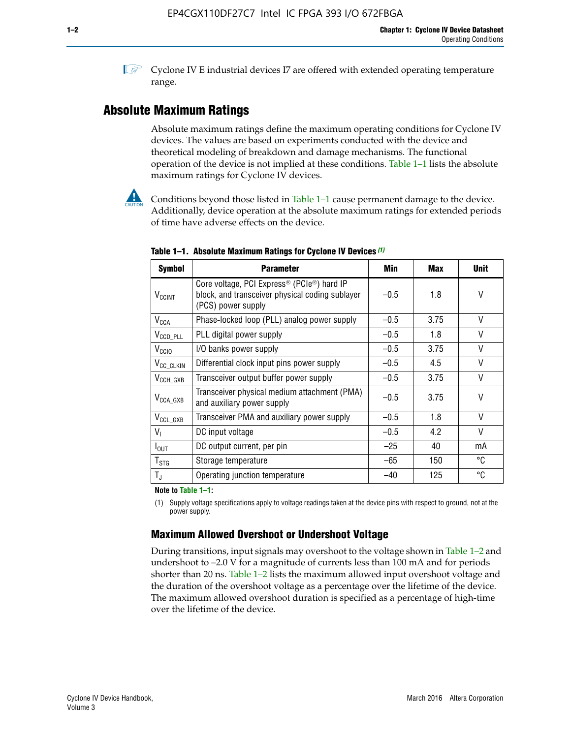Cyclone IV E industrial devices I7 are offered with extended operating temperature range.

## Absolute Maximum Ratings

Absolute maximum ratings define the maximum operating conditions for Cyclone IV devices. The values are based on experiments conducted with the device and theoretical modeling of breakdown and damage mechanisms. The functional operation of the device is not implied at these conditions. Table 1–1 lists the absolute maximum ratings for Cyclone IV devices.

Conditions beyond those listed in Table 1–1 cause permanent damage to the device. Additionally, device operation at the absolute maximum ratings for extended periods of time have adverse effects on the device.

**Table 1–1. Absolute Maximum Ratings for Cyclone IV Devices** *(1)*

| Symbol | Parameter | Min | Max | Unit |
|---|---|---|---|---|
| $V_{CCINT}$ | Core voltage, PCI Express® (PCIe®) hard IP block, and transceiver physical coding sublayer (PCS) power supply | –0.5 | 1.8 | V |
| $V_{CCA}$ | Phase-locked loop (PLL) analog power supply | –0.5 | 3.75 | V |
| $V_{CCD\_PLL}$ | PLL digital power supply | –0.5 | 1.8 | V |
| $V_{CCIO}$ | I/O banks power supply | –0.5 | 3.75 | V |
| $V_{CC\_CLKIN}$ | Differential clock input pins power supply | –0.5 | 4.5 | V |
| $V_{CCH\_GXB}$ | Transceiver output buffer power supply | –0.5 | 3.75 | V |
| $V_{CCA\_GXB}$ | Transceiver physical medium attachment (PMA) and auxiliary power supply | –0.5 | 3.75 | V |
| $V_{CCL\_GXB}$ | Transceiver PMA and auxiliary power supply | –0.5 | 1.8 | V |
| $V_I$ | DC input voltage | –0.5 | 4.2 | V |
| $I_{OUT}$ | DC output current, per pin | –25 | 40 | mA |
| $T_{STG}$ | Storage temperature | –65 | 150 | °C |
| $T_J$ | Operating junction temperature | –40 | 125 | °C |

**Note to Table 1–1:**

(1) Supply voltage specifications apply to voltage readings taken at the device pins with respect to ground, not at the power supply.

### Maximum Allowed Overshoot or Undershoot Voltage

During transitions, input signals may overshoot to the voltage shown in Table 1–2 and undershoot to –2.0 V for a magnitude of currents less than 100 mA and for periods shorter than 20 ns. Table 1–2 lists the maximum allowed input overshoot voltage and the duration of the overshoot voltage as a percentage over the lifetime of the device. The maximum allowed overshoot duration is specified as a percentage of high-time over the lifetime of the device.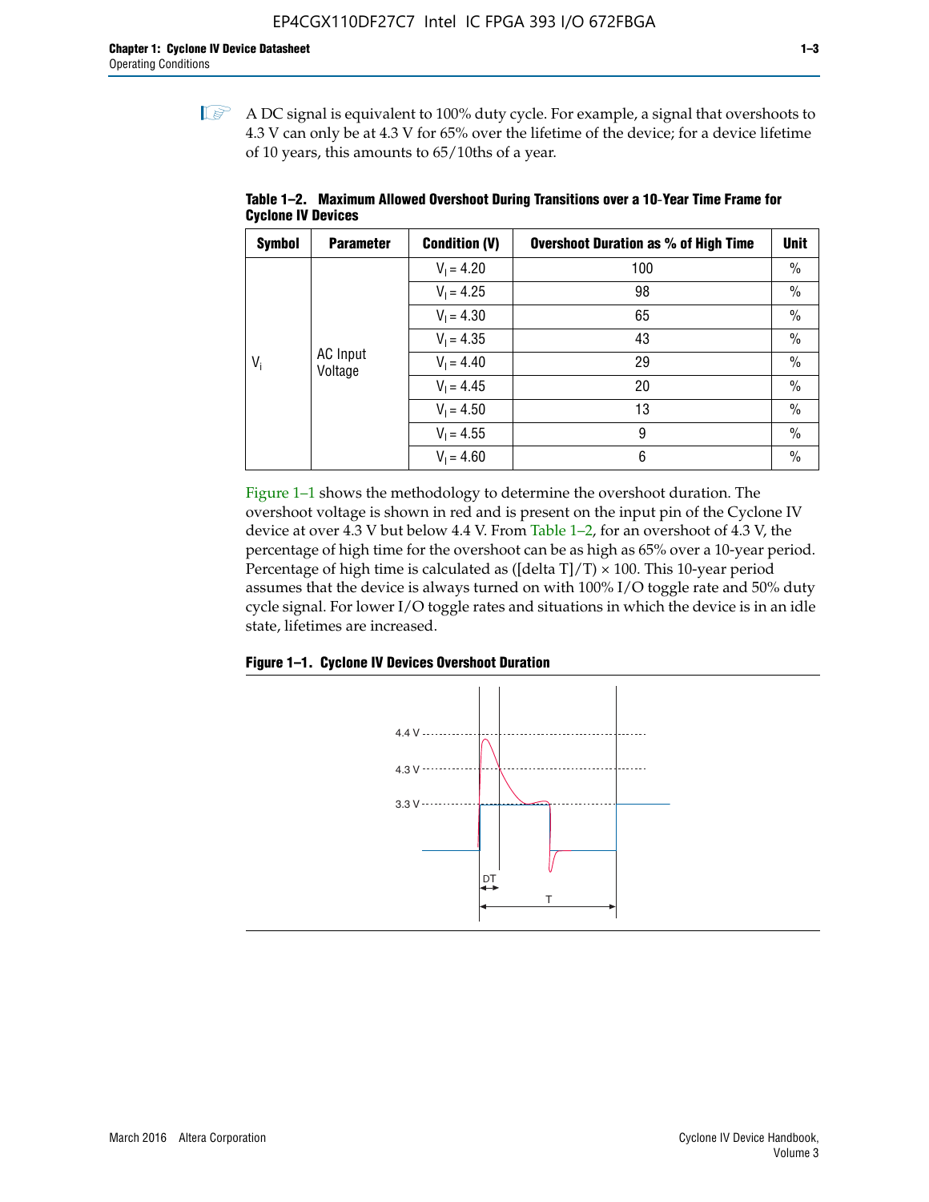A DC signal is equivalent to 100% duty cycle. For example, a signal that overshoots to 4.3 V can only be at 4.3 V for 65% over the lifetime of the device; for a device lifetime of 10 years, this amounts to 65/10ths of a year.

**Table 1–2. Maximum Allowed Overshoot During Transitions over a 10-Year Time Frame for Cyclone IV Devices**

| Symbol | Parameter | Condition (V) | Overshoot Duration as % of High Time | Unit |
|---|---|---|---|---|
| $V_i$ | AC Input Voltage | $V_I = 4.20$ | 100 | % |
| | | $V_I = 4.25$ | 98 | % |
| | | $V_I = 4.30$ | 65 | % |
| | | $V_I = 4.35$ | 43 | % |
| | | $V_I = 4.40$ | 29 | % |
| | | $V_I = 4.45$ | 20 | % |
| | | $V_I = 4.50$ | 13 | % |
| | | $V_I = 4.55$ | 9 | % |
| | | $V_I = 4.60$ | 6 | % |

Figure 1–1 shows the methodology to determine the overshoot duration. The overshoot voltage is shown in red and is present on the input pin of the Cyclone IV device at over 4.3 V but below 4.4 V. From Table 1–2, for an overshoot of 4.3 V, the percentage of high time for the overshoot can be as high as 65% over a 10-year period. Percentage of high time is calculated as ([delta T]/T) × 100. This 10-year period assumes that the device is always turned on with 100% I/O toggle rate and 50% duty cycle signal. For lower I/O toggle rates and situations in which the device is in an idle state, lifetimes are increased.

**Figure 1–1. Cyclone IV Devices Overshoot Duration**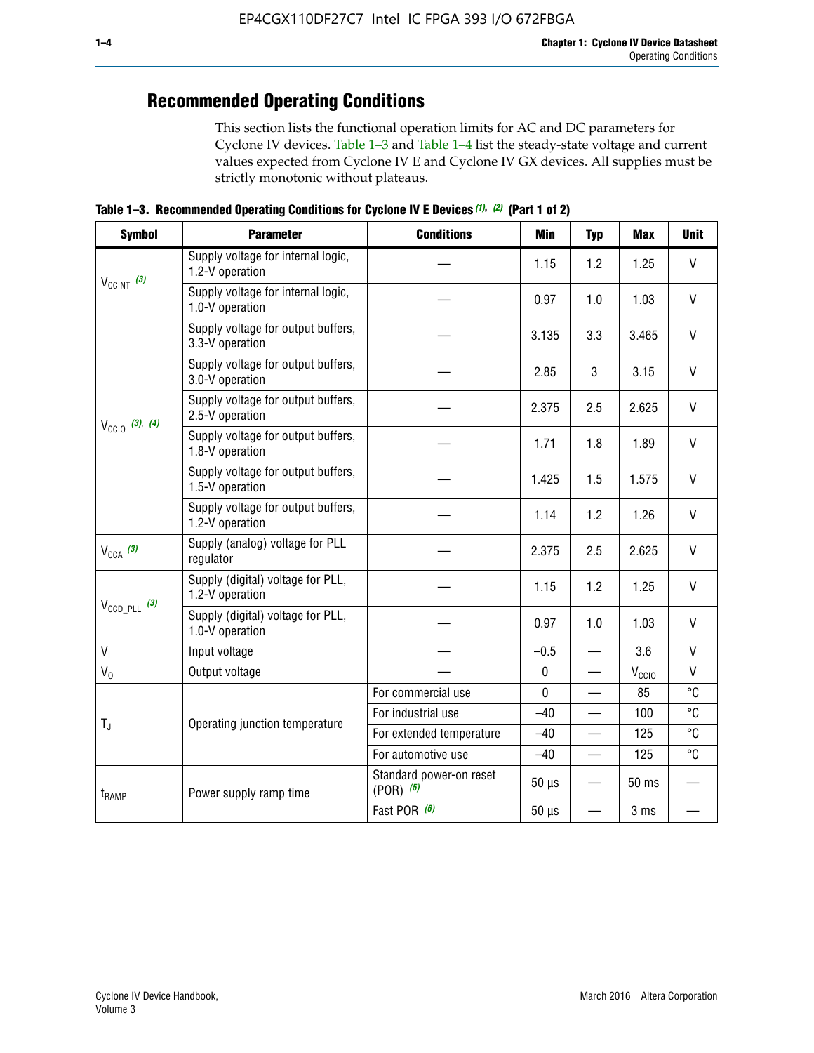## Recommended Operating Conditions

This section lists the functional operation limits for AC and DC parameters for Cyclone IV devices. Table 1–3 and Table 1–4 list the steady-state voltage and current values expected from Cyclone IV E and Cyclone IV GX devices. All supplies must be strictly monotonic without plateaus.

**Table 1–3. Recommended Operating Conditions for Cyclone IV E Devices (1), (2) (Part 1 of 2)**

| Symbol | Parameter | Conditions | Min | Typ | Max | Unit |
|---|---|---|---|---|---|---|
| $V_{CCINT}$ (3) | Supply voltage for internal logic, 1.2-V operation | — | 1.15 | 1.2 | 1.25 | V |
| | Supply voltage for internal logic, 1.0-V operation | — | 0.97 | 1.0 | 1.03 | V |
| $V_{CCIO}$ (3), (4) | Supply voltage for output buffers, 3.3-V operation | — | 3.135 | 3.3 | 3.465 | V |
| | Supply voltage for output buffers, 3.0-V operation | — | 2.85 | 3 | 3.15 | V |
| | Supply voltage for output buffers, 2.5-V operation | — | 2.375 | 2.5 | 2.625 | V |
| | Supply voltage for output buffers, 1.8-V operation | — | 1.71 | 1.8 | 1.89 | V |
| | Supply voltage for output buffers, 1.5-V operation | — | 1.425 | 1.5 | 1.575 | V |
| | Supply voltage for output buffers, 1.2-V operation | — | 1.14 | 1.2 | 1.26 | V |
| $V_{CCA}$ (3) | Supply (analog) voltage for PLL regulator | — | 2.375 | 2.5 | 2.625 | V |
| $V_{CCD\_PLL}$ (3) | Supply (digital) voltage for PLL, 1.2-V operation | — | 1.15 | 1.2 | 1.25 | V |
| | Supply (digital) voltage for PLL, 1.0-V operation | — | 0.97 | 1.0 | 1.03 | V |
| $V_I$ | Input voltage | — | –0.5 | — | 3.6 | V |
| $V_O$ | Output voltage | — | 0 | — | $V_{CCIO}$ | V |
| $T_J$ | Operating junction temperature | For commercial use | 0 | — | 85 | °C |
| | | For industrial use | –40 | — | 100 | °C |
| | | For extended temperature | –40 | — | 125 | °C |
| | | For automotive use | –40 | — | 125 | °C |
| $t_{RAMP}$ | Power supply ramp time | Standard power-on reset (POR) (5) | 50 µs | — | 50 ms | — |
| | | Fast POR (6) | 50 µs | — | 3 ms | — |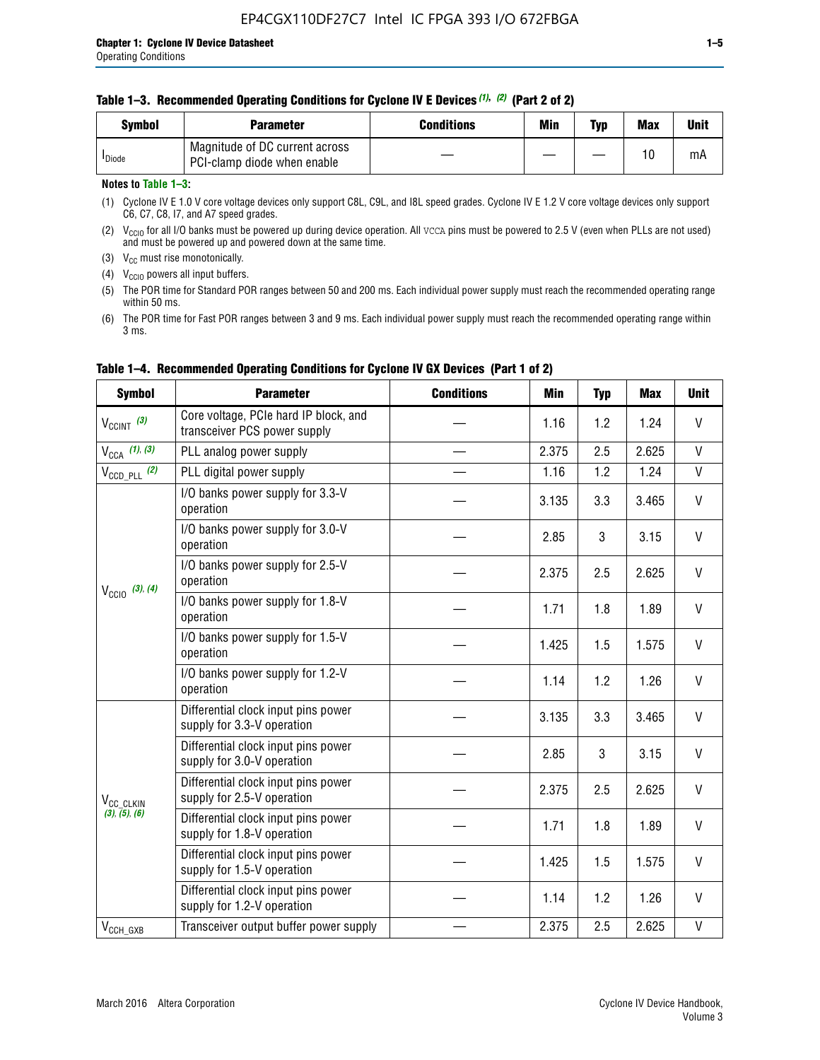**Table 1–3. Recommended Operating Conditions for Cyclone IV E Devices (1), (2) (Part 2 of 2)**

| Symbol | Parameter | Conditions | Min | Typ | Max | Unit |
|---|---|---|---|---|---|---|
| $I_{Diode}$ | Magnitude of DC current across PCI-clamp diode when enable | — | — | — | 10 | mA |

**Notes to Table 1–3:**

(1) Cyclone IV E 1.0 V core voltage devices only support C8L, C9L, and I8L speed grades. Cyclone IV E 1.2 V core voltage devices only support C6, C7, C8, I7, and A7 speed grades.

(2) $V_{CCIO}$ for all I/O banks must be powered up during device operation. All VCCA pins must be powered to 2.5 V (even when PLLs are not used) and must be powered up and powered down at the same time.

(3) $V_{CC}$ must rise monotonically.

(4) $V_{CCIO}$ powers all input buffers.

(5) The POR time for Standard POR ranges between 50 and 200 ms. Each individual power supply must reach the recommended operating range within 50 ms.

(6) The POR time for Fast POR ranges between 3 and 9 ms. Each individual power supply must reach the recommended operating range within 3 ms.

**Table 1–4. Recommended Operating Conditions for Cyclone IV GX Devices (Part 1 of 2)**

| Symbol | Parameter | Conditions | Min | Typ | Max | Unit |
|---|---|---|---|---|---|---|
| $V_{CCINT}$ (3) | Core voltage, PCIe hard IP block, and transceiver PCS power supply | — | 1.16 | 1.2 | 1.24 | V |
| $V_{CCA}$ (1), (3) | PLL analog power supply | — | 2.375 | 2.5 | 2.625 | V |
| $V_{CCD\_PLL}$ (2) | PLL digital power supply | — | 1.16 | 1.2 | 1.24 | V |
| $V_{CCIO}$ (3), (4) | I/O banks power supply for 3.3-V operation | — | 3.135 | 3.3 | 3.465 | V |
| | I/O banks power supply for 3.0-V operation | — | 2.85 | 3 | 3.15 | V |
| | I/O banks power supply for 2.5-V operation | — | 2.375 | 2.5 | 2.625 | V |
| | I/O banks power supply for 1.8-V operation | — | 1.71 | 1.8 | 1.89 | V |
| | I/O banks power supply for 1.5-V operation | — | 1.425 | 1.5 | 1.575 | V |
| | I/O banks power supply for 1.2-V operation | — | 1.14 | 1.2 | 1.26 | V |
| $V_{CC\_CLKIN}$ (3), (5), (6) | Differential clock input pins power supply for 3.3-V operation | — | 3.135 | 3.3 | 3.465 | V |
| | Differential clock input pins power supply for 3.0-V operation | — | 2.85 | 3 | 3.15 | V |
| | Differential clock input pins power supply for 2.5-V operation | — | 2.375 | 2.5 | 2.625 | V |
| | Differential clock input pins power supply for 1.8-V operation | — | 1.71 | 1.8 | 1.89 | V |
| | Differential clock input pins power supply for 1.5-V operation | — | 1.425 | 1.5 | 1.575 | V |
| | Differential clock input pins power supply for 1.2-V operation | — | 1.14 | 1.2 | 1.26 | V |
| $V_{CCH\_GXB}$ | Transceiver output buffer power supply | — | 2.375 | 2.5 | 2.625 | V |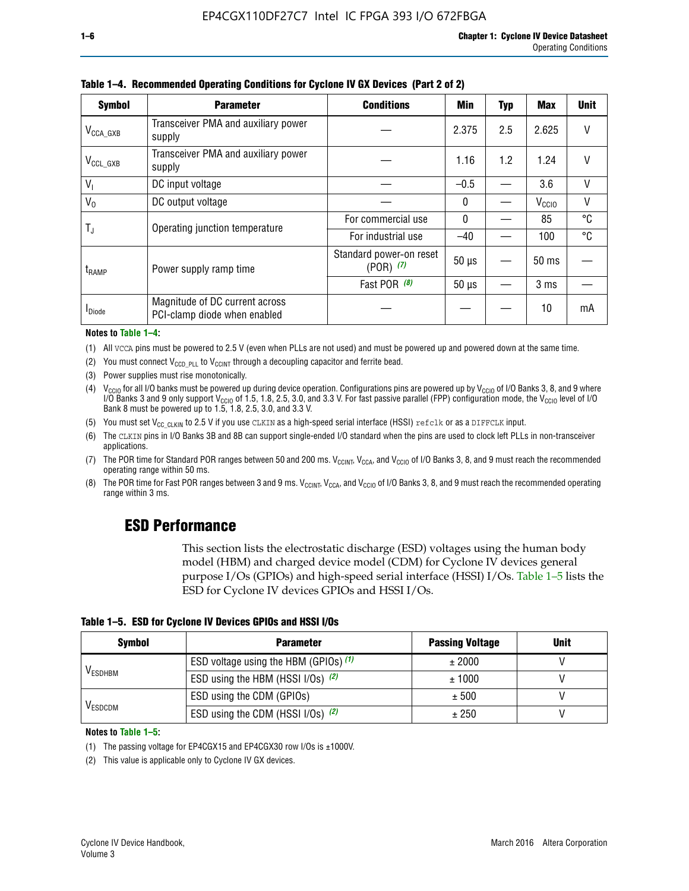**Table 1–4. Recommended Operating Conditions for Cyclone IV GX Devices (Part 2 of 2)**

| Symbol | Parameter | Conditions | Min | Typ | Max | Unit |
|---|---|---|---|---|---|---|
| $V_{CCA\_GXB}$ | Transceiver PMA and auxiliary power supply | — | 2.375 | 2.5 | 2.625 | V |
| $V_{CCL\_GXB}$ | Transceiver PMA and auxiliary power supply | — | 1.16 | 1.2 | 1.24 | V |
| $V_I$ | DC input voltage | — | –0.5 | — | 3.6 | V |
| $V_O$ | DC output voltage | — | 0 | — | $V_{CCIO}$ | V |
| $T_J$ | Operating junction temperature | For commercial use | 0 | — | 85 | °C |
| | | For industrial use | –40 | — | 100 | °C |
| $t_{RAMP}$ | Power supply ramp time | Standard power-on reset (POR) *(7)* | 50 µs | — | 50 ms | — |
| | | Fast POR *(8)* | 50 µs | — | 3 ms | — |
| $I_{Diode}$ | Magnitude of DC current across PCI-clamp diode when enabled | — | — | — | 10 | mA |

**Notes to Table 1–4:**

(1) All VCCA pins must be powered to 2.5 V (even when PLLs are not used) and must be powered up and powered down at the same time.

(2) You must connect $V_{CCD\_PLL}$ to $V_{CCINT}$ through a decoupling capacitor and ferrite bead.

(3) Power supplies must rise monotonically.

(4) $V_{CCIO}$ for all I/O banks must be powered up during device operation. Configurations pins are powered up by $V_{CCIO}$ of I/O Banks 3, 8, and 9 where I/O Banks 3 and 9 only support $V_{CCIO}$ of 1.5, 1.8, 2.5, 3.0, and 3.3 V. For fast passive parallel (FPP) configuration mode, the $V_{CCIO}$ level of I/O Bank 8 must be powered up to 1.5, 1.8, 2.5, 3.0, and 3.3 V.

(5) You must set $V_{CC\_CLKIN}$ to 2.5 V if you use CLKIN as a high-speed serial interface (HSSI) refclk or as a DIFFCLK input.

(6) The CLKIN pins in I/O Banks 3B and 8B can support single-ended I/O standard when the pins are used to clock left PLLs in non-transceiver applications.

(7) The POR time for Standard POR ranges between 50 and 200 ms. $V_{CCINT}$, $V_{CCA}$, and $V_{CCIO}$ of I/O Banks 3, 8, and 9 must reach the recommended operating range within 50 ms.

(8) The POR time for Fast POR ranges between 3 and 9 ms. $V_{CCINT}$, $V_{CCA}$, and $V_{CCIO}$ of I/O Banks 3, 8, and 9 must reach the recommended operating range within 3 ms.

## ESD Performance

This section lists the electrostatic discharge (ESD) voltages using the human body model (HBM) and charged device model (CDM) for Cyclone IV devices general purpose I/Os (GPIOs) and high-speed serial interface (HSSI) I/Os. Table 1–5 lists the ESD for Cyclone IV devices GPIOs and HSSI I/Os.

**Table 1–5. ESD for Cyclone IV Devices GPIOs and HSSI I/Os**

| Symbol | Parameter | Passing Voltage | Unit |
|---|---|---|---|
| $V_{ESDHBM}$ | ESD voltage using the HBM (GPIOs) *(1)* | ± 2000 | V |
| | ESD using the HBM (HSSI I/Os) *(2)* | ± 1000 | V |
| $V_{ESDCDM}$ | ESD using the CDM (GPIOs) | ± 500 | V |
| | ESD using the CDM (HSSI I/Os) *(2)* | ± 250 | V |

**Notes to Table 1–5:**

(1) The passing voltage for EP4CGX15 and EP4CGX30 row I/Os is ±1000V.

(2) This value is applicable only to Cyclone IV GX devices.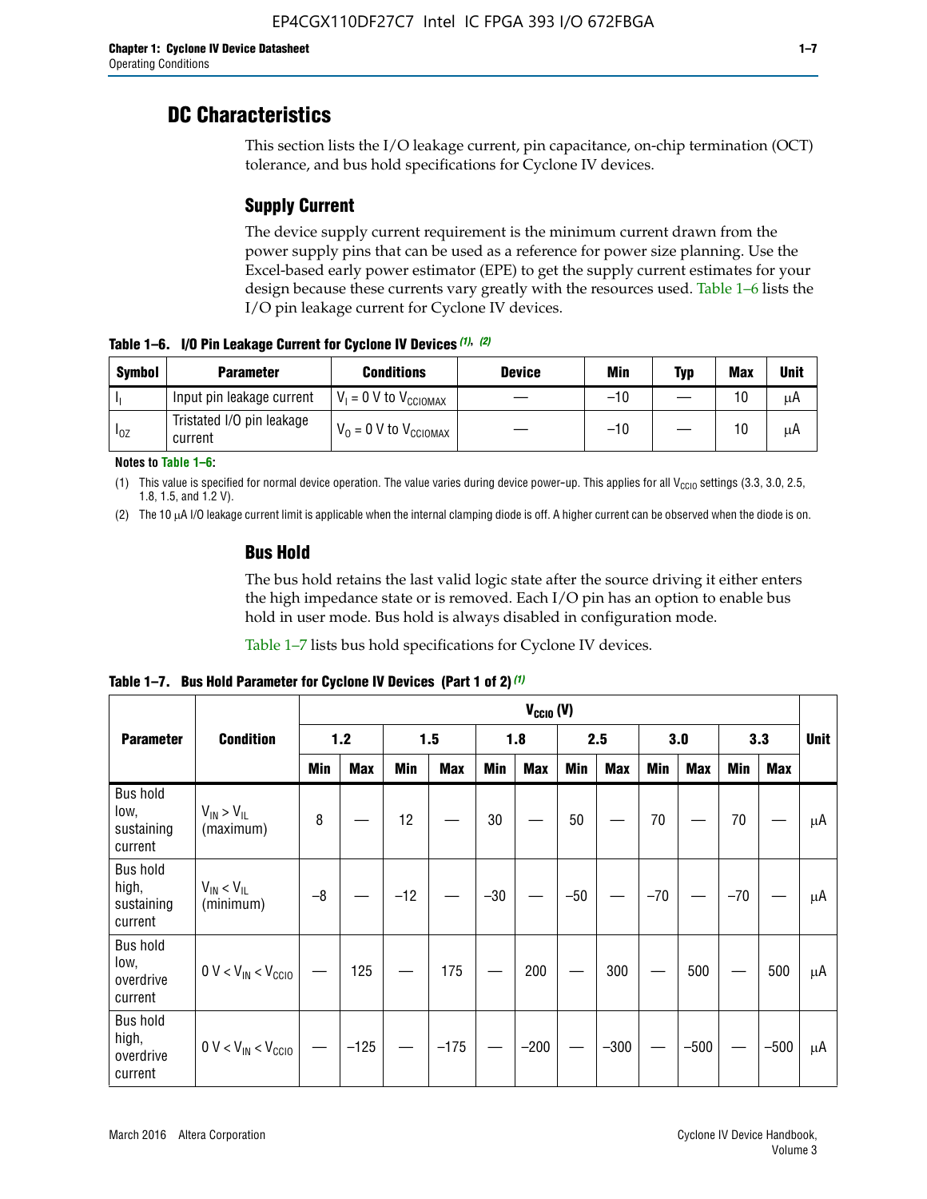## DC Characteristics

This section lists the I/O leakage current, pin capacitance, on-chip termination (OCT) tolerance, and bus hold specifications for Cyclone IV devices.

### Supply Current

The device supply current requirement is the minimum current drawn from the power supply pins that can be used as a reference for power size planning. Use the Excel-based early power estimator (EPE) to get the supply current estimates for your design because these currents vary greatly with the resources used. Table 1–6 lists the I/O pin leakage current for Cyclone IV devices.

**Table 1–6. I/O Pin Leakage Current for Cyclone IV Devices (1), (2)**

| Symbol | Parameter | Conditions | Device | Min | Typ | Max | Unit |
|---|---|---|---|---|---|---|---|
| $I_I$ | Input pin leakage current | $V_I = 0$ V to $V_{CCIOMAX}$ | — | –10 | — | 10 | μA |
| $I_{OZ}$ | Tristated I/O pin leakage current | $V_O = 0$ V to $V_{CCIOMAX}$ | — | –10 | — | 10 | μA |

**Notes to Table 1–6:**

(1) This value is specified for normal device operation. The value varies during device power-up. This applies for all $V_{CCIO}$ settings (3.3, 3.0, 2.5, 1.8, 1.5, and 1.2 V).

(2) The 10 μA I/O leakage current limit is applicable when the internal clamping diode is off. A higher current can be observed when the diode is on.

### Bus Hold

The bus hold retains the last valid logic state after the source driving it either enters the high impedance state or is removed. Each I/O pin has an option to enable bus hold in user mode. Bus hold is always disabled in configuration mode.

Table 1–7 lists bus hold specifications for Cyclone IV devices.

**Table 1–7. Bus Hold Parameter for Cyclone IV Devices (Part 1 of 2) (1)**

| Parameter | Condition | $V_{CCIO}$ (V) | | | | | | | | | | | | Unit |
|---|---|---|---|---|---|---|---|---|---|---|---|---|---|---|
| | | 1.2 | | 1.5 | | 1.8 | | 2.5 | | 3.0 | | 3.3 | | |
| | | Min | Max | Min | Max | Min | Max | Min | Max | Min | Max | Min | Max | |
| Bus hold low, sustaining current | $V_{IN} > V_{IL}$ (maximum) | 8 | — | 12 | — | 30 | — | 50 | — | 70 | — | 70 | — | μA |
| Bus hold high, sustaining current | $V_{IN} < V_{IL}$ (minimum) | –8 | — | –12 | — | –30 | — | –50 | — | –70 | — | –70 | — | μA |
| Bus hold low, overdrive current | $0\text{ V} < V_{IN} < V_{CCIO}$ | — | 125 | — | 175 | — | 200 | — | 300 | — | 500 | — | 500 | μA |
| Bus hold high, overdrive current | $0\text{ V} < V_{IN} < V_{CCIO}$ | — | –125 | — | –175 | — | –200 | — | –300 | — | –500 | — | –500 | μA |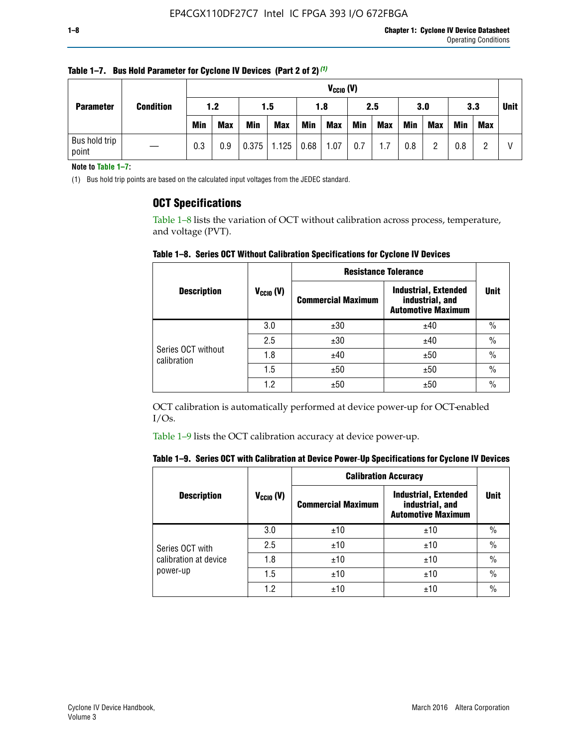**Table 1–7. Bus Hold Parameter for Cyclone IV Devices (Part 2 of 2)** (1)

| Parameter | Condition | $V_{CCIO}$ (V) | | | | | | | | | | | | Unit |
|---|---|---|---|---|---|---|---|---|---|---|---|---|---|---|
| | | 1.2 | | 1.5 | | 1.8 | | 2.5 | | 3.0 | | 3.3 | | |
| | | Min | Max | Min | Max | Min | Max | Min | Max | Min | Max | Min | Max | |
| Bus hold trip point | — | 0.3 | 0.9 | 0.375 | 1.125 | 0.68 | 1.07 | 0.7 | 1.7 | 0.8 | 2 | 0.8 | 2 | V |

**Note to Table 1–7:**

(1) Bus hold trip points are based on the calculated input voltages from the JEDEC standard.

## OCT Specifications

Table 1–8 lists the variation of OCT without calibration across process, temperature, and voltage (PVT).

**Table 1–8. Series OCT Without Calibration Specifications for Cyclone IV Devices**

| Description | $V_{CCIO}$ (V) | Resistance Tolerance | | Unit |
|---|---|---|---|---|
| | | Commercial Maximum | Industrial, Extended industrial, and Automotive Maximum | |
| Series OCT without calibration | 3.0 | ±30 | ±40 | % |
| | 2.5 | ±30 | ±40 | % |
| | 1.8 | ±40 | ±50 | % |
| | 1.5 | ±50 | ±50 | % |
| | 1.2 | ±50 | ±50 | % |

OCT calibration is automatically performed at device power-up for OCT-enabled I/Os.

Table 1–9 lists the OCT calibration accuracy at device power-up.

**Table 1–9. Series OCT with Calibration at Device Power-Up Specifications for Cyclone IV Devices**

| Description | $V_{CCIO}$ (V) | Calibration Accuracy | | Unit |
|---|---|---|---|---|
| | | Commercial Maximum | Industrial, Extended industrial, and Automotive Maximum | |
| Series OCT with calibration at device power-up | 3.0 | ±10 | ±10 | % |
| | 2.5 | ±10 | ±10 | % |
| | 1.8 | ±10 | ±10 | % |
| | 1.5 | ±10 | ±10 | % |
| | 1.2 | ±10 | ±10 | % |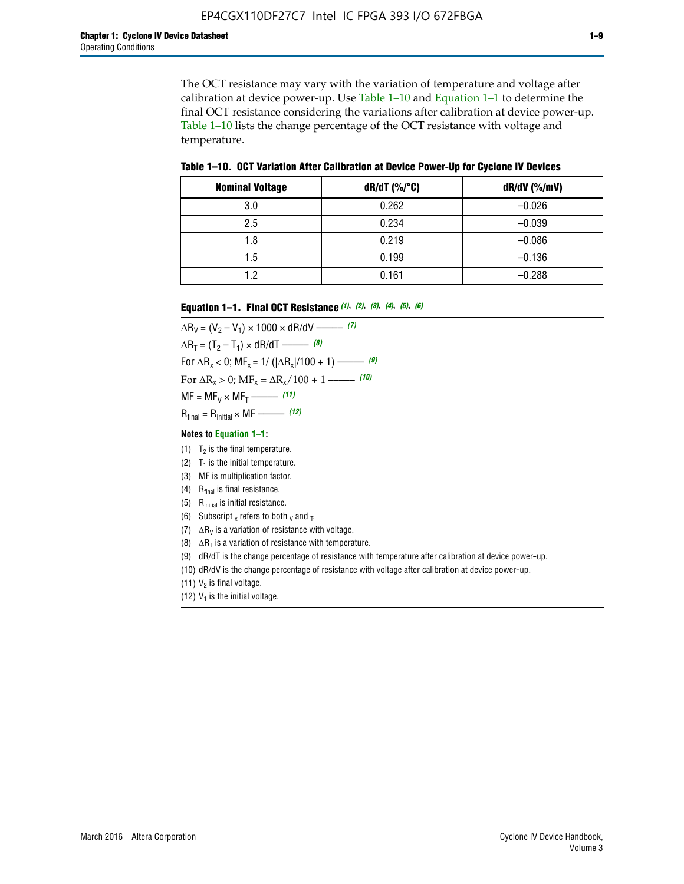The OCT resistance may vary with the variation of temperature and voltage after calibration at device power-up. Use Table 1–10 and Equation 1–1 to determine the final OCT resistance considering the variations after calibration at device power-up. Table 1–10 lists the change percentage of the OCT resistance with voltage and temperature.

**Table 1–10. OCT Variation After Calibration at Device Power-Up for Cyclone IV Devices**

| Nominal Voltage | dR/dT (%/°C) | dR/dV (%/mV) |
|---|---|---|
| 3.0 | 0.262 | –0.026 |
| 2.5 | 0.234 | –0.039 |
| 1.8 | 0.219 | –0.086 |
| 1.5 | 0.199 | –0.136 |
| 1.2 | 0.161 | –0.288 |

**Equation 1–1. Final OCT Resistance** *(1), (2), (3), (4), (5), (6)*

$$\Delta R_V = (V_2 - V_1) \times 1000 \times dR/dV \text{ ——— } (7)$$

$$\Delta R_T = (T_2 - T_1) \times dR/dT \text{ ——— } (8)$$

$$\text{For } \Delta R_x < 0;\ MF_x = 1/\left(|\Delta R_x|/100 + 1\right) \text{ ——— } (9)$$

$$\text{For } \Delta R_x > 0;\ MF_x = \Delta R_x/100 + 1 \text{ ——— } (10)$$

$$MF = MF_V \times MF_T \text{ ——— } (11)$$

$$R_{final} = R_{initial} \times MF \text{ ——— } (12)$$

**Notes to Equation 1–1:**

(1) $T_2$ is the final temperature.

(2) $T_1$ is the initial temperature.

(3) MF is multiplication factor.

(4) $R_{final}$ is final resistance.

(5) $R_{initial}$ is initial resistance.

(6) Subscript $_x$ refers to both $_V$ and $_T$.

(7) $\Delta R_V$ is a variation of resistance with voltage.

(8) $\Delta R_T$ is a variation of resistance with temperature.

(9) dR/dT is the change percentage of resistance with temperature after calibration at device power-up.

(10) dR/dV is the change percentage of resistance with voltage after calibration at device power-up.

(11) $V_2$ is final voltage.

(12) $V_1$ is the initial voltage.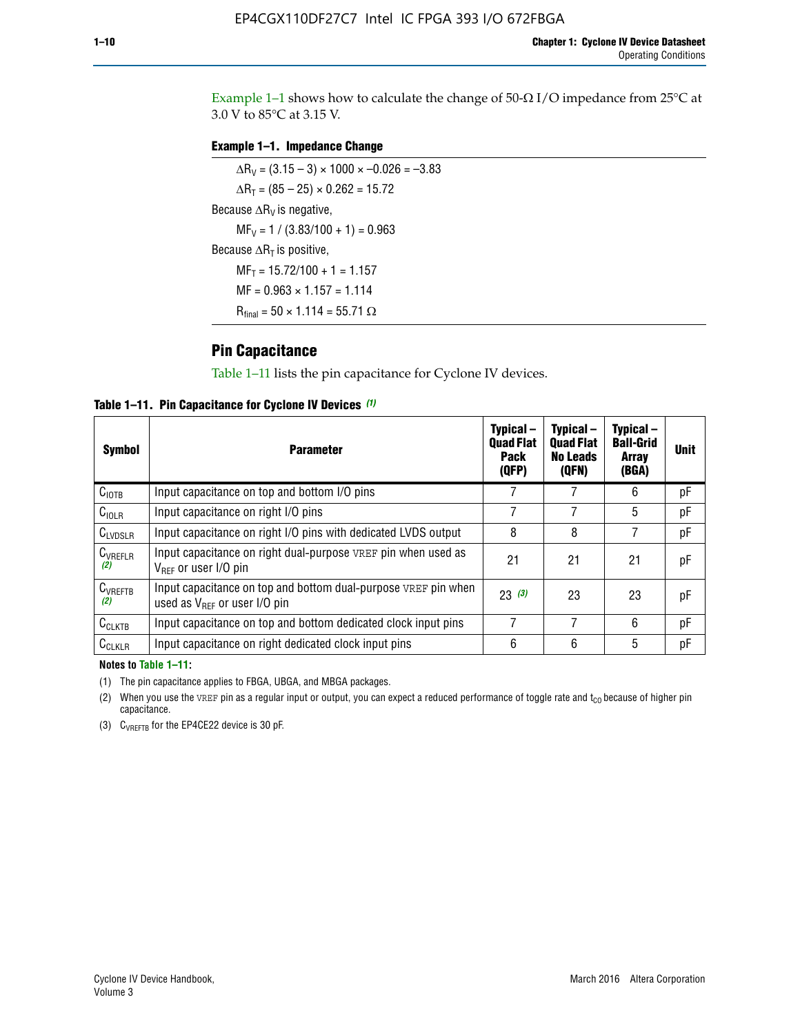Example 1–1 shows how to calculate the change of 50-Ω I/O impedance from 25°C at 3.0 V to 85°C at 3.15 V.

**Example 1–1. Impedance Change**

$\Delta R_V = (3.15 - 3) \times 1000 \times -0.026 = -3.83$

$\Delta R_T = (85 - 25) \times 0.262 = 15.72$

Because $\Delta R_V$ is negative,

$MF_V = 1 / (3.83/100 + 1) = 0.963$

Because $\Delta R_T$ is positive,

$MF_T = 15.72/100 + 1 = 1.157$

$MF = 0.963 \times 1.157 = 1.114$

$R_{final} = 50 \times 1.114 = 55.71\ \Omega$

## Pin Capacitance

Table 1–11 lists the pin capacitance for Cyclone IV devices.

**Table 1–11. Pin Capacitance for Cyclone IV Devices** *(1)*

| Symbol | Parameter | Typical – Quad Flat Pack (QFP) | Typical – Quad Flat No Leads (QFN) | Typical – Ball-Grid Array (BGA) | Unit |
|---|---|---|---|---|---|
| $C_{IOTB}$ | Input capacitance on top and bottom I/O pins | 7 | 7 | 6 | pF |
| $C_{IOLR}$ | Input capacitance on right I/O pins | 7 | 7 | 5 | pF |
| $C_{LVDSLR}$ | Input capacitance on right I/O pins with dedicated LVDS output | 8 | 8 | 7 | pF |
| $C_{VREFLR}$ *(2)* | Input capacitance on right dual-purpose VREF pin when used as $V_{REF}$ or user I/O pin | 21 | 21 | 21 | pF |
| $C_{VREFTB}$ *(2)* | Input capacitance on top and bottom dual-purpose VREF pin when used as $V_{REF}$ or user I/O pin | 23 *(3)* | 23 | 23 | pF |
| $C_{CLKTB}$ | Input capacitance on top and bottom dedicated clock input pins | 7 | 7 | 6 | pF |
| $C_{CLKLR}$ | Input capacitance on right dedicated clock input pins | 6 | 6 | 5 | pF |

**Notes to Table 1–11:**

(1) The pin capacitance applies to FBGA, UBGA, and MBGA packages.

(2) When you use the VREF pin as a regular input or output, you can expect a reduced performance of toggle rate and $t_{CO}$ because of higher pin capacitance.

(3) $C_{VREFTB}$ for the EP4CE22 device is 30 pF.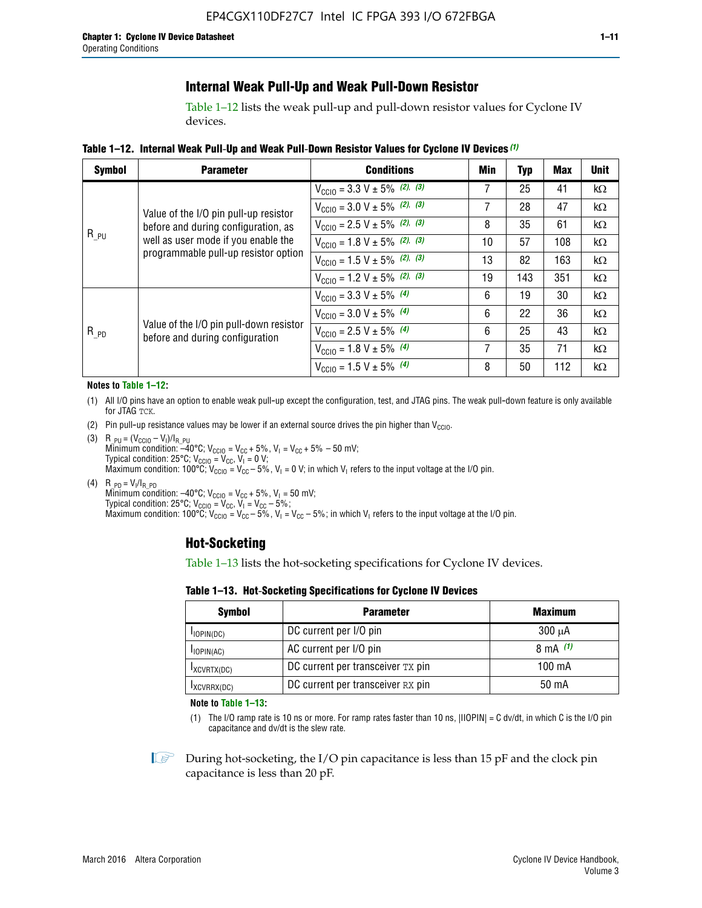## Internal Weak Pull-Up and Weak Pull-Down Resistor

Table 1–12 lists the weak pull-up and pull-down resistor values for Cyclone IV devices.

**Table 1–12. Internal Weak Pull-Up and Weak Pull-Down Resistor Values for Cyclone IV Devices (1)**

| Symbol | Parameter | Conditions | Min | Typ | Max | Unit |
|---|---|---|---|---|---|---|
| $R_{\_PU}$ | Value of the I/O pin pull-up resistor before and during configuration, as well as user mode if you enable the programmable pull-up resistor option | $V_{CCIO}$ = 3.3 V ± 5% (2), (3) | 7 | 25 | 41 | kΩ |
| | | $V_{CCIO}$ = 3.0 V ± 5% (2), (3) | 7 | 28 | 47 | kΩ |
| | | $V_{CCIO}$ = 2.5 V ± 5% (2), (3) | 8 | 35 | 61 | kΩ |
| | | $V_{CCIO}$ = 1.8 V ± 5% (2), (3) | 10 | 57 | 108 | kΩ |
| | | $V_{CCIO}$ = 1.5 V ± 5% (2), (3) | 13 | 82 | 163 | kΩ |
| | | $V_{CCIO}$ = 1.2 V ± 5% (2), (3) | 19 | 143 | 351 | kΩ |
| $R_{\_PD}$ | Value of the I/O pin pull-down resistor before and during configuration | $V_{CCIO}$ = 3.3 V ± 5% (4) | 6 | 19 | 30 | kΩ |
| | | $V_{CCIO}$ = 3.0 V ± 5% (4) | 6 | 22 | 36 | kΩ |
| | | $V_{CCIO}$ = 2.5 V ± 5% (4) | 6 | 25 | 43 | kΩ |
| | | $V_{CCIO}$ = 1.8 V ± 5% (4) | 7 | 35 | 71 | kΩ |
| | | $V_{CCIO}$ = 1.5 V ± 5% (4) | 8 | 50 | 112 | kΩ |

**Notes to Table 1–12:**

(1) All I/O pins have an option to enable weak pull-up except the configuration, test, and JTAG pins. The weak pull-down feature is only available for JTAG TCK.

(2) Pin pull-up resistance values may be lower if an external source drives the pin higher than $V_{CCIO}$.

(3) $R_{\_PU} = (V_{CCIO} - V_I)/I_{R\_PU}$
Minimum condition: –40°C; $V_{CCIO} = V_{CC} + 5\%$, $V_I = V_{CC} + 5\% - 50$ mV;
Typical condition: 25°C; $V_{CCIO} = V_{CC}$, $V_I = 0$ V;
Maximum condition: 100°C; $V_{CCIO} = V_{CC} - 5\%$, $V_I = 0$ V; in which $V_I$ refers to the input voltage at the I/O pin.

(4) $R_{\_PD} = V_I/I_{R\_PD}$
Minimum condition: –40°C; $V_{CCIO} = V_{CC} + 5\%$, $V_I = 50$ mV;
Typical condition: 25°C; $V_{CCIO} = V_{CC}$, $V_I = V_{CC} - 5\%$;
Maximum condition: 100°C; $V_{CCIO} = V_{CC} - 5\%$, $V_I = V_{CC} - 5\%$; in which $V_I$ refers to the input voltage at the I/O pin.

## Hot-Socketing

Table 1–13 lists the hot-socketing specifications for Cyclone IV devices.

**Table 1–13. Hot-Socketing Specifications for Cyclone IV Devices**

| Symbol | Parameter | Maximum |
|---|---|---|
| $I_{IOPIN(DC)}$ | DC current per I/O pin | 300 μA |
| $I_{IOPIN(AC)}$ | AC current per I/O pin | 8 mA (1) |
| $I_{XCVRTX(DC)}$ | DC current per transceiver TX pin | 100 mA |
| $I_{XCVRRX(DC)}$ | DC current per transceiver RX pin | 50 mA |

**Note to Table 1–13:**

(1) The I/O ramp rate is 10 ns or more. For ramp rates faster than 10 ns, |IIOPIN| = C dv/dt, in which C is the I/O pin capacitance and dv/dt is the slew rate.

During hot-socketing, the I/O pin capacitance is less than 15 pF and the clock pin capacitance is less than 20 pF.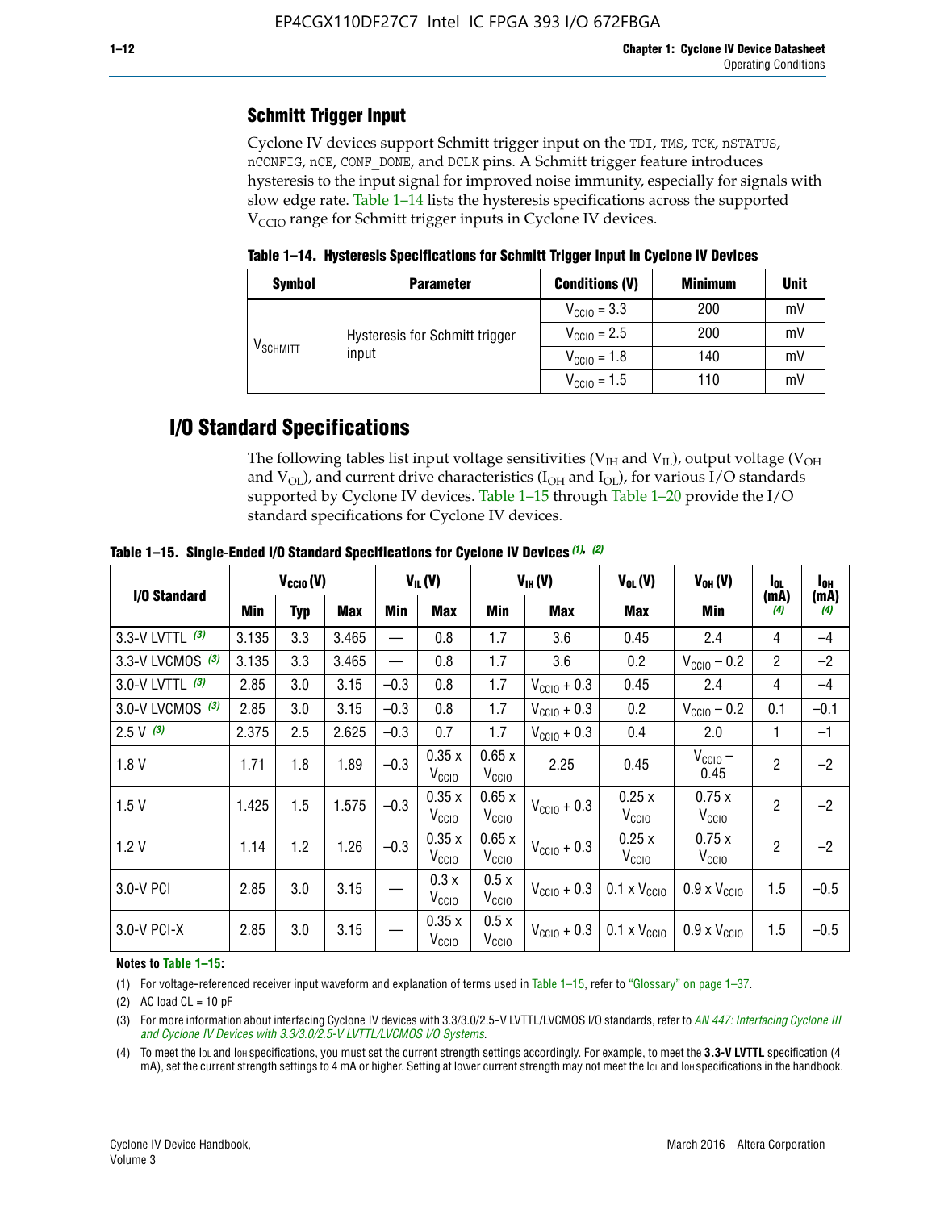## Schmitt Trigger Input

Cyclone IV devices support Schmitt trigger input on the TDI, TMS, TCK, nSTATUS, nCONFIG, nCE, CONF_DONE, and DCLK pins. A Schmitt trigger feature introduces hysteresis to the input signal for improved noise immunity, especially for signals with slow edge rate. Table 1–14 lists the hysteresis specifications across the supported $V_{CCIO}$ range for Schmitt trigger inputs in Cyclone IV devices.

**Table 1–14. Hysteresis Specifications for Schmitt Trigger Input in Cyclone IV Devices**

| Symbol | Parameter | Conditions (V) | Minimum | Unit |
|---|---|---|---|---|
| $V_{SCHMITT}$ | Hysteresis for Schmitt trigger input | $V_{CCIO}$ = 3.3 | 200 | mV |
| | | $V_{CCIO}$ = 2.5 | 200 | mV |
| | | $V_{CCIO}$ = 1.8 | 140 | mV |
| | | $V_{CCIO}$ = 1.5 | 110 | mV |

# I/O Standard Specifications

The following tables list input voltage sensitivities ($V_{IH}$ and $V_{IL}$), output voltage ($V_{OH}$ and $V_{OL}$), and current drive characteristics ($I_{OH}$ and $I_{OL}$), for various I/O standards supported by Cyclone IV devices. Table 1–15 through Table 1–20 provide the I/O standard specifications for Cyclone IV devices.

**Table 1–15. Single-Ended I/O Standard Specifications for Cyclone IV Devices (1), (2)**

| I/O Standard | $V_{CCIO}$ (V) | | | $V_{IL}$ (V) | | $V_{IH}$ (V) | | $V_{OL}$ (V) | $V_{OH}$ (V) | $I_{OL}$ (mA) (4) | $I_{OH}$ (mA) (4) |
|---|---|---|---|---|---|---|---|---|---|---|---|
| | Min | Typ | Max | Min | Max | Min | Max | Max | Min | | |
| 3.3-V LVTTL (3) | 3.135 | 3.3 | 3.465 | — | 0.8 | 1.7 | 3.6 | 0.45 | 2.4 | 4 | –4 |
| 3.3-V LVCMOS (3) | 3.135 | 3.3 | 3.465 | — | 0.8 | 1.7 | 3.6 | 0.2 | $V_{CCIO}$ – 0.2 | 2 | –2 |
| 3.0-V LVTTL (3) | 2.85 | 3.0 | 3.15 | –0.3 | 0.8 | 1.7 | $V_{CCIO}$ + 0.3 | 0.45 | 2.4 | 4 | –4 |
| 3.0-V LVCMOS (3) | 2.85 | 3.0 | 3.15 | –0.3 | 0.8 | 1.7 | $V_{CCIO}$ + 0.3 | 0.2 | $V_{CCIO}$ – 0.2 | 0.1 | –0.1 |
| 2.5 V (3) | 2.375 | 2.5 | 2.625 | –0.3 | 0.7 | 1.7 | $V_{CCIO}$ + 0.3 | 0.4 | 2.0 | 1 | –1 |
| 1.8 V | 1.71 | 1.8 | 1.89 | –0.3 | 0.35 x $V_{CCIO}$ | 0.65 x $V_{CCIO}$ | 2.25 | 0.45 | $V_{CCIO}$ – 0.45 | 2 | –2 |
| 1.5 V | 1.425 | 1.5 | 1.575 | –0.3 | 0.35 x $V_{CCIO}$ | 0.65 x $V_{CCIO}$ | $V_{CCIO}$ + 0.3 | 0.25 x $V_{CCIO}$ | 0.75 x $V_{CCIO}$ | 2 | –2 |
| 1.2 V | 1.14 | 1.2 | 1.26 | –0.3 | 0.35 x $V_{CCIO}$ | 0.65 x $V_{CCIO}$ | $V_{CCIO}$ + 0.3 | 0.25 x $V_{CCIO}$ | 0.75 x $V_{CCIO}$ | 2 | –2 |
| 3.0-V PCI | 2.85 | 3.0 | 3.15 | — | 0.3 x $V_{CCIO}$ | 0.5 x $V_{CCIO}$ | $V_{CCIO}$ + 0.3 | 0.1 x $V_{CCIO}$ | 0.9 x $V_{CCIO}$ | 1.5 | –0.5 |
| 3.0-V PCI-X | 2.85 | 3.0 | 3.15 | — | 0.35 x $V_{CCIO}$ | 0.5 x $V_{CCIO}$ | $V_{CCIO}$ + 0.3 | 0.1 x $V_{CCIO}$ | 0.9 x $V_{CCIO}$ | 1.5 | –0.5 |

**Notes to Table 1–15:**

(1) For voltage-referenced receiver input waveform and explanation of terms used in Table 1–15, refer to "Glossary" on page 1–37.

(2) AC load CL = 10 pF

(3) For more information about interfacing Cyclone IV devices with 3.3/3.0/2.5-V LVTTL/LVCMOS I/O standards, refer to *AN 447: Interfacing Cyclone III and Cyclone IV Devices with 3.3/3.0/2.5-V LVTTL/LVCMOS I/O Systems*.

(4) To meet the IOL and IOH specifications, you must set the current strength settings accordingly. For example, to meet the **3.3-V LVTTL** specification (4 mA), set the current strength settings to 4 mA or higher. Setting at lower current strength may not meet the IOL and IOH specifications in the handbook.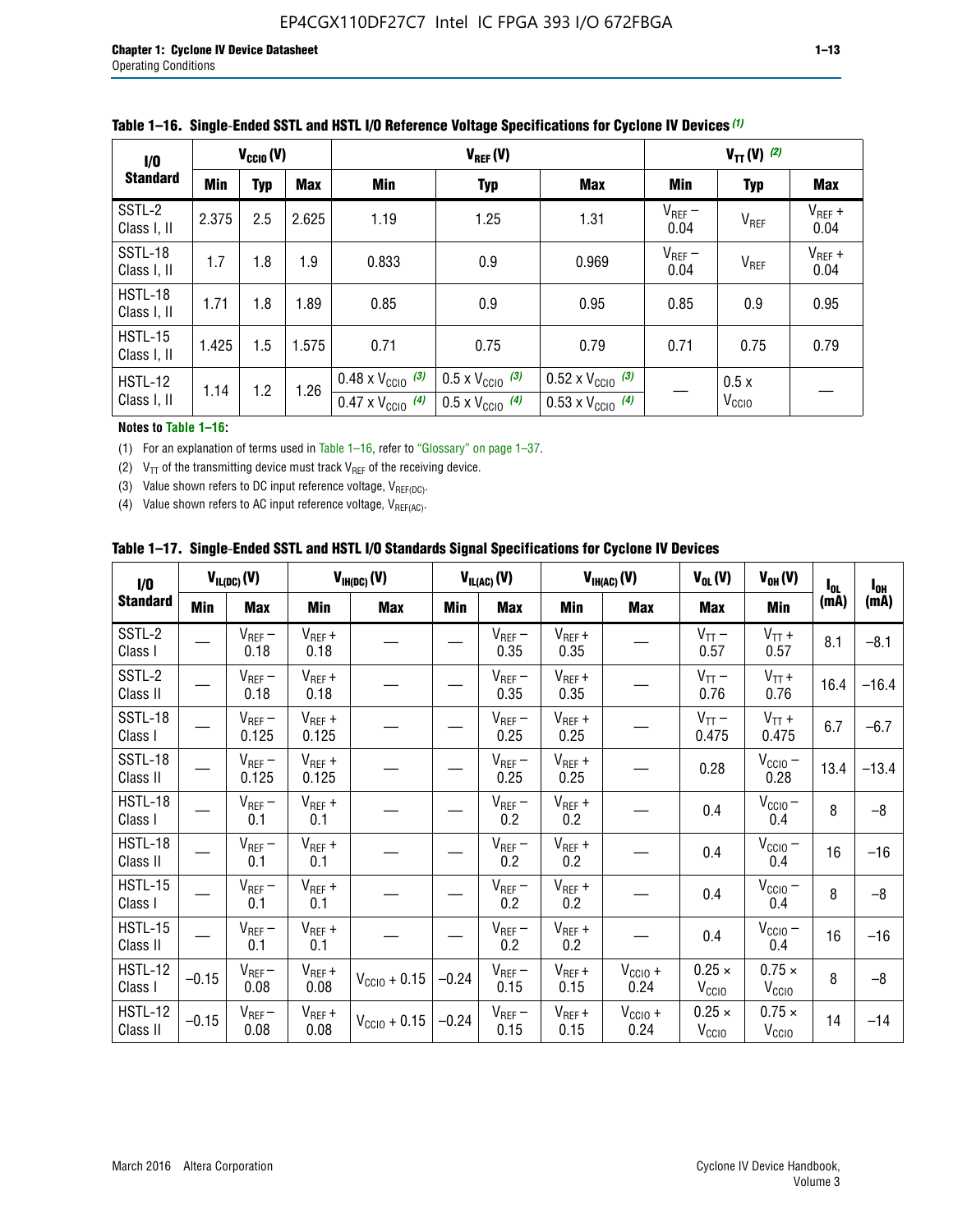**Table 1–16. Single-Ended SSTL and HSTL I/O Reference Voltage Specifications for Cyclone IV Devices (1)**

| I/O Standard | $V_{CCIO}$ (V) | | | $V_{REF}$ (V) | | | $V_{TT}$ (V) (2) | | |
|---|---|---|---|---|---|---|---|---|---|
| | Min | Typ | Max | Min | Typ | Max | Min | Typ | Max |
| SSTL-2 Class I, II | 2.375 | 2.5 | 2.625 | 1.19 | 1.25 | 1.31 | $V_{REF}$ – 0.04 | $V_{REF}$ | $V_{REF}$ + 0.04 |
| SSTL-18 Class I, II | 1.7 | 1.8 | 1.9 | 0.833 | 0.9 | 0.969 | $V_{REF}$ – 0.04 | $V_{REF}$ | $V_{REF}$ + 0.04 |
| HSTL-18 Class I, II | 1.71 | 1.8 | 1.89 | 0.85 | 0.9 | 0.95 | 0.85 | 0.9 | 0.95 |
| HSTL-15 Class I, II | 1.425 | 1.5 | 1.575 | 0.71 | 0.75 | 0.79 | 0.71 | 0.75 | 0.79 |
| HSTL-12 Class I, II | 1.14 | 1.2 | 1.26 | 0.48 x $V_{CCIO}$ (3) / 0.47 x $V_{CCIO}$ (4) | 0.5 x $V_{CCIO}$ (3) / 0.5 x $V_{CCIO}$ (4) | 0.52 x $V_{CCIO}$ (3) / 0.53 x $V_{CCIO}$ (4) | — | 0.5 x $V_{CCIO}$ | — |

**Notes to Table 1–16:**

(1) For an explanation of terms used in Table 1–16, refer to "Glossary" on page 1–37.

(2) $V_{TT}$ of the transmitting device must track $V_{REF}$ of the receiving device.

(3) Value shown refers to DC input reference voltage, $V_{REF(DC)}$.

(4) Value shown refers to AC input reference voltage, $V_{REF(AC)}$.

**Table 1–17. Single-Ended SSTL and HSTL I/O Standards Signal Specifications for Cyclone IV Devices**

| I/O Standard | $V_{IL(DC)}$ (V) | | $V_{IH(DC)}$ (V) | | $V_{IL(AC)}$ (V) | | $V_{IH(AC)}$ (V) | | $V_{OL}$ (V) | $V_{OH}$ (V) | $I_{OL}$ (mA) | $I_{OH}$ (mA) |
|---|---|---|---|---|---|---|---|---|---|---|---|---|
| | Min | Max | Min | Max | Min | Max | Min | Max | Max | Min | | |
| SSTL-2 Class I | — | $V_{REF}$ – 0.18 | $V_{REF}$ + 0.18 | — | — | $V_{REF}$ – 0.35 | $V_{REF}$ + 0.35 | — | $V_{TT}$ – 0.57 | $V_{TT}$ + 0.57 | 8.1 | –8.1 |
| SSTL-2 Class II | — | $V_{REF}$ – 0.18 | $V_{REF}$ + 0.18 | — | — | $V_{REF}$ – 0.35 | $V_{REF}$ + 0.35 | — | $V_{TT}$ – 0.76 | $V_{TT}$ + 0.76 | 16.4 | –16.4 |
| SSTL-18 Class I | — | $V_{REF}$ – 0.125 | $V_{REF}$ + 0.125 | — | — | $V_{REF}$ – 0.25 | $V_{REF}$ + 0.25 | — | $V_{TT}$ – 0.475 | $V_{TT}$ + 0.475 | 6.7 | –6.7 |
| SSTL-18 Class II | — | $V_{REF}$ – 0.125 | $V_{REF}$ + 0.125 | — | — | $V_{REF}$ – 0.25 | $V_{REF}$ + 0.25 | — | 0.28 | $V_{CCIO}$ – 0.28 | 13.4 | –13.4 |
| HSTL-18 Class I | — | $V_{REF}$ – 0.1 | $V_{REF}$ + 0.1 | — | — | $V_{REF}$ – 0.2 | $V_{REF}$ + 0.2 | — | 0.4 | $V_{CCIO}$ – 0.4 | 8 | –8 |
| HSTL-18 Class II | — | $V_{REF}$ – 0.1 | $V_{REF}$ + 0.1 | — | — | $V_{REF}$ – 0.2 | $V_{REF}$ + 0.2 | — | 0.4 | $V_{CCIO}$ – 0.4 | 16 | –16 |
| HSTL-15 Class I | — | $V_{REF}$ – 0.1 | $V_{REF}$ + 0.1 | — | — | $V_{REF}$ – 0.2 | $V_{REF}$ + 0.2 | — | 0.4 | $V_{CCIO}$ – 0.4 | 8 | –8 |
| HSTL-15 Class II | — | $V_{REF}$ – 0.1 | $V_{REF}$ + 0.1 | — | — | $V_{REF}$ – 0.2 | $V_{REF}$ + 0.2 | — | 0.4 | $V_{CCIO}$ – 0.4 | 16 | –16 |
| HSTL-12 Class I | –0.15 | $V_{REF}$ – 0.08 | $V_{REF}$ + 0.08 | $V_{CCIO}$ + 0.15 | –0.24 | $V_{REF}$ – 0.15 | $V_{REF}$ + 0.15 | $V_{CCIO}$ + 0.24 | 0.25 × $V_{CCIO}$ | 0.75 × $V_{CCIO}$ | 8 | –8 |
| HSTL-12 Class II | –0.15 | $V_{REF}$ – 0.08 | $V_{REF}$ + 0.08 | $V_{CCIO}$ + 0.15 | –0.24 | $V_{REF}$ – 0.15 | $V_{REF}$ + 0.15 | $V_{CCIO}$ + 0.24 | 0.25 × $V_{CCIO}$ | 0.75 × $V_{CCIO}$ | 14 | –14 |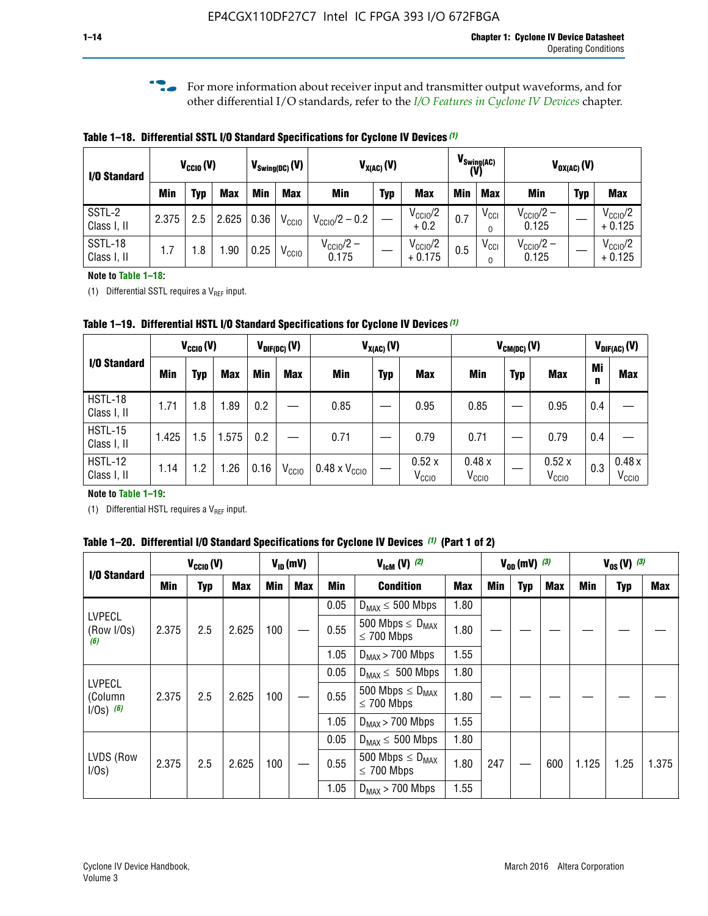For more information about receiver input and transmitter output waveforms, and for other differential I/O standards, refer to the *I/O Features in Cyclone IV Devices* chapter.

**Table 1–18. Differential SSTL I/O Standard Specifications for Cyclone IV Devices** *(1)*

| I/O Standard | $V_{CCIO}$ (V) | | | $V_{Swing(DC)}$ (V) | | $V_{X(AC)}$ (V) | | | $V_{Swing(AC)}$ (V) | | $V_{OX(AC)}$ (V) | | |
|---|---|---|---|---|---|---|---|---|---|---|---|---|---|
| | Min | Typ | Max | Min | Max | Min | Typ | Max | Min | Max | Min | Typ | Max |
| SSTL-2 Class I, II | 2.375 | 2.5 | 2.625 | 0.36 | $V_{CCIO}$ | $V_{CCIO}/2 - 0.2$ | — | $V_{CCIO}/2 + 0.2$ | 0.7 | $V_{CCIO}$ | $V_{CCIO}/2 - 0.125$ | — | $V_{CCIO}/2 + 0.125$ |
| SSTL-18 Class I, II | 1.7 | 1.8 | 1.90 | 0.25 | $V_{CCIO}$ | $V_{CCIO}/2 - 0.175$ | — | $V_{CCIO}/2 + 0.175$ | 0.5 | $V_{CCIO}$ | $V_{CCIO}/2 - 0.125$ | — | $V_{CCIO}/2 + 0.125$ |

**Note to Table 1–18:**

(1) Differential SSTL requires a $V_{REF}$ input.

**Table 1–19. Differential HSTL I/O Standard Specifications for Cyclone IV Devices** *(1)*

| I/O Standard | $V_{CCIO}$ (V) | | | $V_{DIF(DC)}$ (V) | | $V_{X(AC)}$ (V) | | | $V_{CM(DC)}$ (V) | | | $V_{DIF(AC)}$ (V) | |
|---|---|---|---|---|---|---|---|---|---|---|---|---|---|
| | Min | Typ | Max | Min | Max | Min | Typ | Max | Min | Typ | Max | Min | Max |
| HSTL-18 Class I, II | 1.71 | 1.8 | 1.89 | 0.2 | — | 0.85 | — | 0.95 | 0.85 | — | 0.95 | 0.4 | — |
| HSTL-15 Class I, II | 1.425 | 1.5 | 1.575 | 0.2 | — | 0.71 | — | 0.79 | 0.71 | — | 0.79 | 0.4 | — |
| HSTL-12 Class I, II | 1.14 | 1.2 | 1.26 | 0.16 | $V_{CCIO}$ | 0.48 x $V_{CCIO}$ | — | 0.52 x $V_{CCIO}$ | 0.48 x $V_{CCIO}$ | — | 0.52 x $V_{CCIO}$ | 0.3 | 0.48 x $V_{CCIO}$ |

**Note to Table 1–19:**

(1) Differential HSTL requires a $V_{REF}$ input.

**Table 1–20. Differential I/O Standard Specifications for Cyclone IV Devices** *(1)* **(Part 1 of 2)**

| I/O Standard | $V_{CCIO}$ (V) | | | $V_{ID}$ (mV) | | $V_{IcM}$ (V) *(2)* | | | $V_{OD}$ (mV) *(3)* | | | $V_{OS}$ (V) *(3)* | | |
|---|---|---|---|---|---|---|---|---|---|---|---|---|---|---|
| | Min | Typ | Max | Min | Max | Min | Condition | Max | Min | Typ | Max | Min | Typ | Max |
| LVPECL (Row I/Os) *(6)* | 2.375 | 2.5 | 2.625 | 100 | — | 0.05 | $D_{MAX} \leq$ 500 Mbps | 1.80 | — | — | — | — | — | — |
| | | | | | | 0.55 | 500 Mbps $\leq D_{MAX} \leq$ 700 Mbps | 1.80 | | | | | | |
| | | | | | | 1.05 | $D_{MAX} >$ 700 Mbps | 1.55 | | | | | | |
| LVPECL (Column I/Os) *(6)* | 2.375 | 2.5 | 2.625 | 100 | — | 0.05 | $D_{MAX} \leq$ 500 Mbps | 1.80 | — | — | — | — | — | — |
| | | | | | | 0.55 | 500 Mbps $\leq D_{MAX} \leq$ 700 Mbps | 1.80 | | | | | | |
| | | | | | | 1.05 | $D_{MAX} >$ 700 Mbps | 1.55 | | | | | | |
| LVDS (Row I/Os) | 2.375 | 2.5 | 2.625 | 100 | — | 0.05 | $D_{MAX} \leq$ 500 Mbps | 1.80 | 247 | — | 600 | 1.125 | 1.25 | 1.375 |
| | | | | | | 0.55 | 500 Mbps $\leq D_{MAX} \leq$ 700 Mbps | 1.80 | | | | | | |
| | | | | | | 1.05 | $D_{MAX} >$ 700 Mbps | 1.55 | | | | | | |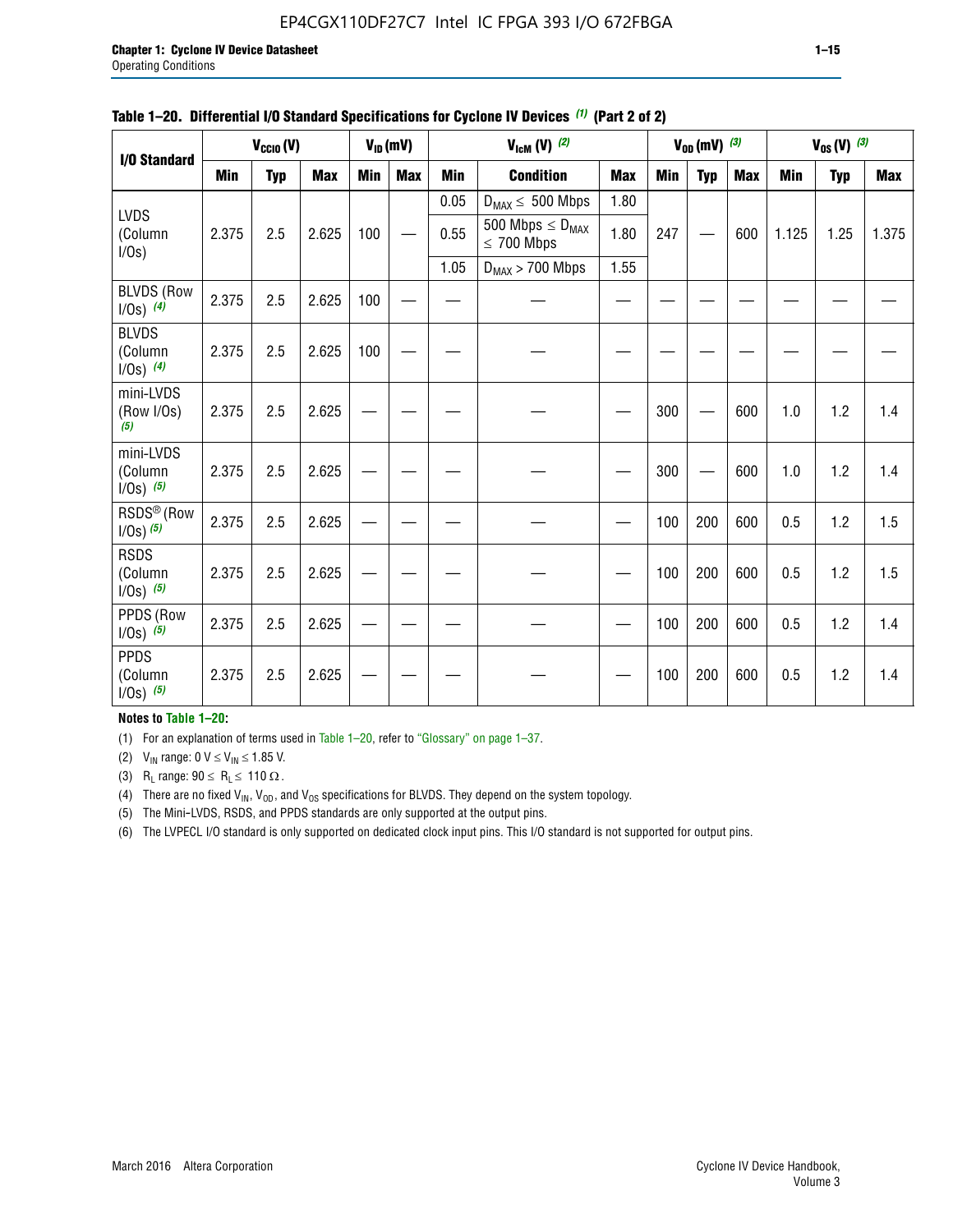**Table 1–20. Differential I/O Standard Specifications for Cyclone IV Devices (1) (Part 2 of 2)**

| I/O Standard | $V_{CCIO}$ (V) | | | $V_{ID}$ (mV) | | $V_{IcM}$ (V) (2) | | | $V_{OD}$ (mV) (3) | | | $V_{OS}$ (V) (3) | | |
|---|---|---|---|---|---|---|---|---|---|---|---|---|---|---|
| | Min | Typ | Max | Min | Max | Min | Condition | Max | Min | Typ | Max | Min | Typ | Max |
| LVDS (Column I/Os) | 2.375 | 2.5 | 2.625 | 100 | — | 0.05 | $D_{MAX} \leq$ 500 Mbps | 1.80 | 247 | — | 600 | 1.125 | 1.25 | 1.375 |
| | | | | | | 0.55 | 500 Mbps $\leq D_{MAX} \leq$ 700 Mbps | 1.80 | | | | | | |
| | | | | | | 1.05 | $D_{MAX}$ > 700 Mbps | 1.55 | | | | | | |
| BLVDS (Row I/Os) (4) | 2.375 | 2.5 | 2.625 | 100 | — | — | — | — | — | — | — | — | — | — |
| BLVDS (Column I/Os) (4) | 2.375 | 2.5 | 2.625 | 100 | — | — | — | — | — | — | — | — | — | — |
| mini-LVDS (Row I/Os) (5) | 2.375 | 2.5 | 2.625 | — | — | — | — | — | 300 | — | 600 | 1.0 | 1.2 | 1.4 |
| mini-LVDS (Column I/Os) (5) | 2.375 | 2.5 | 2.625 | — | — | — | — | — | 300 | — | 600 | 1.0 | 1.2 | 1.4 |
| RSDS® (Row I/Os) (5) | 2.375 | 2.5 | 2.625 | — | — | — | — | — | 100 | 200 | 600 | 0.5 | 1.2 | 1.5 |
| RSDS (Column I/Os) (5) | 2.375 | 2.5 | 2.625 | — | — | — | — | — | 100 | 200 | 600 | 0.5 | 1.2 | 1.5 |
| PPDS (Row I/Os) (5) | 2.375 | 2.5 | 2.625 | — | — | — | — | — | 100 | 200 | 600 | 0.5 | 1.2 | 1.4 |
| PPDS (Column I/Os) (5) | 2.375 | 2.5 | 2.625 | — | — | — | — | — | 100 | 200 | 600 | 0.5 | 1.2 | 1.4 |

**Notes to Table 1–20:**

(1) For an explanation of terms used in Table 1–20, refer to "Glossary" on page 1–37.

(2) $V_{IN}$ range: 0 V $\leq V_{IN} \leq$ 1.85 V.

(3) $R_L$ range: 90 $\leq R_L \leq$ 110 Ω.

(4) There are no fixed $V_{IN}$, $V_{OD}$, and $V_{OS}$ specifications for BLVDS. They depend on the system topology.

(5) The Mini-LVDS, RSDS, and PPDS standards are only supported at the output pins.

(6) The LVPECL I/O standard is only supported on dedicated clock input pins. This I/O standard is not supported for output pins.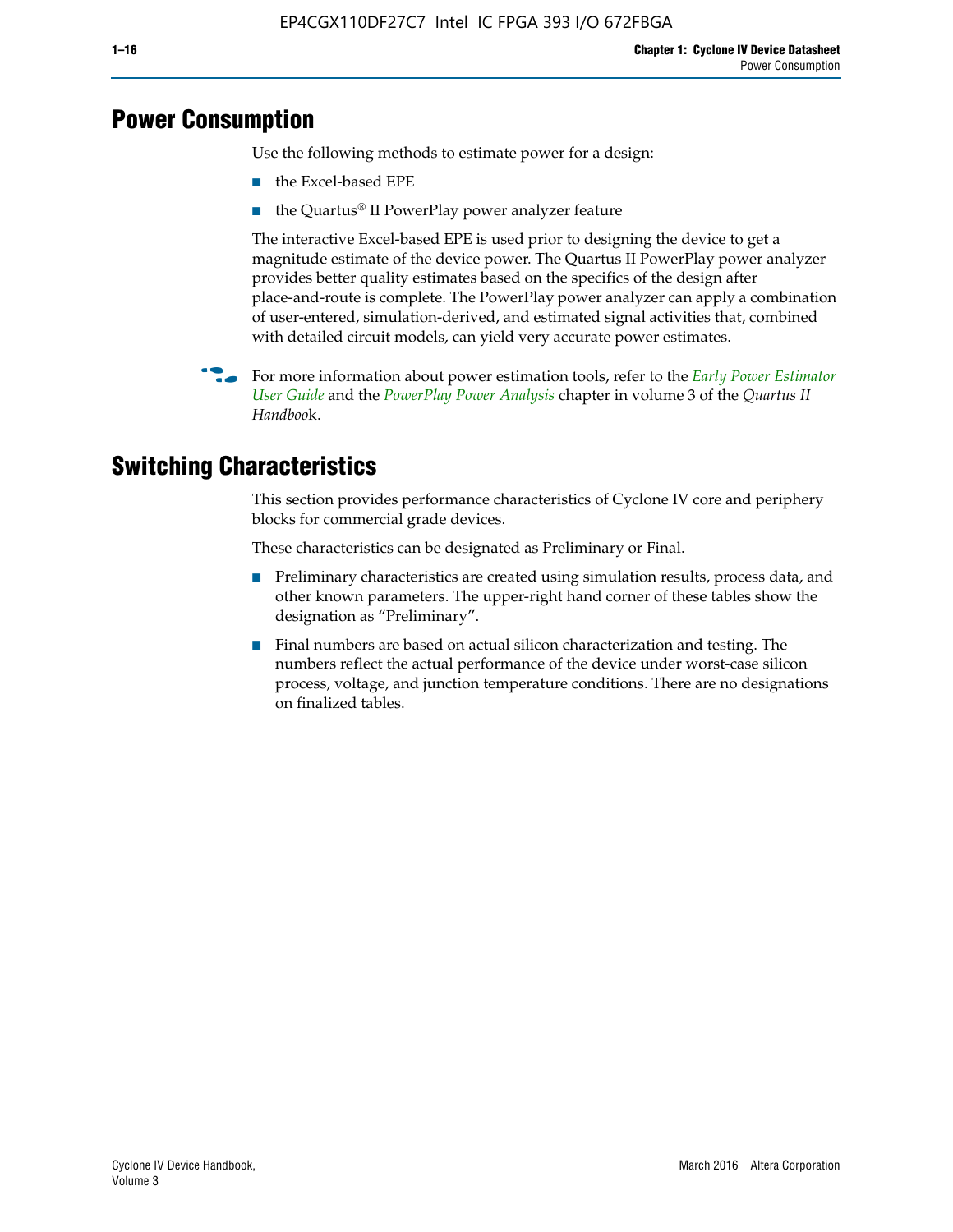## Power Consumption

Use the following methods to estimate power for a design:

- the Excel-based EPE
- the Quartus® II PowerPlay power analyzer feature

The interactive Excel-based EPE is used prior to designing the device to get a magnitude estimate of the device power. The Quartus II PowerPlay power analyzer provides better quality estimates based on the specifics of the design after place-and-route is complete. The PowerPlay power analyzer can apply a combination of user-entered, simulation-derived, and estimated signal activities that, combined with detailed circuit models, can yield very accurate power estimates.

For more information about power estimation tools, refer to the *Early Power Estimator User Guide* and the *PowerPlay Power Analysis* chapter in volume 3 of the *Quartus II Handbook*.

## Switching Characteristics

This section provides performance characteristics of Cyclone IV core and periphery blocks for commercial grade devices.

These characteristics can be designated as Preliminary or Final.

- Preliminary characteristics are created using simulation results, process data, and other known parameters. The upper-right hand corner of these tables show the designation as "Preliminary".
- Final numbers are based on actual silicon characterization and testing. The numbers reflect the actual performance of the device under worst-case silicon process, voltage, and junction temperature conditions. There are no designations on finalized tables.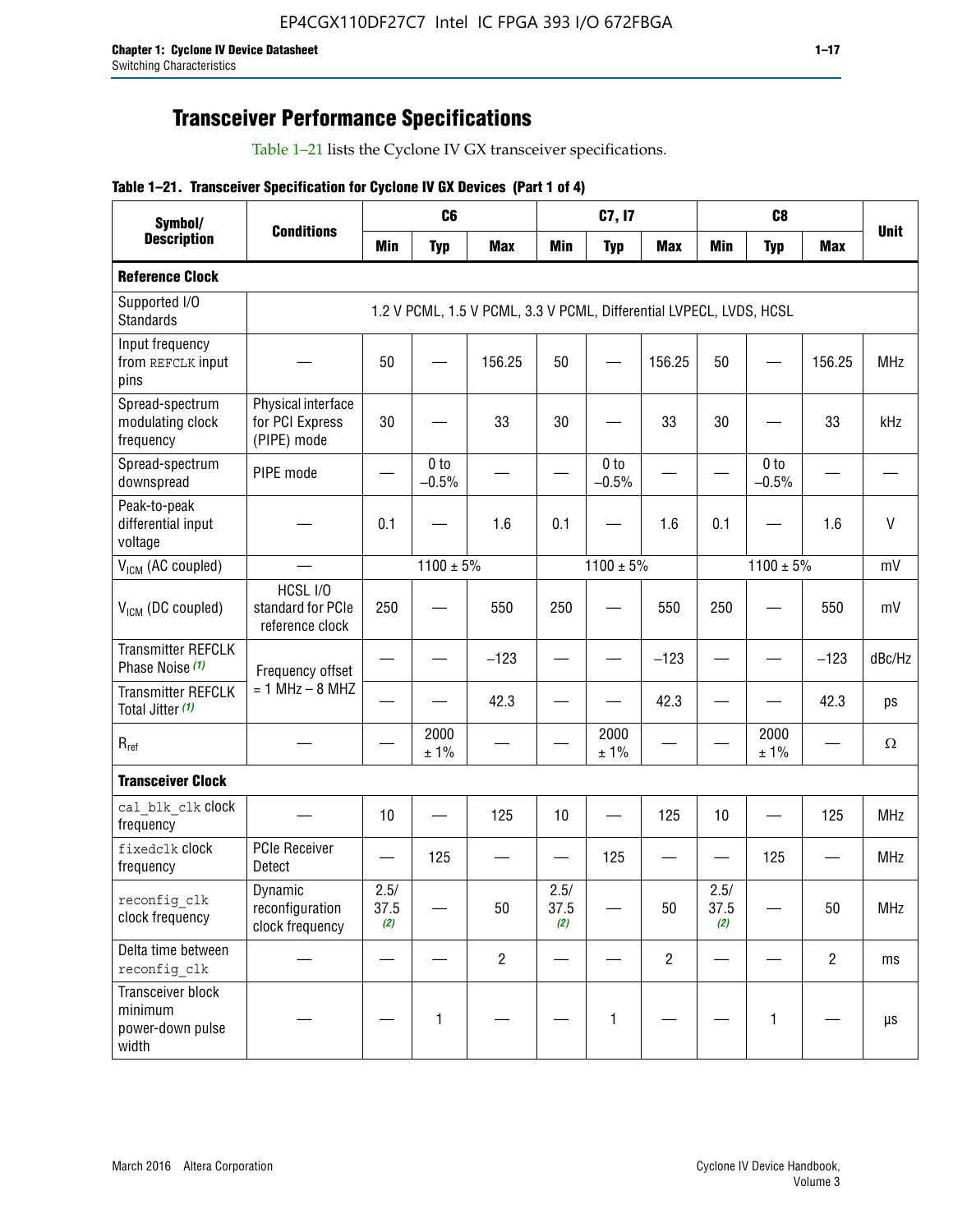## Transceiver Performance Specifications

Table 1–21 lists the Cyclone IV GX transceiver specifications.

**Table 1–21. Transceiver Specification for Cyclone IV GX Devices (Part 1 of 4)**

| Symbol/ Description | Conditions | C6 | | | C7, I7 | | | C8 | | | Unit |
|---|---|---|---|---|---|---|---|---|---|---|---|
| | | Min | Typ | Max | Min | Typ | Max | Min | Typ | Max | |
| **Reference Clock** | | | | | | | | | | | |
| Supported I/O Standards | 1.2 V PCML, 1.5 V PCML, 3.3 V PCML, Differential LVPECL, LVDS, HCSL | | | | | | | | | | |
| Input frequency from REFCLK input pins | — | 50 | — | 156.25 | 50 | — | 156.25 | 50 | — | 156.25 | MHz |
| Spread-spectrum modulating clock frequency | Physical interface for PCI Express (PIPE) mode | 30 | — | 33 | 30 | — | 33 | 30 | — | 33 | kHz |
| Spread-spectrum downspread | PIPE mode | — | 0 to −0.5% | — | — | 0 to −0.5% | — | — | 0 to −0.5% | — | — |
| Peak-to-peak differential input voltage | — | 0.1 | — | 1.6 | 0.1 | — | 1.6 | 0.1 | — | 1.6 | V |
| $V_{ICM}$ (AC coupled) | — | | 1100 ± 5% | | | 1100 ± 5% | | | 1100 ± 5% | | mV |
| $V_{ICM}$ (DC coupled) | HCSL I/O standard for PCIe reference clock | 250 | — | 550 | 250 | — | 550 | 250 | — | 550 | mV |
| Transmitter REFCLK Phase Noise (1) | Frequency offset = 1 MHz – 8 MHZ | — | — | −123 | — | — | −123 | — | — | −123 | dBc/Hz |
| Transmitter REFCLK Total Jitter (1) | | — | — | 42.3 | — | — | 42.3 | — | — | 42.3 | ps |
| $R_{ref}$ | — | — | 2000 ± 1% | — | — | 2000 ± 1% | — | — | 2000 ± 1% | — | Ω |
| **Transceiver Clock** | | | | | | | | | | | |
| cal_blk_clk clock frequency | — | 10 | — | 125 | 10 | — | 125 | 10 | — | 125 | MHz |
| fixedclk clock frequency | PCIe Receiver Detect | — | 125 | — | — | 125 | — | — | 125 | — | MHz |
| reconfig_clk clock frequency | Dynamic reconfiguration clock frequency | 2.5/ 37.5 (2) | — | 50 | 2.5/ 37.5 (2) | — | 50 | 2.5/ 37.5 (2) | — | 50 | MHz |
| Delta time between reconfig_clk | — | — | — | 2 | — | — | 2 | — | — | 2 | ms |
| Transceiver block minimum power-down pulse width | — | — | 1 | — | — | 1 | — | — | 1 | — | µs |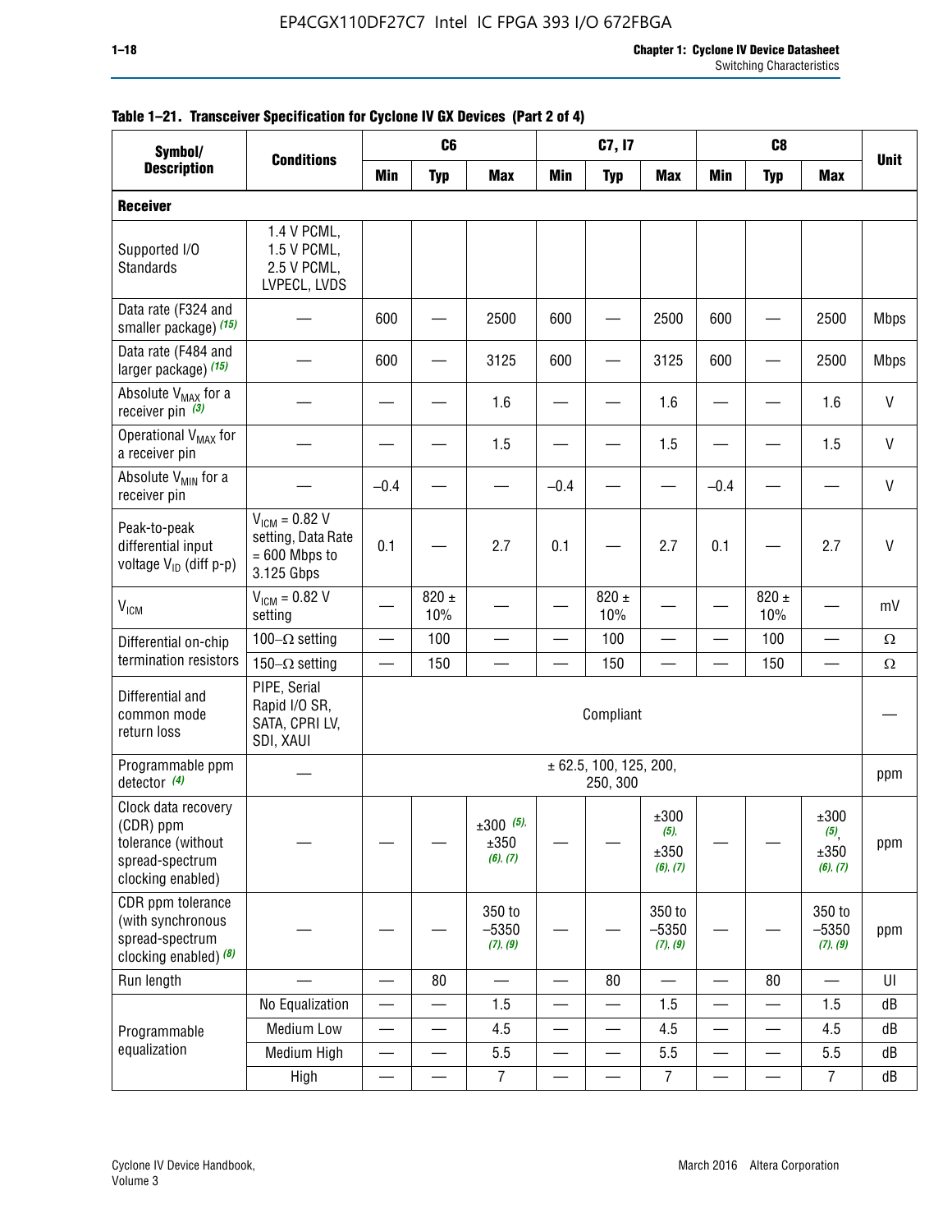**Table 1–21. Transceiver Specification for Cyclone IV GX Devices (Part 2 of 4)**

| Symbol/ Description | Conditions | C6 | | | C7, I7 | | | C8 | | | Unit |
|---|---|---|---|---|---|---|---|---|---|---|---|
| | | Min | Typ | Max | Min | Typ | Max | Min | Typ | Max | |
| **Receiver** | | | | | | | | | | | |
| Supported I/O Standards | 1.4 V PCML, 1.5 V PCML, 2.5 V PCML, LVPECL, LVDS | | | | | | | | | | |
| Data rate (F324 and smaller package) (15) | — | 600 | — | 2500 | 600 | — | 2500 | 600 | — | 2500 | Mbps |
| Data rate (F484 and larger package) (15) | — | 600 | — | 3125 | 600 | — | 3125 | 600 | — | 2500 | Mbps |
| Absolute $V_{MAX}$ for a receiver pin (3) | — | — | — | 1.6 | — | — | 1.6 | — | — | 1.6 | V |
| Operational $V_{MAX}$ for a receiver pin | — | — | — | 1.5 | — | — | 1.5 | — | — | 1.5 | V |
| Absolute $V_{MIN}$ for a receiver pin | — | –0.4 | — | — | –0.4 | — | — | –0.4 | — | — | V |
| Peak-to-peak differential input voltage $V_{ID}$ (diff p-p) | $V_{ICM}$ = 0.82 V setting, Data Rate = 600 Mbps to 3.125 Gbps | 0.1 | — | 2.7 | 0.1 | — | 2.7 | 0.1 | — | 2.7 | V |
| $V_{ICM}$ | $V_{ICM}$ = 0.82 V setting | — | 820 ± 10% | — | — | 820 ± 10% | — | — | 820 ± 10% | — | mV |
| Differential on-chip termination resistors | 100–Ω setting | — | 100 | — | — | 100 | — | — | 100 | — | Ω |
| | 150–Ω setting | — | 150 | — | — | 150 | — | — | 150 | — | Ω |
| Differential and common mode return loss | PIPE, Serial Rapid I/O SR, SATA, CPRI LV, SDI, XAUI | Compliant | | | | | | | | | — |
| Programmable ppm detector (4) | — | ± 62.5, 100, 125, 200, 250, 300 | | | | | | | | | ppm |
| Clock data recovery (CDR) ppm tolerance (without spread-spectrum clocking enabled) | — | — | — | ±300 (5), ±350 (6), (7) | — | — | ±300 (5), ±350 (6), (7) | — | — | ±300 (5), ±350 (6), (7) | ppm |
| CDR ppm tolerance (with synchronous spread-spectrum clocking enabled) (8) | — | — | — | 350 to –5350 (7), (9) | — | — | 350 to –5350 (7), (9) | — | — | 350 to –5350 (7), (9) | ppm |
| Run length | — | — | 80 | — | — | 80 | — | — | 80 | — | UI |
| Programmable equalization | No Equalization | — | — | 1.5 | — | — | 1.5 | — | — | 1.5 | dB |
| | Medium Low | — | — | 4.5 | — | — | 4.5 | — | — | 4.5 | dB |
| | Medium High | — | — | 5.5 | — | — | 5.5 | — | — | 5.5 | dB |
| | High | — | — | 7 | — | — | 7 | — | — | 7 | dB |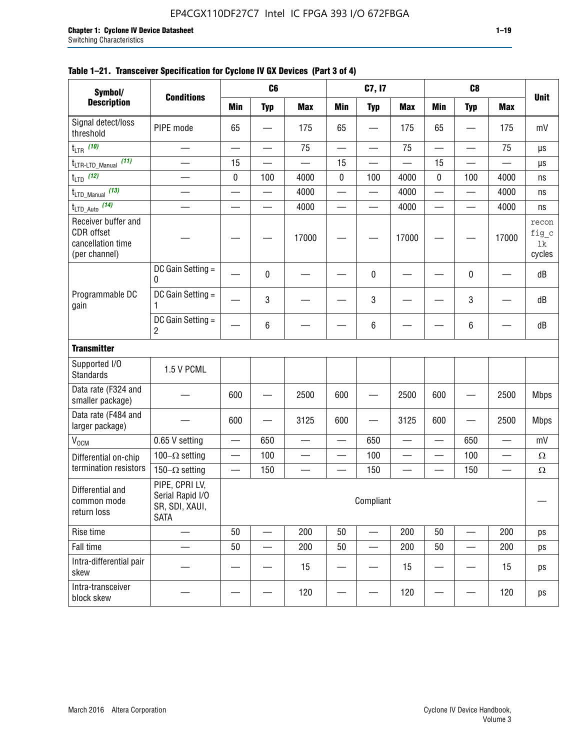**Table 1–21. Transceiver Specification for Cyclone IV GX Devices (Part 3 of 4)**

| Symbol/ Description | Conditions | C6 | | | C7, I7 | | | C8 | | | Unit |
|---|---|---|---|---|---|---|---|---|---|---|---|
| | | Min | Typ | Max | Min | Typ | Max | Min | Typ | Max | |
| Signal detect/loss threshold | PIPE mode | 65 | — | 175 | 65 | — | 175 | 65 | — | 175 | mV |
| $t_{LTR}$ (10) | — | — | — | 75 | — | — | 75 | — | — | 75 | µs |
| $t_{LTR\text{-}LTD\_Manual}$ (11) | — | 15 | — | — | 15 | — | — | 15 | — | — | µs |
| $t_{LTD}$ (12) | — | 0 | 100 | 4000 | 0 | 100 | 4000 | 0 | 100 | 4000 | ns |
| $t_{LTD\_Manual}$ (13) | — | — | — | 4000 | — | — | 4000 | — | — | 4000 | ns |
| $t_{LTD\_Auto}$ (14) | — | — | — | 4000 | — | — | 4000 | — | — | 4000 | ns |
| Receiver buffer and CDR offset cancellation time (per channel) | — | — | — | 17000 | — | — | 17000 | — | — | 17000 | reconfig_clk cycles |
| Programmable DC gain | DC Gain Setting = 0 | — | 0 | — | — | 0 | — | — | 0 | — | dB |
| | DC Gain Setting = 1 | — | 3 | — | — | 3 | — | — | 3 | — | dB |
| | DC Gain Setting = 2 | — | 6 | — | — | 6 | — | — | 6 | — | dB |
| **Transmitter** | | | | | | | | | | | |
| Supported I/O Standards | 1.5 V PCML | | | | | | | | | | |
| Data rate (F324 and smaller package) | — | 600 | — | 2500 | 600 | — | 2500 | 600 | — | 2500 | Mbps |
| Data rate (F484 and larger package) | — | 600 | — | 3125 | 600 | — | 3125 | 600 | — | 2500 | Mbps |
| $V_{OCM}$ | 0.65 V setting | — | 650 | — | — | 650 | — | — | 650 | — | mV |
| Differential on-chip termination resistors | 100–Ω setting | — | 100 | — | — | 100 | — | — | 100 | — | Ω |
| | 150–Ω setting | — | 150 | — | — | 150 | — | — | 150 | — | Ω |
| Differential and common mode return loss | PIPE, CPRI LV, Serial Rapid I/O SR, SDI, XAUI, SATA | Compliant | | | | | | | | | — |
| Rise time | — | 50 | — | 200 | 50 | — | 200 | 50 | — | 200 | ps |
| Fall time | — | 50 | — | 200 | 50 | — | 200 | 50 | — | 200 | ps |
| Intra-differential pair skew | — | — | — | 15 | — | — | 15 | — | — | 15 | ps |
| Intra-transceiver block skew | — | — | — | 120 | — | — | 120 | — | — | 120 | ps |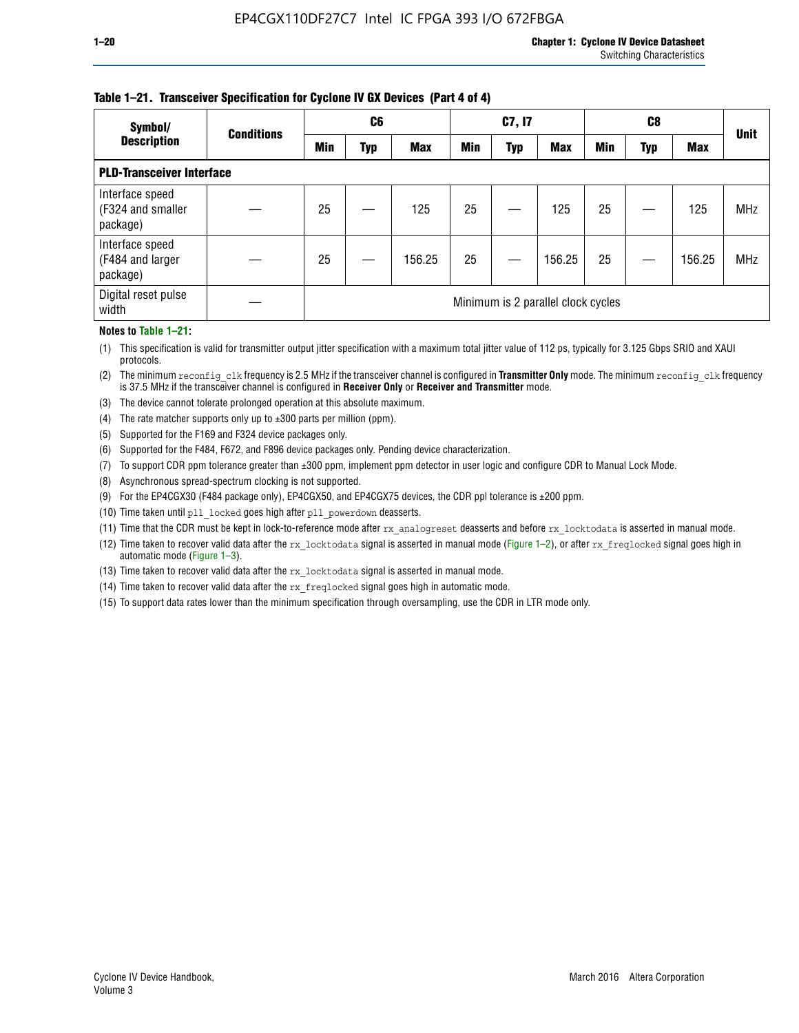**Table 1–21. Transceiver Specification for Cyclone IV GX Devices (Part 4 of 4)**

| Symbol/ Description | Conditions | C6 | | | C7, I7 | | | C8 | | | Unit |
|---|---|---|---|---|---|---|---|---|---|---|---|
| | | Min | Typ | Max | Min | Typ | Max | Min | Typ | Max | |
| **PLD-Transceiver Interface** | | | | | | | | | | | |
| Interface speed (F324 and smaller package) | — | 25 | — | 125 | 25 | — | 125 | 25 | — | 125 | MHz |
| Interface speed (F484 and larger package) | — | 25 | — | 156.25 | 25 | — | 156.25 | 25 | — | 156.25 | MHz |
| Digital reset pulse width | — | Minimum is 2 parallel clock cycles | | | | | | | | | |

**Notes to Table 1–21:**

(1) This specification is valid for transmitter output jitter specification with a maximum total jitter value of 112 ps, typically for 3.125 Gbps SRIO and XAUI protocols.

(2) The minimum `reconfig_clk` frequency is 2.5 MHz if the transceiver channel is configured in **Transmitter Only** mode. The minimum `reconfig_clk` frequency is 37.5 MHz if the transceiver channel is configured in **Receiver Only** or **Receiver and Transmitter** mode.

(3) The device cannot tolerate prolonged operation at this absolute maximum.

(4) The rate matcher supports only up to ±300 parts per million (ppm).

(5) Supported for the F169 and F324 device packages only.

(6) Supported for the F484, F672, and F896 device packages only. Pending device characterization.

(7) To support CDR ppm tolerance greater than ±300 ppm, implement ppm detector in user logic and configure CDR to Manual Lock Mode.

(8) Asynchronous spread-spectrum clocking is not supported.

(9) For the EP4CGX30 (F484 package only), EP4CGX50, and EP4CGX75 devices, the CDR ppl tolerance is ±200 ppm.

(10) Time taken until `pll_locked` goes high after `pll_powerdown` deasserts.

(11) Time that the CDR must be kept in lock-to-reference mode after `rx_analogreset` deasserts and before `rx_locktodata` is asserted in manual mode.

(12) Time taken to recover valid data after the `rx_locktodata` signal is asserted in manual mode (Figure 1–2), or after `rx_freqlocked` signal goes high in automatic mode (Figure 1–3).

(13) Time taken to recover valid data after the `rx_locktodata` signal is asserted in manual mode.

(14) Time taken to recover valid data after the `rx_freqlocked` signal goes high in automatic mode.

(15) To support data rates lower than the minimum specification through oversampling, use the CDR in LTR mode only.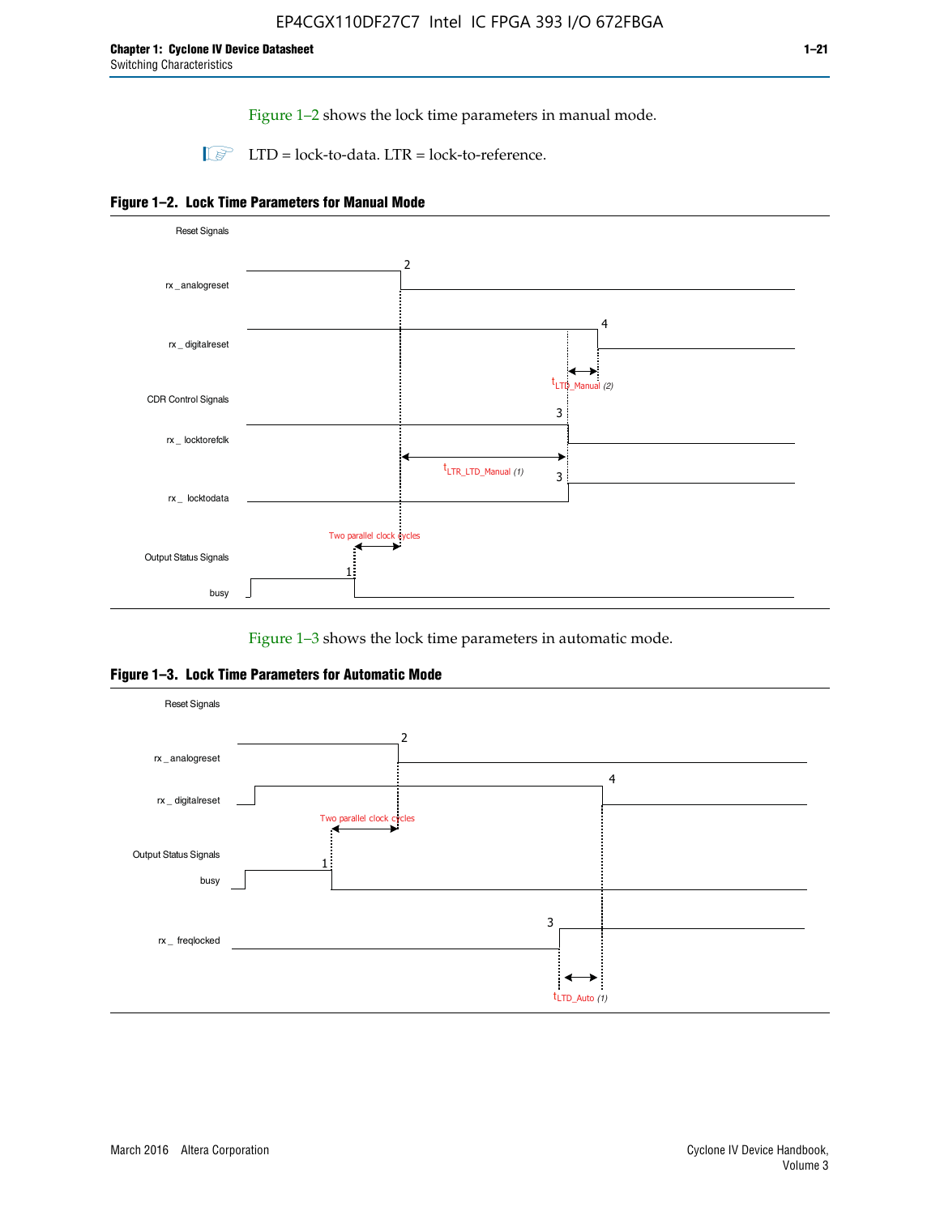Figure 1–2 shows the lock time parameters in manual mode.

LTD = lock-to-data. LTR = lock-to-reference.

**Figure 1–2. Lock Time Parameters for Manual Mode**

Figure 1–3 shows the lock time parameters in automatic mode.

**Figure 1–3. Lock Time Parameters for Automatic Mode**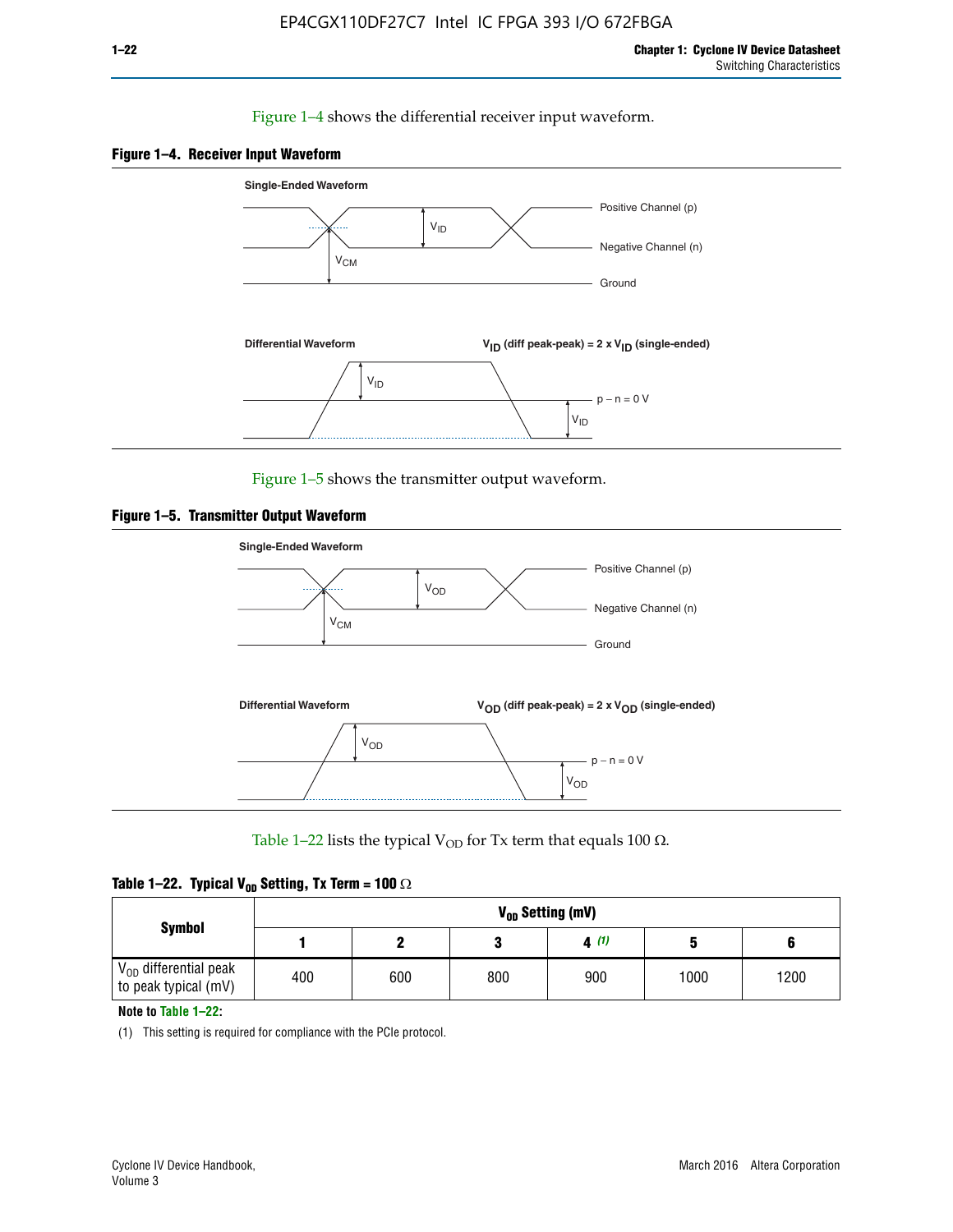Figure 1–4 shows the differential receiver input waveform.

**Figure 1–4. Receiver Input Waveform**

Single-Ended Waveform

Positive Channel (p)

Negative Channel (n)

Ground

$V_{ID}$

$V_{CM}$

Differential Waveform

$V_{ID}$ (diff peak-peak) = 2 x $V_{ID}$ (single-ended)

$V_{ID}$

p − n = 0 V

$V_{ID}$

Figure 1–5 shows the transmitter output waveform.

**Figure 1–5. Transmitter Output Waveform**

Single-Ended Waveform

Positive Channel (p)

Negative Channel (n)

Ground

$V_{OD}$

$V_{CM}$

Differential Waveform

$V_{OD}$ (diff peak-peak) = 2 x $V_{OD}$ (single-ended)

$V_{OD}$

p − n = 0 V

$V_{OD}$

Table 1–22 lists the typical $V_{OD}$ for Tx term that equals 100 Ω.

**Table 1–22. Typical $V_{OD}$ Setting, Tx Term = 100 Ω**

| Symbol | $V_{OD}$ Setting (mV) | | | | | |
|---|---|---|---|---|---|---|
| | 1 | 2 | 3 | 4 (1) | 5 | 6 |
| $V_{OD}$ differential peak to peak typical (mV) | 400 | 600 | 800 | 900 | 1000 | 1200 |

**Note to Table 1–22:**

(1) This setting is required for compliance with the PCIe protocol.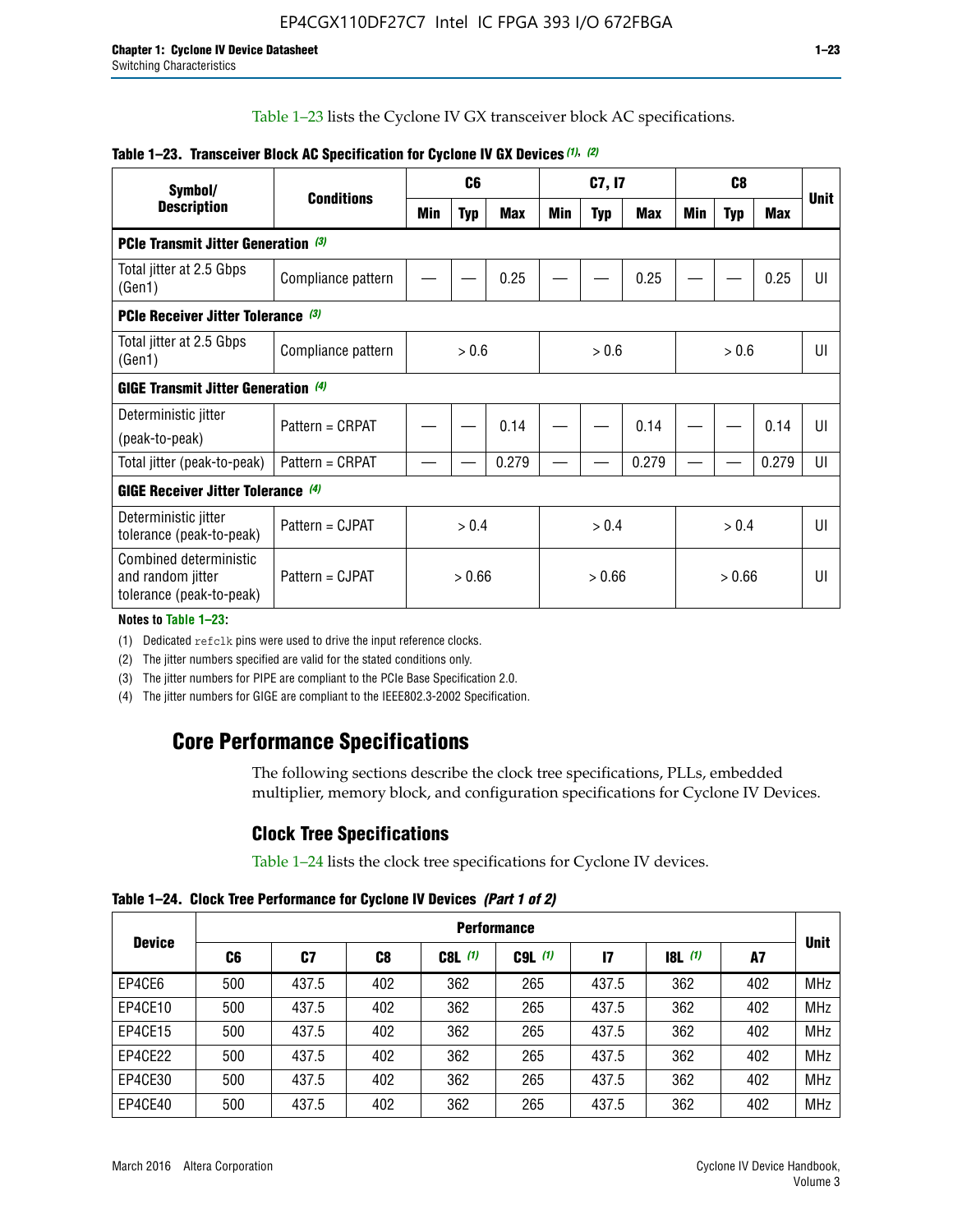Table 1–23 lists the Cyclone IV GX transceiver block AC specifications.

**Table 1–23. Transceiver Block AC Specification for Cyclone IV GX Devices (1), (2)**

| Symbol/ Description | Conditions | C6 | | | C7, I7 | | | C8 | | | Unit |
|---|---|---|---|---|---|---|---|---|---|---|---|
| | | Min | Typ | Max | Min | Typ | Max | Min | Typ | Max | |
| **PCIe Transmit Jitter Generation (3)** | | | | | | | | | | | |
| Total jitter at 2.5 Gbps (Gen1) | Compliance pattern | — | — | 0.25 | — | — | 0.25 | — | — | 0.25 | UI |
| **PCIe Receiver Jitter Tolerance (3)** | | | | | | | | | | | |
| Total jitter at 2.5 Gbps (Gen1) | Compliance pattern | > 0.6 | | | > 0.6 | | | > 0.6 | | | UI |
| **GIGE Transmit Jitter Generation (4)** | | | | | | | | | | | |
| Deterministic jitter (peak-to-peak) | Pattern = CRPAT | — | — | 0.14 | — | — | 0.14 | — | — | 0.14 | UI |
| Total jitter (peak-to-peak) | Pattern = CRPAT | — | — | 0.279 | — | — | 0.279 | — | — | 0.279 | UI |
| **GIGE Receiver Jitter Tolerance (4)** | | | | | | | | | | | |
| Deterministic jitter tolerance (peak-to-peak) | Pattern = CJPAT | > 0.4 | | | > 0.4 | | | > 0.4 | | | UI |
| Combined deterministic and random jitter tolerance (peak-to-peak) | Pattern = CJPAT | > 0.66 | | | > 0.66 | | | > 0.66 | | | UI |

**Notes to Table 1–23:**

(1) Dedicated refclk pins were used to drive the input reference clocks.

(2) The jitter numbers specified are valid for the stated conditions only.

(3) The jitter numbers for PIPE are compliant to the PCIe Base Specification 2.0.

(4) The jitter numbers for GIGE are compliant to the IEEE802.3-2002 Specification.

## Core Performance Specifications

The following sections describe the clock tree specifications, PLLs, embedded multiplier, memory block, and configuration specifications for Cyclone IV Devices.

### Clock Tree Specifications

Table 1–24 lists the clock tree specifications for Cyclone IV devices.

**Table 1–24. Clock Tree Performance for Cyclone IV Devices *(Part 1 of 2)***

| Device | Performance | | | | | | | | Unit |
|---|---|---|---|---|---|---|---|---|---|
| | C6 | C7 | C8 | C8L (1) | C9L (1) | I7 | I8L (1) | A7 | |
| EP4CE6 | 500 | 437.5 | 402 | 362 | 265 | 437.5 | 362 | 402 | MHz |
| EP4CE10 | 500 | 437.5 | 402 | 362 | 265 | 437.5 | 362 | 402 | MHz |
| EP4CE15 | 500 | 437.5 | 402 | 362 | 265 | 437.5 | 362 | 402 | MHz |
| EP4CE22 | 500 | 437.5 | 402 | 362 | 265 | 437.5 | 362 | 402 | MHz |
| EP4CE30 | 500 | 437.5 | 402 | 362 | 265 | 437.5 | 362 | 402 | MHz |
| EP4CE40 | 500 | 437.5 | 402 | 362 | 265 | 437.5 | 362 | 402 | MHz |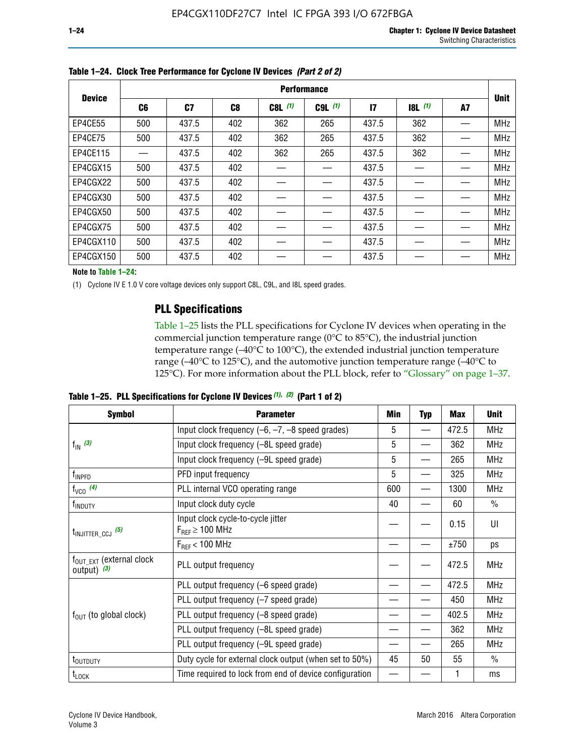**Table 1–24. Clock Tree Performance for Cyclone IV Devices *(Part 2 of 2)***

| Device | Performance | | | | | | | | Unit |
|---|---|---|---|---|---|---|---|---|---|
| | C6 | C7 | C8 | C8L *(1)* | C9L *(1)* | I7 | I8L *(1)* | A7 | |
| EP4CE55 | 500 | 437.5 | 402 | 362 | 265 | 437.5 | 362 | — | MHz |
| EP4CE75 | 500 | 437.5 | 402 | 362 | 265 | 437.5 | 362 | — | MHz |
| EP4CE115 | — | 437.5 | 402 | 362 | 265 | 437.5 | 362 | — | MHz |
| EP4CGX15 | 500 | 437.5 | 402 | — | — | 437.5 | — | — | MHz |
| EP4CGX22 | 500 | 437.5 | 402 | — | — | 437.5 | — | — | MHz |
| EP4CGX30 | 500 | 437.5 | 402 | — | — | 437.5 | — | — | MHz |
| EP4CGX50 | 500 | 437.5 | 402 | — | — | 437.5 | — | — | MHz |
| EP4CGX75 | 500 | 437.5 | 402 | — | — | 437.5 | — | — | MHz |
| EP4CGX110 | 500 | 437.5 | 402 | — | — | 437.5 | — | — | MHz |
| EP4CGX150 | 500 | 437.5 | 402 | — | — | 437.5 | — | — | MHz |

**Note to Table 1–24:**

(1) Cyclone IV E 1.0 V core voltage devices only support C8L, C9L, and I8L speed grades.

## PLL Specifications

Table 1–25 lists the PLL specifications for Cyclone IV devices when operating in the commercial junction temperature range (0°C to 85°C), the industrial junction temperature range (–40°C to 100°C), the extended industrial junction temperature range (–40°C to 125°C), and the automotive junction temperature range (–40°C to 125°C). For more information about the PLL block, refer to "Glossary" on page 1–37.

**Table 1–25. PLL Specifications for Cyclone IV Devices *(1), (2)* (Part 1 of 2)**

| Symbol | Parameter | Min | Typ | Max | Unit |
|---|---|---|---|---|---|
| $f_{IN}$ *(3)* | Input clock frequency (–6, –7, –8 speed grades) | 5 | — | 472.5 | MHz |
| | Input clock frequency (–8L speed grade) | 5 | — | 362 | MHz |
| | Input clock frequency (–9L speed grade) | 5 | — | 265 | MHz |
| $f_{INPFD}$ | PFD input frequency | 5 | — | 325 | MHz |
| $f_{VCO}$ *(4)* | PLL internal VCO operating range | 600 | — | 1300 | MHz |
| $f_{INDUTY}$ | Input clock duty cycle | 40 | — | 60 | % |
| $t_{INJITTER\_CCJ}$ *(5)* | Input clock cycle-to-cycle jitter $F_{REF} \geq 100$ MHz | — | — | 0.15 | UI |
| | $F_{REF} < 100$ MHz | — | — | ±750 | ps |
| $f_{OUT\_EXT}$ (external clock output) *(3)* | PLL output frequency | — | — | 472.5 | MHz |
| $f_{OUT}$ (to global clock) | PLL output frequency (–6 speed grade) | — | — | 472.5 | MHz |
| | PLL output frequency (–7 speed grade) | — | — | 450 | MHz |
| | PLL output frequency (–8 speed grade) | — | — | 402.5 | MHz |
| | PLL output frequency (–8L speed grade) | — | — | 362 | MHz |
| | PLL output frequency (–9L speed grade) | — | — | 265 | MHz |
| $t_{OUTDUTY}$ | Duty cycle for external clock output (when set to 50%) | 45 | 50 | 55 | % |
| $t_{LOCK}$ | Time required to lock from end of device configuration | — | — | 1 | ms |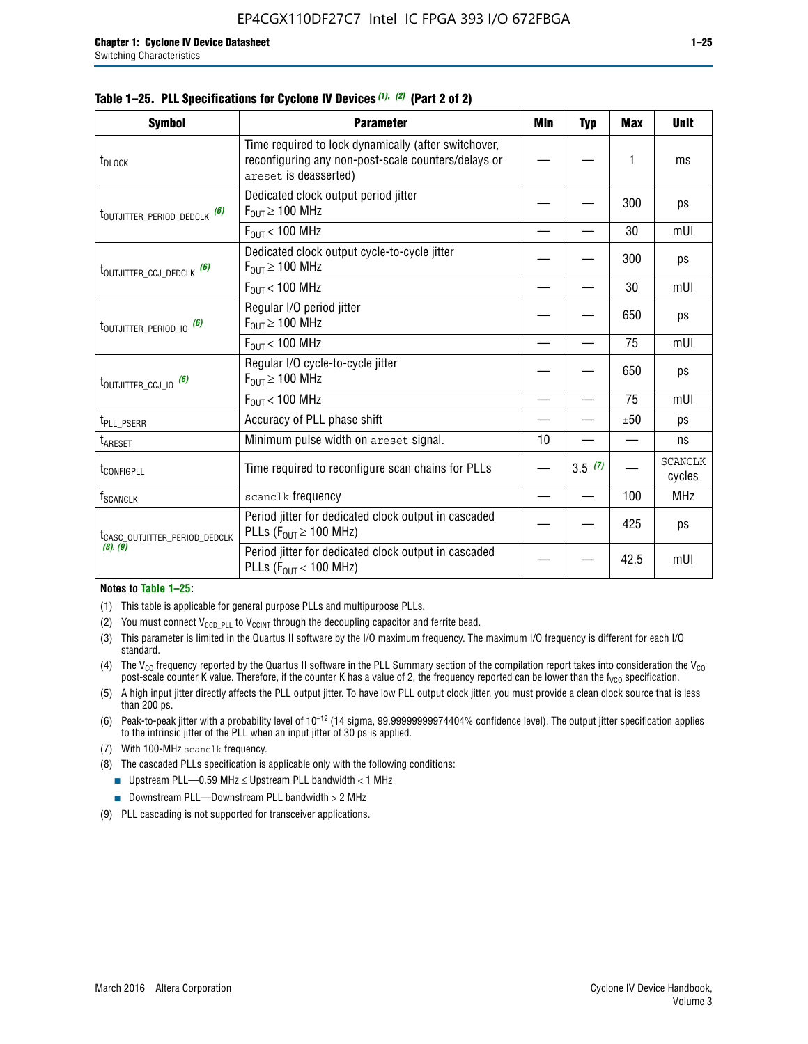**Table 1–25. PLL Specifications for Cyclone IV Devices (1), (2) (Part 2 of 2)**

| Symbol | Parameter | Min | Typ | Max | Unit |
|---|---|---|---|---|---|
| $t_{DLOCK}$ | Time required to lock dynamically (after switchover, reconfiguring any non-post-scale counters/delays or areset is deasserted) | — | — | 1 | ms |
| $t_{OUTJITTER\_PERIOD\_DEDCLK}$ (6) | Dedicated clock output period jitter $F_{OUT} \geq 100$ MHz | — | — | 300 | ps |
| | $F_{OUT} < 100$ MHz | — | — | 30 | mUI |
| $t_{OUTJITTER\_CCJ\_DEDCLK}$ (6) | Dedicated clock output cycle-to-cycle jitter $F_{OUT} \geq 100$ MHz | — | — | 300 | ps |
| | $F_{OUT} < 100$ MHz | — | — | 30 | mUI |
| $t_{OUTJITTER\_PERIOD\_IO}$ (6) | Regular I/O period jitter $F_{OUT} \geq 100$ MHz | — | — | 650 | ps |
| | $F_{OUT} < 100$ MHz | — | — | 75 | mUI |
| $t_{OUTJITTER\_CCJ\_IO}$ (6) | Regular I/O cycle-to-cycle jitter $F_{OUT} \geq 100$ MHz | — | — | 650 | ps |
| | $F_{OUT} < 100$ MHz | — | — | 75 | mUI |
| $t_{PLL\_PSERR}$ | Accuracy of PLL phase shift | — | — | ±50 | ps |
| $t_{ARESET}$ | Minimum pulse width on areset signal. | 10 | — | — | ns |
| $t_{CONFIGPLL}$ | Time required to reconfigure scan chains for PLLs | — | 3.5 (7) | — | SCANCLK cycles |
| $f_{SCANCLK}$ | scanclk frequency | — | — | 100 | MHz |
| $t_{CASC\_OUTJITTER\_PERIOD\_DEDCLK}$ (8), (9) | Period jitter for dedicated clock output in cascaded PLLs ($F_{OUT} \geq 100$ MHz) | — | — | 425 | ps |
| | Period jitter for dedicated clock output in cascaded PLLs ($F_{OUT} < 100$ MHz) | — | — | 42.5 | mUI |

**Notes to Table 1–25:**

(1) This table is applicable for general purpose PLLs and multipurpose PLLs.

(2) You must connect $V_{CCD\_PLL}$ to $V_{CCINT}$ through the decoupling capacitor and ferrite bead.

(3) This parameter is limited in the Quartus II software by the I/O maximum frequency. The maximum I/O frequency is different for each I/O standard.

(4) The $V_{CO}$ frequency reported by the Quartus II software in the PLL Summary section of the compilation report takes into consideration the $V_{CO}$ post-scale counter K value. Therefore, if the counter K has a value of 2, the frequency reported can be lower than the $f_{VCO}$ specification.

(5) A high input jitter directly affects the PLL output jitter. To have low PLL output clock jitter, you must provide a clean clock source that is less than 200 ps.

(6) Peak-to-peak jitter with a probability level of $10^{-12}$ (14 sigma, 99.99999999974404% confidence level). The output jitter specification applies to the intrinsic jitter of the PLL when an input jitter of 30 ps is applied.

(7) With 100-MHz scanclk frequency.

(8) The cascaded PLLs specification is applicable only with the following conditions:

- Upstream PLL—0.59 MHz ≤ Upstream PLL bandwidth < 1 MHz
- Downstream PLL—Downstream PLL bandwidth > 2 MHz

(9) PLL cascading is not supported for transceiver applications.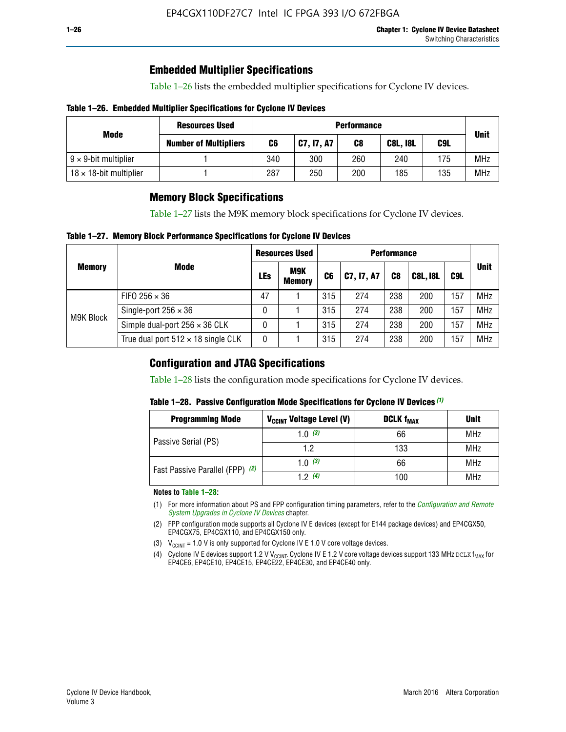## Embedded Multiplier Specifications

Table 1–26 lists the embedded multiplier specifications for Cyclone IV devices.

**Table 1–26. Embedded Multiplier Specifications for Cyclone IV Devices**

| Mode | Resources Used | Performance | | | | | Unit |
|---|---|---|---|---|---|---|---|
| | Number of Multipliers | C6 | C7, I7, A7 | C8 | C8L, I8L | C9L | |
| 9 × 9-bit multiplier | 1 | 340 | 300 | 260 | 240 | 175 | MHz |
| 18 × 18-bit multiplier | 1 | 287 | 250 | 200 | 185 | 135 | MHz |

## Memory Block Specifications

Table 1–27 lists the M9K memory block specifications for Cyclone IV devices.

**Table 1–27. Memory Block Performance Specifications for Cyclone IV Devices**

| Memory | Mode | Resources Used | | Performance | | | | | Unit |
|---|---|---|---|---|---|---|---|---|---|
| | | LEs | M9K Memory | C6 | C7, I7, A7 | C8 | C8L, I8L | C9L | |
| M9K Block | FIFO 256 × 36 | 47 | 1 | 315 | 274 | 238 | 200 | 157 | MHz |
| | Single-port 256 × 36 | 0 | 1 | 315 | 274 | 238 | 200 | 157 | MHz |
| | Simple dual-port 256 × 36 CLK | 0 | 1 | 315 | 274 | 238 | 200 | 157 | MHz |
| | True dual port 512 × 18 single CLK | 0 | 1 | 315 | 274 | 238 | 200 | 157 | MHz |

## Configuration and JTAG Specifications

Table 1–28 lists the configuration mode specifications for Cyclone IV devices.

**Table 1–28. Passive Configuration Mode Specifications for Cyclone IV Devices** *(1)*

| Programming Mode | $V_{CCINT}$ Voltage Level (V) | DCLK $f_{MAX}$ | Unit |
|---|---|---|---|
| Passive Serial (PS) | 1.0 *(3)* | 66 | MHz |
| | 1.2 | 133 | MHz |
| Fast Passive Parallel (FPP) *(2)* | 1.0 *(3)* | 66 | MHz |
| | 1.2 *(4)* | 100 | MHz |

**Notes to Table 1–28:**

(1) For more information about PS and FPP configuration timing parameters, refer to the *Configuration and Remote System Upgrades in Cyclone IV Devices* chapter.

(2) FPP configuration mode supports all Cyclone IV E devices (except for E144 package devices) and EP4CGX50, EP4CGX75, EP4CGX110, and EP4CGX150 only.

(3) $V_{CCINT}$ = 1.0 V is only supported for Cyclone IV E 1.0 V core voltage devices.

(4) Cyclone IV E devices support 1.2 V $V_{CCINT}$. Cyclone IV E 1.2 V core voltage devices support 133 MHz DCLK $f_{MAX}$ for EP4CE6, EP4CE10, EP4CE15, EP4CE22, EP4CE30, and EP4CE40 only.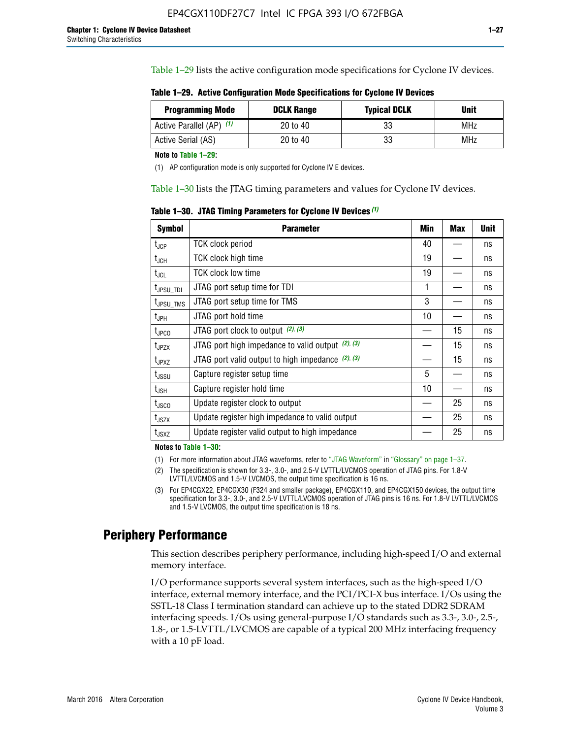Table 1–29 lists the active configuration mode specifications for Cyclone IV devices.

**Table 1–29. Active Configuration Mode Specifications for Cyclone IV Devices**

| Programming Mode | DCLK Range | Typical DCLK | Unit |
|---|---|---|---|
| Active Parallel (AP) (1) | 20 to 40 | 33 | MHz |
| Active Serial (AS) | 20 to 40 | 33 | MHz |

**Note to Table 1–29:**

(1) AP configuration mode is only supported for Cyclone IV E devices.

Table 1–30 lists the JTAG timing parameters and values for Cyclone IV devices.

**Table 1–30. JTAG Timing Parameters for Cyclone IV Devices (1)**

| Symbol | Parameter | Min | Max | Unit |
|---|---|---|---|---|
| $t_{JCP}$ | TCK clock period | 40 | — | ns |
| $t_{JCH}$ | TCK clock high time | 19 | — | ns |
| $t_{JCL}$ | TCK clock low time | 19 | — | ns |
| $t_{JPSU\_TDI}$ | JTAG port setup time for TDI | 1 | — | ns |
| $t_{JPSU\_TMS}$ | JTAG port setup time for TMS | 3 | — | ns |
| $t_{JPH}$ | JTAG port hold time | 10 | — | ns |
| $t_{JPCO}$ | JTAG port clock to output (2), (3) | — | 15 | ns |
| $t_{JPZX}$ | JTAG port high impedance to valid output (2), (3) | — | 15 | ns |
| $t_{JPXZ}$ | JTAG port valid output to high impedance (2), (3) | — | 15 | ns |
| $t_{JSSU}$ | Capture register setup time | 5 | — | ns |
| $t_{JSH}$ | Capture register hold time | 10 | — | ns |
| $t_{JSCO}$ | Update register clock to output | — | 25 | ns |
| $t_{JSZX}$ | Update register high impedance to valid output | — | 25 | ns |
| $t_{JSXZ}$ | Update register valid output to high impedance | — | 25 | ns |

**Notes to Table 1–30:**

(1) For more information about JTAG waveforms, refer to "JTAG Waveform" in "Glossary" on page 1–37.

(2) The specification is shown for 3.3-, 3.0-, and 2.5-V LVTTL/LVCMOS operation of JTAG pins. For 1.8-V LVTTL/LVCMOS and 1.5-V LVCMOS, the output time specification is 16 ns.

(3) For EP4CGX22, EP4CGX30 (F324 and smaller package), EP4CGX110, and EP4CGX150 devices, the output time specification for 3.3-, 3.0-, and 2.5-V LVTTL/LVCMOS operation of JTAG pins is 16 ns. For 1.8-V LVTTL/LVCMOS and 1.5-V LVCMOS, the output time specification is 18 ns.

# Periphery Performance

This section describes periphery performance, including high-speed I/O and external memory interface.

I/O performance supports several system interfaces, such as the high-speed I/O interface, external memory interface, and the PCI/PCI-X bus interface. I/Os using the SSTL-18 Class I termination standard can achieve up to the stated DDR2 SDRAM interfacing speeds. I/Os using general-purpose I/O standards such as 3.3-, 3.0-, 2.5-, 1.8-, or 1.5-LVTTL/LVCMOS are capable of a typical 200 MHz interfacing frequency with a 10 pF load.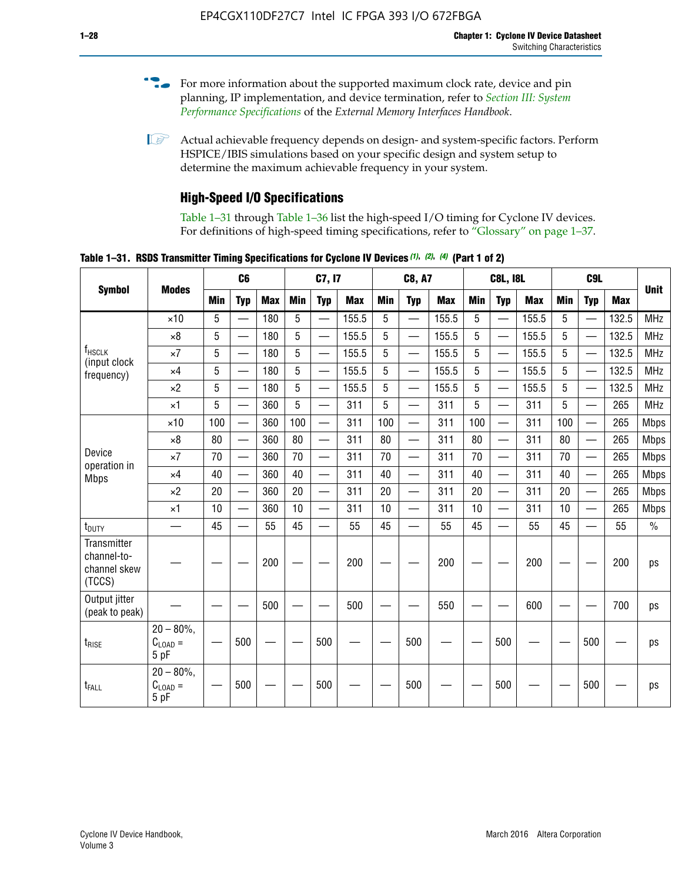For more information about the supported maximum clock rate, device and pin planning, IP implementation, and device termination, refer to *Section III: System Performance Specifications* of the *External Memory Interfaces Handbook*.

Actual achievable frequency depends on design- and system-specific factors. Perform HSPICE/IBIS simulations based on your specific design and system setup to determine the maximum achievable frequency in your system.

### High-Speed I/O Specifications

Table 1–31 through Table 1–36 list the high-speed I/O timing for Cyclone IV devices. For definitions of high-speed timing specifications, refer to "Glossary" on page 1–37.

**Table 1–31. RSDS Transmitter Timing Specifications for Cyclone IV Devices (1), (2), (4) (Part 1 of 2)**

| Symbol | Modes | C6 | | | C7, I7 | | | C8, A7 | | | C8L, I8L | | | C9L | | | Unit |
|---|---|---|---|---|---|---|---|---|---|---|---|---|---|---|---|---|---|
| | | Min | Typ | Max | Min | Typ | Max | Min | Typ | Max | Min | Typ | Max | Min | Typ | Max | |
| $f_{HSCLK}$ (input clock frequency) | ×10 | 5 | — | 180 | 5 | — | 155.5 | 5 | — | 155.5 | 5 | — | 155.5 | 5 | — | 132.5 | MHz |
| | ×8 | 5 | — | 180 | 5 | — | 155.5 | 5 | — | 155.5 | 5 | — | 155.5 | 5 | — | 132.5 | MHz |
| | ×7 | 5 | — | 180 | 5 | — | 155.5 | 5 | — | 155.5 | 5 | — | 155.5 | 5 | — | 132.5 | MHz |
| | ×4 | 5 | — | 180 | 5 | — | 155.5 | 5 | — | 155.5 | 5 | — | 155.5 | 5 | — | 132.5 | MHz |
| | ×2 | 5 | — | 180 | 5 | — | 155.5 | 5 | — | 155.5 | 5 | — | 155.5 | 5 | — | 132.5 | MHz |
| | ×1 | 5 | — | 360 | 5 | — | 311 | 5 | — | 311 | 5 | — | 311 | 5 | — | 265 | MHz |
| Device operation in Mbps | ×10 | 100 | — | 360 | 100 | — | 311 | 100 | — | 311 | 100 | — | 311 | 100 | — | 265 | Mbps |
| | ×8 | 80 | — | 360 | 80 | — | 311 | 80 | — | 311 | 80 | — | 311 | 80 | — | 265 | Mbps |
| | ×7 | 70 | — | 360 | 70 | — | 311 | 70 | — | 311 | 70 | — | 311 | 70 | — | 265 | Mbps |
| | ×4 | 40 | — | 360 | 40 | — | 311 | 40 | — | 311 | 40 | — | 311 | 40 | — | 265 | Mbps |
| | ×2 | 20 | — | 360 | 20 | — | 311 | 20 | — | 311 | 20 | — | 311 | 20 | — | 265 | Mbps |
| | ×1 | 10 | — | 360 | 10 | — | 311 | 10 | — | 311 | 10 | — | 311 | 10 | — | 265 | Mbps |
| $t_{DUTY}$ | — | 45 | — | 55 | 45 | — | 55 | 45 | — | 55 | 45 | — | 55 | 45 | — | 55 | % |
| Transmitter channel-to-channel skew (TCCS) | — | — | — | 200 | — | — | 200 | — | — | 200 | — | — | 200 | — | — | 200 | ps |
| Output jitter (peak to peak) | — | — | — | 500 | — | — | 500 | — | — | 550 | — | — | 600 | — | — | 700 | ps |
| $t_{RISE}$ | 20 – 80%, $C_{LOAD}$ = 5 pF | — | 500 | — | — | 500 | — | — | 500 | — | — | 500 | — | — | 500 | — | ps |
| $t_{FALL}$ | 20 – 80%, $C_{LOAD}$ = 5 pF | — | 500 | — | — | 500 | — | — | 500 | — | — | 500 | — | — | 500 | — | ps |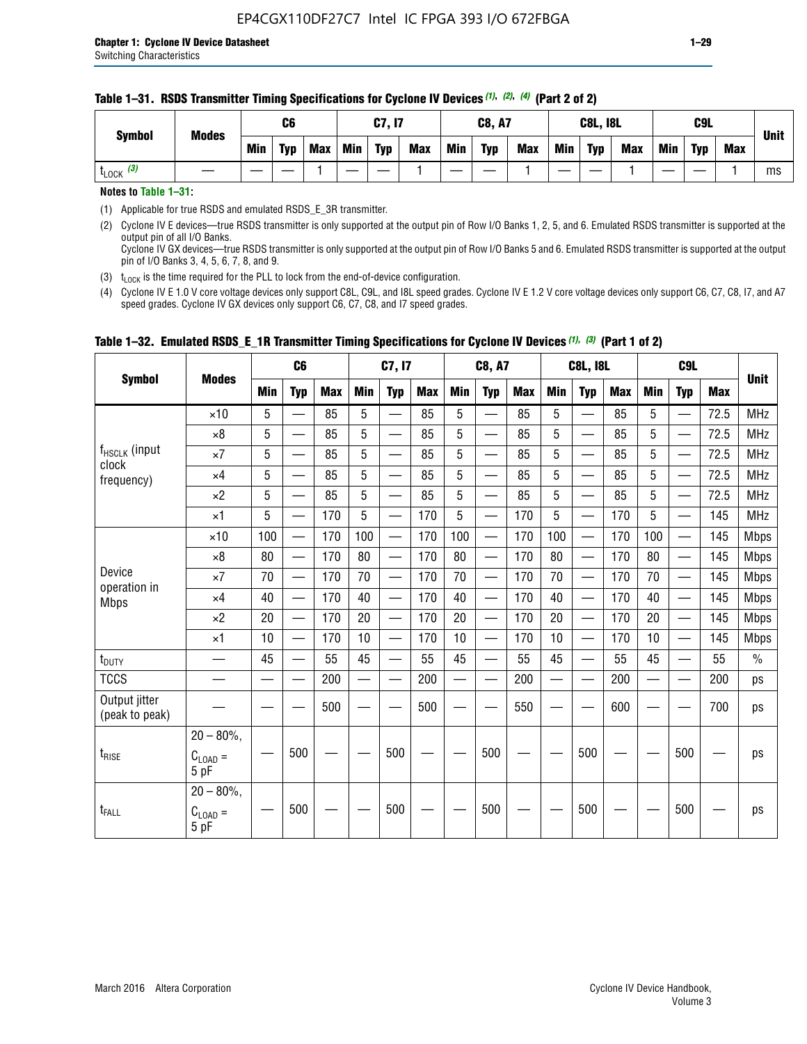**Table 1–31. RSDS Transmitter Timing Specifications for Cyclone IV Devices (1), (2), (4) (Part 2 of 2)**

| Symbol | Modes | C6 | | | C7, I7 | | | C8, A7 | | | C8L, I8L | | | C9L | | | Unit |
|---|---|---|---|---|---|---|---|---|---|---|---|---|---|---|---|---|---|
| | | Min | Typ | Max | Min | Typ | Max | Min | Typ | Max | Min | Typ | Max | Min | Typ | Max | |
| $t_{LOCK}$ (3) | — | — | — | 1 | — | — | 1 | — | — | 1 | — | — | 1 | — | — | 1 | ms |

**Notes to Table 1–31:**

(1) Applicable for true RSDS and emulated RSDS_E_3R transmitter.

(2) Cyclone IV E devices—true RSDS transmitter is only supported at the output pin of Row I/O Banks 1, 2, 5, and 6. Emulated RSDS transmitter is supported at the output pin of all I/O Banks.
Cyclone IV GX devices—true RSDS transmitter is only supported at the output pin of Row I/O Banks 5 and 6. Emulated RSDS transmitter is supported at the output pin of I/O Banks 3, 4, 5, 6, 7, 8, and 9.

(3) $t_{LOCK}$ is the time required for the PLL to lock from the end-of-device configuration.

(4) Cyclone IV E 1.0 V core voltage devices only support C8L, C9L, and I8L speed grades. Cyclone IV E 1.2 V core voltage devices only support C6, C7, C8, I7, and A7 speed grades. Cyclone IV GX devices only support C6, C7, C8, and I7 speed grades.

**Table 1–32. Emulated RSDS_E_1R Transmitter Timing Specifications for Cyclone IV Devices (1), (3) (Part 1 of 2)**

| Symbol | Modes | C6 | | | C7, I7 | | | C8, A7 | | | C8L, I8L | | | C9L | | | Unit |
|---|---|---|---|---|---|---|---|---|---|---|---|---|---|---|---|---|---|
| | | Min | Typ | Max | Min | Typ | Max | Min | Typ | Max | Min | Typ | Max | Min | Typ | Max | |
| $f_{HSCLK}$ (input clock frequency) | ×10 | 5 | — | 85 | 5 | — | 85 | 5 | — | 85 | 5 | — | 85 | 5 | — | 72.5 | MHz |
| | ×8 | 5 | — | 85 | 5 | — | 85 | 5 | — | 85 | 5 | — | 85 | 5 | — | 72.5 | MHz |
| | ×7 | 5 | — | 85 | 5 | — | 85 | 5 | — | 85 | 5 | — | 85 | 5 | — | 72.5 | MHz |
| | ×4 | 5 | — | 85 | 5 | — | 85 | 5 | — | 85 | 5 | — | 85 | 5 | — | 72.5 | MHz |
| | ×2 | 5 | — | 85 | 5 | — | 85 | 5 | — | 85 | 5 | — | 85 | 5 | — | 72.5 | MHz |
| | ×1 | 5 | — | 170 | 5 | — | 170 | 5 | — | 170 | 5 | — | 170 | 5 | — | 145 | MHz |
| Device operation in Mbps | ×10 | 100 | — | 170 | 100 | — | 170 | 100 | — | 170 | 100 | — | 170 | 100 | — | 145 | Mbps |
| | ×8 | 80 | — | 170 | 80 | — | 170 | 80 | — | 170 | 80 | — | 170 | 80 | — | 145 | Mbps |
| | ×7 | 70 | — | 170 | 70 | — | 170 | 70 | — | 170 | 70 | — | 170 | 70 | — | 145 | Mbps |
| | ×4 | 40 | — | 170 | 40 | — | 170 | 40 | — | 170 | 40 | — | 170 | 40 | — | 145 | Mbps |
| | ×2 | 20 | — | 170 | 20 | — | 170 | 20 | — | 170 | 20 | — | 170 | 20 | — | 145 | Mbps |
| | ×1 | 10 | — | 170 | 10 | — | 170 | 10 | — | 170 | 10 | — | 170 | 10 | — | 145 | Mbps |
| $t_{DUTY}$ | — | 45 | — | 55 | 45 | — | 55 | 45 | — | 55 | 45 | — | 55 | 45 | — | 55 | % |
| TCCS | — | — | — | 200 | — | — | 200 | — | — | 200 | — | — | 200 | — | — | 200 | ps |
| Output jitter (peak to peak) | — | — | — | 500 | — | — | 500 | — | — | 550 | — | — | 600 | — | — | 700 | ps |
| $t_{RISE}$ | 20 – 80%, $C_{LOAD}$ = 5 pF | — | 500 | — | — | 500 | — | — | 500 | — | — | 500 | — | — | 500 | — | ps |
| $t_{FALL}$ | 20 – 80%, $C_{LOAD}$ = 5 pF | — | 500 | — | — | 500 | — | — | 500 | — | — | 500 | — | — | 500 | — | ps |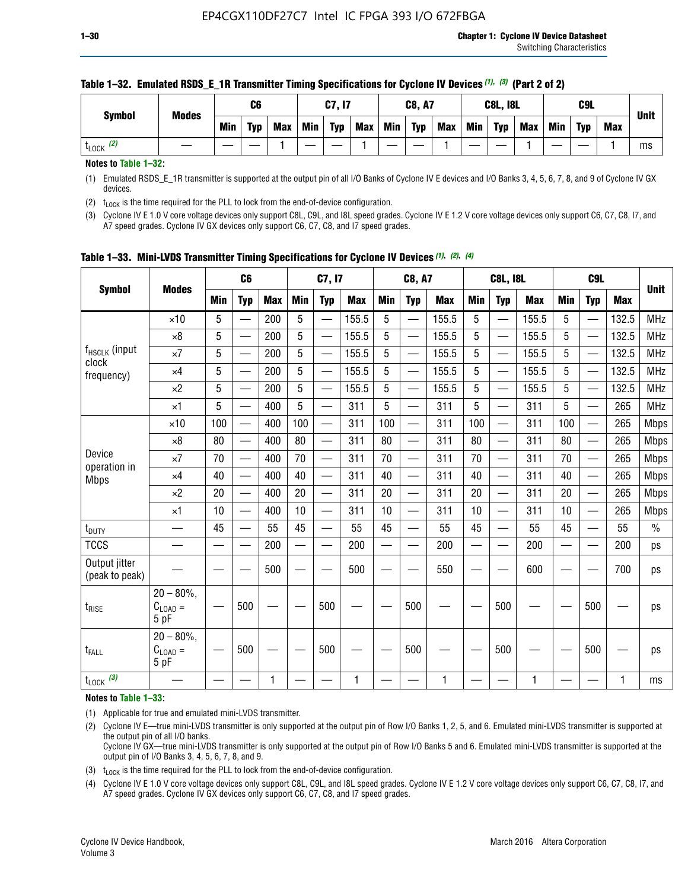**Table 1–32. Emulated RSDS_E_1R Transmitter Timing Specifications for Cyclone IV Devices (1), (3) (Part 2 of 2)**

| Symbol | Modes | C6 | | | C7, I7 | | | C8, A7 | | | C8L, I8L | | | C9L | | | Unit |
|---|---|---|---|---|---|---|---|---|---|---|---|---|---|---|---|---|---|
| | | Min | Typ | Max | Min | Typ | Max | Min | Typ | Max | Min | Typ | Max | Min | Typ | Max | |
| $t_{LOCK}$ (2) | — | — | — | 1 | — | — | 1 | — | — | 1 | — | — | 1 | — | — | 1 | ms |

**Notes to Table 1–32:**

(1) Emulated RSDS_E_1R transmitter is supported at the output pin of all I/O Banks of Cyclone IV E devices and I/O Banks 3, 4, 5, 6, 7, 8, and 9 of Cyclone IV GX devices.

(2) $t_{LOCK}$ is the time required for the PLL to lock from the end-of-device configuration.

(3) Cyclone IV E 1.0 V core voltage devices only support C8L, C9L, and I8L speed grades. Cyclone IV E 1.2 V core voltage devices only support C6, C7, C8, I7, and A7 speed grades. Cyclone IV GX devices only support C6, C7, C8, and I7 speed grades.

**Table 1–33. Mini-LVDS Transmitter Timing Specifications for Cyclone IV Devices (1), (2), (4)**

| Symbol | Modes | C6 | | | C7, I7 | | | C8, A7 | | | C8L, I8L | | | C9L | | | Unit |
|---|---|---|---|---|---|---|---|---|---|---|---|---|---|---|---|---|---|
| | | Min | Typ | Max | Min | Typ | Max | Min | Typ | Max | Min | Typ | Max | Min | Typ | Max | |
| $f_{HSCLK}$ (input clock frequency) | ×10 | 5 | — | 200 | 5 | — | 155.5 | 5 | — | 155.5 | 5 | — | 155.5 | 5 | — | 132.5 | MHz |
| | ×8 | 5 | — | 200 | 5 | — | 155.5 | 5 | — | 155.5 | 5 | — | 155.5 | 5 | — | 132.5 | MHz |
| | ×7 | 5 | — | 200 | 5 | — | 155.5 | 5 | — | 155.5 | 5 | — | 155.5 | 5 | — | 132.5 | MHz |
| | ×4 | 5 | — | 200 | 5 | — | 155.5 | 5 | — | 155.5 | 5 | — | 155.5 | 5 | — | 132.5 | MHz |
| | ×2 | 5 | — | 200 | 5 | — | 155.5 | 5 | — | 155.5 | 5 | — | 155.5 | 5 | — | 132.5 | MHz |
| | ×1 | 5 | — | 400 | 5 | — | 311 | 5 | — | 311 | 5 | — | 311 | 5 | — | 265 | MHz |
| Device operation in Mbps | ×10 | 100 | — | 400 | 100 | — | 311 | 100 | — | 311 | 100 | — | 311 | 100 | — | 265 | Mbps |
| | ×8 | 80 | — | 400 | 80 | — | 311 | 80 | — | 311 | 80 | — | 311 | 80 | — | 265 | Mbps |
| | ×7 | 70 | — | 400 | 70 | — | 311 | 70 | — | 311 | 70 | — | 311 | 70 | — | 265 | Mbps |
| | ×4 | 40 | — | 400 | 40 | — | 311 | 40 | — | 311 | 40 | — | 311 | 40 | — | 265 | Mbps |
| | ×2 | 20 | — | 400 | 20 | — | 311 | 20 | — | 311 | 20 | — | 311 | 20 | — | 265 | Mbps |
| | ×1 | 10 | — | 400 | 10 | — | 311 | 10 | — | 311 | 10 | — | 311 | 10 | — | 265 | Mbps |
| $t_{DUTY}$ | — | 45 | — | 55 | 45 | — | 55 | 45 | — | 55 | 45 | — | 55 | 45 | — | 55 | % |
| TCCS | — | — | — | 200 | — | — | 200 | — | — | 200 | — | — | 200 | — | — | 200 | ps |
| Output jitter (peak to peak) | — | — | — | 500 | — | — | 500 | — | — | 550 | — | — | 600 | — | — | 700 | ps |
| $t_{RISE}$ | 20 – 80%, $C_{LOAD}$ = 5 pF | — | 500 | — | — | 500 | — | — | 500 | — | — | 500 | — | — | 500 | — | ps |
| $t_{FALL}$ | 20 – 80%, $C_{LOAD}$ = 5 pF | — | 500 | — | — | 500 | — | — | 500 | — | — | 500 | — | — | 500 | — | ps |
| $t_{LOCK}$ (3) | — | — | — | 1 | — | — | 1 | — | — | 1 | — | — | 1 | — | — | 1 | ms |

**Notes to Table 1–33:**

(1) Applicable for true and emulated mini-LVDS transmitter.

(2) Cyclone IV E—true mini-LVDS transmitter is only supported at the output pin of Row I/O Banks 1, 2, 5, and 6. Emulated mini-LVDS transmitter is supported at the output pin of all I/O Banks.
Cyclone IV GX—true mini-LVDS transmitter is only supported at the output pin of Row I/O Banks 5 and 6. Emulated mini-LVDS transmitter is supported at the output pin of I/O Banks 3, 4, 5, 6, 7, 8, and 9.

(3) $t_{LOCK}$ is the time required for the PLL to lock from the end-of-device configuration.

(4) Cyclone IV E 1.0 V core voltage devices only support C8L, C9L, and I8L speed grades. Cyclone IV E 1.2 V core voltage devices only support C6, C7, C8, I7, and A7 speed grades. Cyclone IV GX devices only support C6, C7, C8, and I7 speed grades.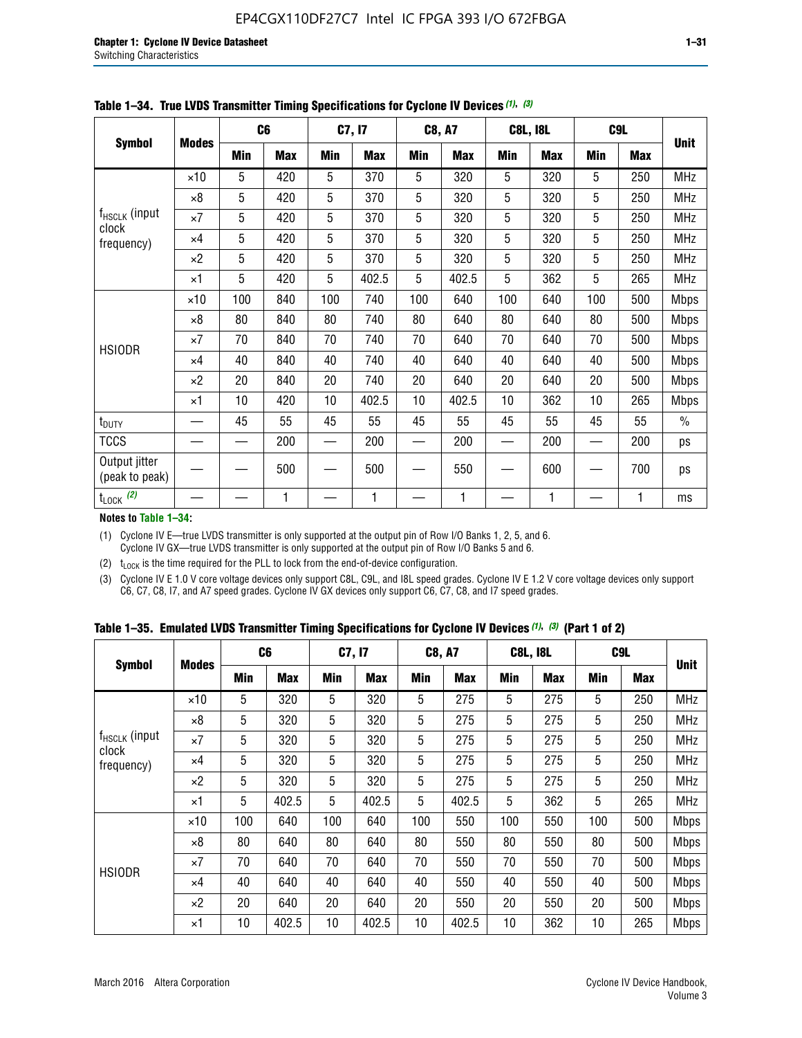**Table 1–34. True LVDS Transmitter Timing Specifications for Cyclone IV Devices (1), (3)**

| Symbol | Modes | C6 | | C7, I7 | | C8, A7 | | C8L, I8L | | C9L | | Unit |
|---|---|---|---|---|---|---|---|---|---|---|---|---|
| | | Min | Max | Min | Max | Min | Max | Min | Max | Min | Max | |
| $f_{HSCLK}$ (input clock frequency) | ×10 | 5 | 420 | 5 | 370 | 5 | 320 | 5 | 320 | 5 | 250 | MHz |
| | ×8 | 5 | 420 | 5 | 370 | 5 | 320 | 5 | 320 | 5 | 250 | MHz |
| | ×7 | 5 | 420 | 5 | 370 | 5 | 320 | 5 | 320 | 5 | 250 | MHz |
| | ×4 | 5 | 420 | 5 | 370 | 5 | 320 | 5 | 320 | 5 | 250 | MHz |
| | ×2 | 5 | 420 | 5 | 370 | 5 | 320 | 5 | 320 | 5 | 250 | MHz |
| | ×1 | 5 | 420 | 5 | 402.5 | 5 | 402.5 | 5 | 362 | 5 | 265 | MHz |
| HSIODR | ×10 | 100 | 840 | 100 | 740 | 100 | 640 | 100 | 640 | 100 | 500 | Mbps |
| | ×8 | 80 | 840 | 80 | 740 | 80 | 640 | 80 | 640 | 80 | 500 | Mbps |
| | ×7 | 70 | 840 | 70 | 740 | 70 | 640 | 70 | 640 | 70 | 500 | Mbps |
| | ×4 | 40 | 840 | 40 | 740 | 40 | 640 | 40 | 640 | 40 | 500 | Mbps |
| | ×2 | 20 | 840 | 20 | 740 | 20 | 640 | 20 | 640 | 20 | 500 | Mbps |
| | ×1 | 10 | 420 | 10 | 402.5 | 10 | 402.5 | 10 | 362 | 10 | 265 | Mbps |
| $t_{DUTY}$ | — | 45 | 55 | 45 | 55 | 45 | 55 | 45 | 55 | 45 | 55 | % |
| TCCS | — | — | 200 | — | 200 | — | 200 | — | 200 | — | 200 | ps |
| Output jitter (peak to peak) | — | — | 500 | — | 500 | — | 550 | — | 600 | — | 700 | ps |
| $t_{LOCK}$ (2) | — | — | 1 | — | 1 | — | 1 | — | 1 | — | 1 | ms |

**Notes to Table 1–34:**

(1) Cyclone IV E—true LVDS transmitter is only supported at the output pin of Row I/O Banks 1, 2, 5, and 6. Cyclone IV GX—true LVDS transmitter is only supported at the output pin of Row I/O Banks 5 and 6.

(2) $t_{LOCK}$ is the time required for the PLL to lock from the end-of-device configuration.

(3) Cyclone IV E 1.0 V core voltage devices only support C8L, C9L, and I8L speed grades. Cyclone IV E 1.2 V core voltage devices only support C6, C7, C8, I7, and A7 speed grades. Cyclone IV GX devices only support C6, C7, C8, and I7 speed grades.

**Table 1–35. Emulated LVDS Transmitter Timing Specifications for Cyclone IV Devices (1), (3) (Part 1 of 2)**

| Symbol | Modes | C6 | | C7, I7 | | C8, A7 | | C8L, I8L | | C9L | | Unit |
|---|---|---|---|---|---|---|---|---|---|---|---|---|
| | | Min | Max | Min | Max | Min | Max | Min | Max | Min | Max | |
| $f_{HSCLK}$ (input clock frequency) | ×10 | 5 | 320 | 5 | 320 | 5 | 275 | 5 | 275 | 5 | 250 | MHz |
| | ×8 | 5 | 320 | 5 | 320 | 5 | 275 | 5 | 275 | 5 | 250 | MHz |
| | ×7 | 5 | 320 | 5 | 320 | 5 | 275 | 5 | 275 | 5 | 250 | MHz |
| | ×4 | 5 | 320 | 5 | 320 | 5 | 275 | 5 | 275 | 5 | 250 | MHz |
| | ×2 | 5 | 320 | 5 | 320 | 5 | 275 | 5 | 275 | 5 | 250 | MHz |
| | ×1 | 5 | 402.5 | 5 | 402.5 | 5 | 402.5 | 5 | 362 | 5 | 265 | MHz |
| HSIODR | ×10 | 100 | 640 | 100 | 640 | 100 | 550 | 100 | 550 | 100 | 500 | Mbps |
| | ×8 | 80 | 640 | 80 | 640 | 80 | 550 | 80 | 550 | 80 | 500 | Mbps |
| | ×7 | 70 | 640 | 70 | 640 | 70 | 550 | 70 | 550 | 70 | 500 | Mbps |
| | ×4 | 40 | 640 | 40 | 640 | 40 | 550 | 40 | 550 | 40 | 500 | Mbps |
| | ×2 | 20 | 640 | 20 | 640 | 20 | 550 | 20 | 550 | 20 | 500 | Mbps |
| | ×1 | 10 | 402.5 | 10 | 402.5 | 10 | 402.5 | 10 | 362 | 10 | 265 | Mbps |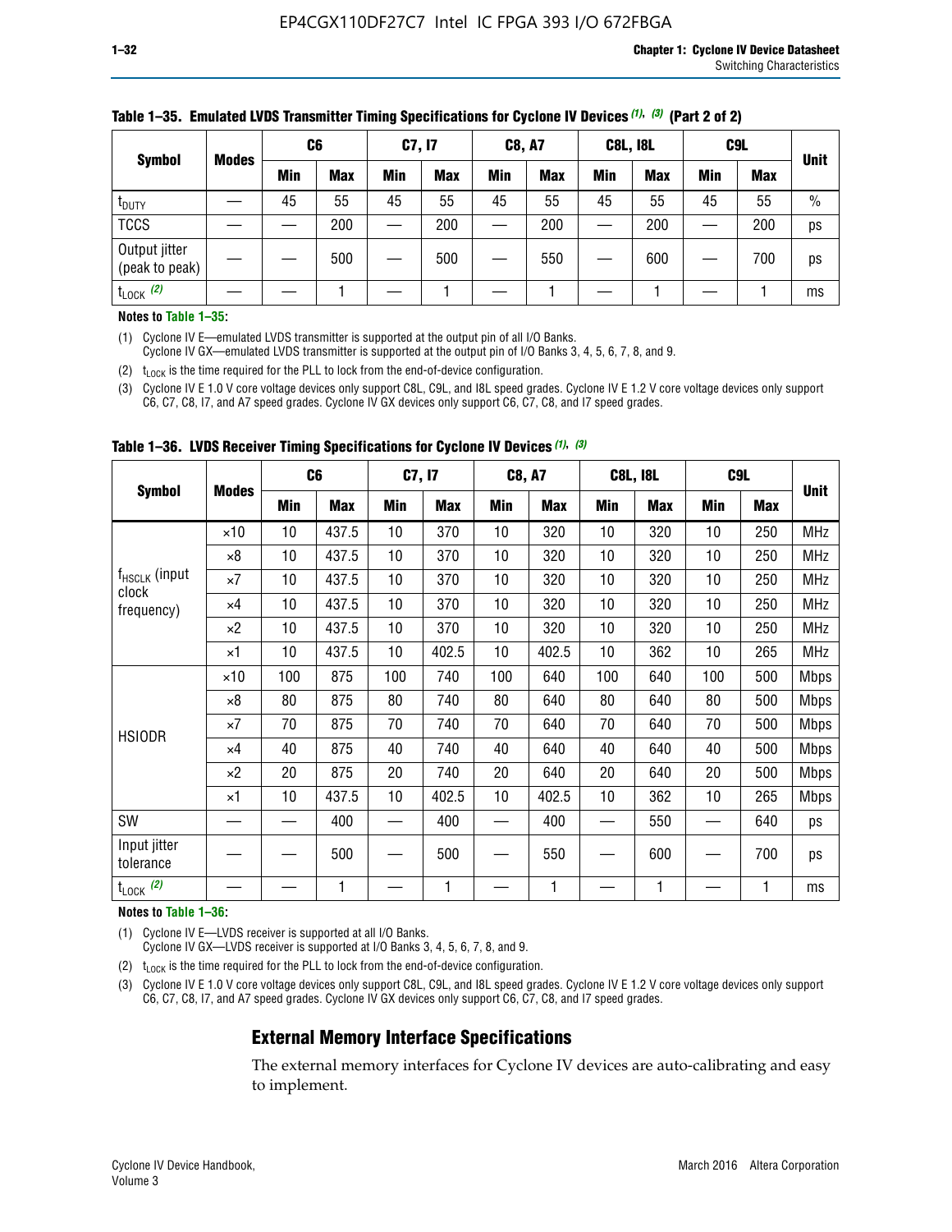**Table 1–35. Emulated LVDS Transmitter Timing Specifications for Cyclone IV Devices (1), (3) (Part 2 of 2)**

| Symbol | Modes | C6 | | C7, I7 | | C8, A7 | | C8L, I8L | | C9L | | Unit |
|---|---|---|---|---|---|---|---|---|---|---|---|---|
| | | Min | Max | Min | Max | Min | Max | Min | Max | Min | Max | |
| $t_{DUTY}$ | — | 45 | 55 | 45 | 55 | 45 | 55 | 45 | 55 | 45 | 55 | % |
| TCCS | — | — | 200 | — | 200 | — | 200 | — | 200 | — | 200 | ps |
| Output jitter (peak to peak) | — | — | 500 | — | 500 | — | 550 | — | 600 | — | 700 | ps |
| $t_{LOCK}$ (2) | — | — | 1 | — | 1 | — | 1 | — | 1 | — | 1 | ms |

**Notes to Table 1–35:**

(1) Cyclone IV E—emulated LVDS transmitter is supported at the output pin of all I/O Banks.
Cyclone IV GX—emulated LVDS transmitter is supported at the output pin of I/O Banks 3, 4, 5, 6, 7, 8, and 9.

(2) $t_{LOCK}$ is the time required for the PLL to lock from the end-of-device configuration.

(3) Cyclone IV E 1.0 V core voltage devices only support C8L, C9L, and I8L speed grades. Cyclone IV E 1.2 V core voltage devices only support C6, C7, C8, I7, and A7 speed grades. Cyclone IV GX devices only support C6, C7, C8, and I7 speed grades.

**Table 1–36. LVDS Receiver Timing Specifications for Cyclone IV Devices (1), (3)**

| Symbol | Modes | C6 | | C7, I7 | | C8, A7 | | C8L, I8L | | C9L | | Unit |
|---|---|---|---|---|---|---|---|---|---|---|---|---|
| | | Min | Max | Min | Max | Min | Max | Min | Max | Min | Max | |
| $f_{HSCLK}$ (input clock frequency) | ×10 | 10 | 437.5 | 10 | 370 | 10 | 320 | 10 | 320 | 10 | 250 | MHz |
| | ×8 | 10 | 437.5 | 10 | 370 | 10 | 320 | 10 | 320 | 10 | 250 | MHz |
| | ×7 | 10 | 437.5 | 10 | 370 | 10 | 320 | 10 | 320 | 10 | 250 | MHz |
| | ×4 | 10 | 437.5 | 10 | 370 | 10 | 320 | 10 | 320 | 10 | 250 | MHz |
| | ×2 | 10 | 437.5 | 10 | 370 | 10 | 320 | 10 | 320 | 10 | 250 | MHz |
| | ×1 | 10 | 437.5 | 10 | 402.5 | 10 | 402.5 | 10 | 362 | 10 | 265 | MHz |
| HSIODR | ×10 | 100 | 875 | 100 | 740 | 100 | 640 | 100 | 640 | 100 | 500 | Mbps |
| | ×8 | 80 | 875 | 80 | 740 | 80 | 640 | 80 | 640 | 80 | 500 | Mbps |
| | ×7 | 70 | 875 | 70 | 740 | 70 | 640 | 70 | 640 | 70 | 500 | Mbps |
| | ×4 | 40 | 875 | 40 | 740 | 40 | 640 | 40 | 640 | 40 | 500 | Mbps |
| | ×2 | 20 | 875 | 20 | 740 | 20 | 640 | 20 | 640 | 20 | 500 | Mbps |
| | ×1 | 10 | 437.5 | 10 | 402.5 | 10 | 402.5 | 10 | 362 | 10 | 265 | Mbps |
| SW | — | — | 400 | — | 400 | — | 400 | — | 550 | — | 640 | ps |
| Input jitter tolerance | — | — | 500 | — | 500 | — | 550 | — | 600 | — | 700 | ps |
| $t_{LOCK}$ (2) | — | — | 1 | — | 1 | — | 1 | — | 1 | — | 1 | ms |

**Notes to Table 1–36:**

(1) Cyclone IV E—LVDS receiver is supported at all I/O Banks.
Cyclone IV GX—LVDS receiver is supported at I/O Banks 3, 4, 5, 6, 7, 8, and 9.

(2) $t_{LOCK}$ is the time required for the PLL to lock from the end-of-device configuration.

(3) Cyclone IV E 1.0 V core voltage devices only support C8L, C9L, and I8L speed grades. Cyclone IV E 1.2 V core voltage devices only support C6, C7, C8, I7, and A7 speed grades. Cyclone IV GX devices only support C6, C7, C8, and I7 speed grades.

## External Memory Interface Specifications

The external memory interfaces for Cyclone IV devices are auto-calibrating and easy to implement.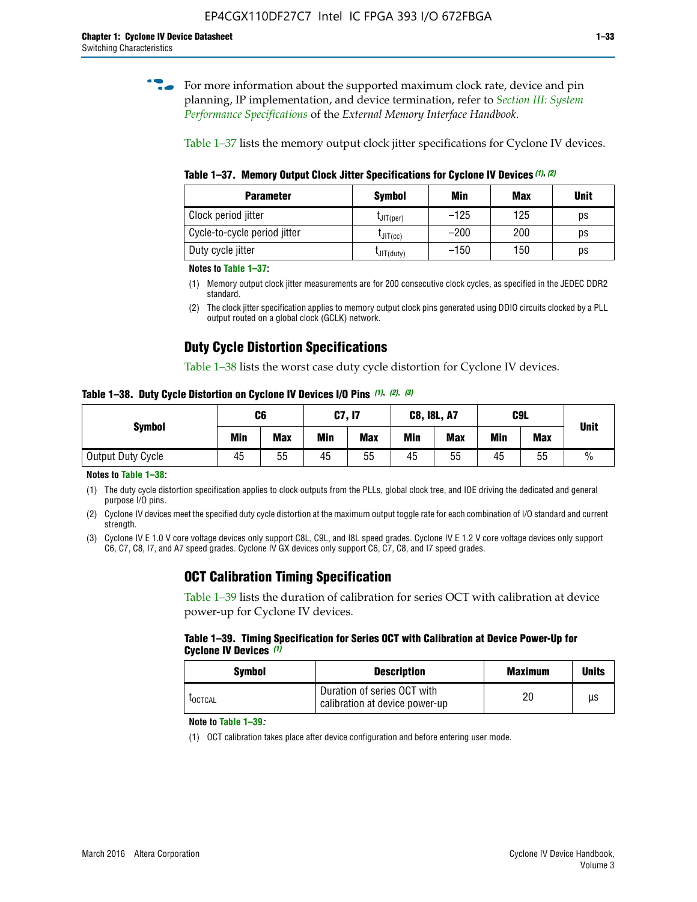For more information about the supported maximum clock rate, device and pin planning, IP implementation, and device termination, refer to *Section III: System Performance Specifications* of the *External Memory Interface Handbook*.

Table 1–37 lists the memory output clock jitter specifications for Cyclone IV devices.

**Table 1–37. Memory Output Clock Jitter Specifications for Cyclone IV Devices (1), (2)**

| Parameter | Symbol | Min | Max | Unit |
|---|---|---|---|---|
| Clock period jitter | $t_{JIT(per)}$ | –125 | 125 | ps |
| Cycle-to-cycle period jitter | $t_{JIT(cc)}$ | –200 | 200 | ps |
| Duty cycle jitter | $t_{JIT(duty)}$ | –150 | 150 | ps |

**Notes to Table 1–37:**

(1) Memory output clock jitter measurements are for 200 consecutive clock cycles, as specified in the JEDEC DDR2 standard.

(2) The clock jitter specification applies to memory output clock pins generated using DDIO circuits clocked by a PLL output routed on a global clock (GCLK) network.

## Duty Cycle Distortion Specifications

Table 1–38 lists the worst case duty cycle distortion for Cyclone IV devices.

**Table 1–38. Duty Cycle Distortion on Cyclone IV Devices I/O Pins (1), (2), (3)**

| Symbol | C6 | | C7, I7 | | C8, I8L, A7 | | C9L | | Unit |
|---|---|---|---|---|---|---|---|---|---|
| | Min | Max | Min | Max | Min | Max | Min | Max | |
| Output Duty Cycle | 45 | 55 | 45 | 55 | 45 | 55 | 45 | 55 | % |

**Notes to Table 1–38:**

(1) The duty cycle distortion specification applies to clock outputs from the PLLs, global clock tree, and IOE driving the dedicated and general purpose I/O pins.

(2) Cyclone IV devices meet the specified duty cycle distortion at the maximum output toggle rate for each combination of I/O standard and current strength.

(3) Cyclone IV E 1.0 V core voltage devices only support C8L, C9L, and I8L speed grades. Cyclone IV E 1.2 V core voltage devices only support C6, C7, C8, I7, and A7 speed grades. Cyclone IV GX devices only support C6, C7, C8, and I7 speed grades.

## OCT Calibration Timing Specification

Table 1–39 lists the duration of calibration for series OCT with calibration at device power-up for Cyclone IV devices.

**Table 1–39. Timing Specification for Series OCT with Calibration at Device Power-Up for Cyclone IV Devices (1)**

| Symbol | Description | Maximum | Units |
|---|---|---|---|
| $t_{OCTCAL}$ | Duration of series OCT with calibration at device power-up | 20 | µs |

**Note to Table 1–39:**

(1) OCT calibration takes place after device configuration and before entering user mode.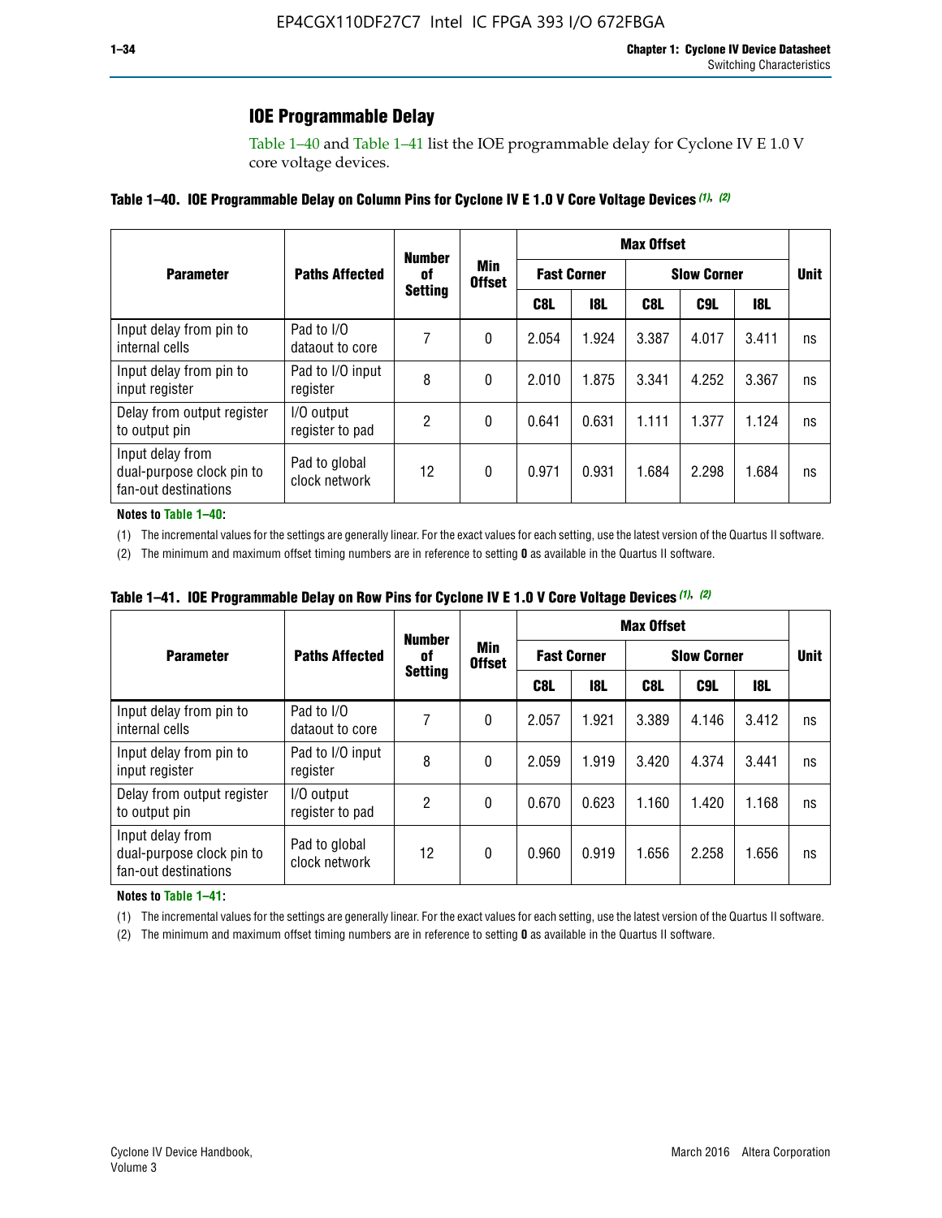## IOE Programmable Delay

Table 1–40 and Table 1–41 list the IOE programmable delay for Cyclone IV E 1.0 V core voltage devices.

**Table 1–40. IOE Programmable Delay on Column Pins for Cyclone IV E 1.0 V Core Voltage Devices (1), (2)**

| Parameter | Paths Affected | Number of Setting | Min Offset | Max Offset | | | | | Unit |
|---|---|---|---|---|---|---|---|---|---|
| | | | | Fast Corner | | Slow Corner | | | |
| | | | | C8L | I8L | C8L | C9L | I8L | |
| Input delay from pin to internal cells | Pad to I/O dataout to core | 7 | 0 | 2.054 | 1.924 | 3.387 | 4.017 | 3.411 | ns |
| Input delay from pin to input register | Pad to I/O input register | 8 | 0 | 2.010 | 1.875 | 3.341 | 4.252 | 3.367 | ns |
| Delay from output register to output pin | I/O output register to pad | 2 | 0 | 0.641 | 0.631 | 1.111 | 1.377 | 1.124 | ns |
| Input delay from dual-purpose clock pin to fan-out destinations | Pad to global clock network | 12 | 0 | 0.971 | 0.931 | 1.684 | 2.298 | 1.684 | ns |

**Notes to Table 1–40:**

(1) The incremental values for the settings are generally linear. For the exact values for each setting, use the latest version of the Quartus II software.

(2) The minimum and maximum offset timing numbers are in reference to setting **0** as available in the Quartus II software.

**Table 1–41. IOE Programmable Delay on Row Pins for Cyclone IV E 1.0 V Core Voltage Devices (1), (2)**

| Parameter | Paths Affected | Number of Setting | Min Offset | Max Offset | | | | | Unit |
|---|---|---|---|---|---|---|---|---|---|
| | | | | Fast Corner | | Slow Corner | | | |
| | | | | C8L | I8L | C8L | C9L | I8L | |
| Input delay from pin to internal cells | Pad to I/O dataout to core | 7 | 0 | 2.057 | 1.921 | 3.389 | 4.146 | 3.412 | ns |
| Input delay from pin to input register | Pad to I/O input register | 8 | 0 | 2.059 | 1.919 | 3.420 | 4.374 | 3.441 | ns |
| Delay from output register to output pin | I/O output register to pad | 2 | 0 | 0.670 | 0.623 | 1.160 | 1.420 | 1.168 | ns |
| Input delay from dual-purpose clock pin to fan-out destinations | Pad to global clock network | 12 | 0 | 0.960 | 0.919 | 1.656 | 2.258 | 1.656 | ns |

**Notes to Table 1–41:**

(1) The incremental values for the settings are generally linear. For the exact values for each setting, use the latest version of the Quartus II software.

(2) The minimum and maximum offset timing numbers are in reference to setting **0** as available in the Quartus II software.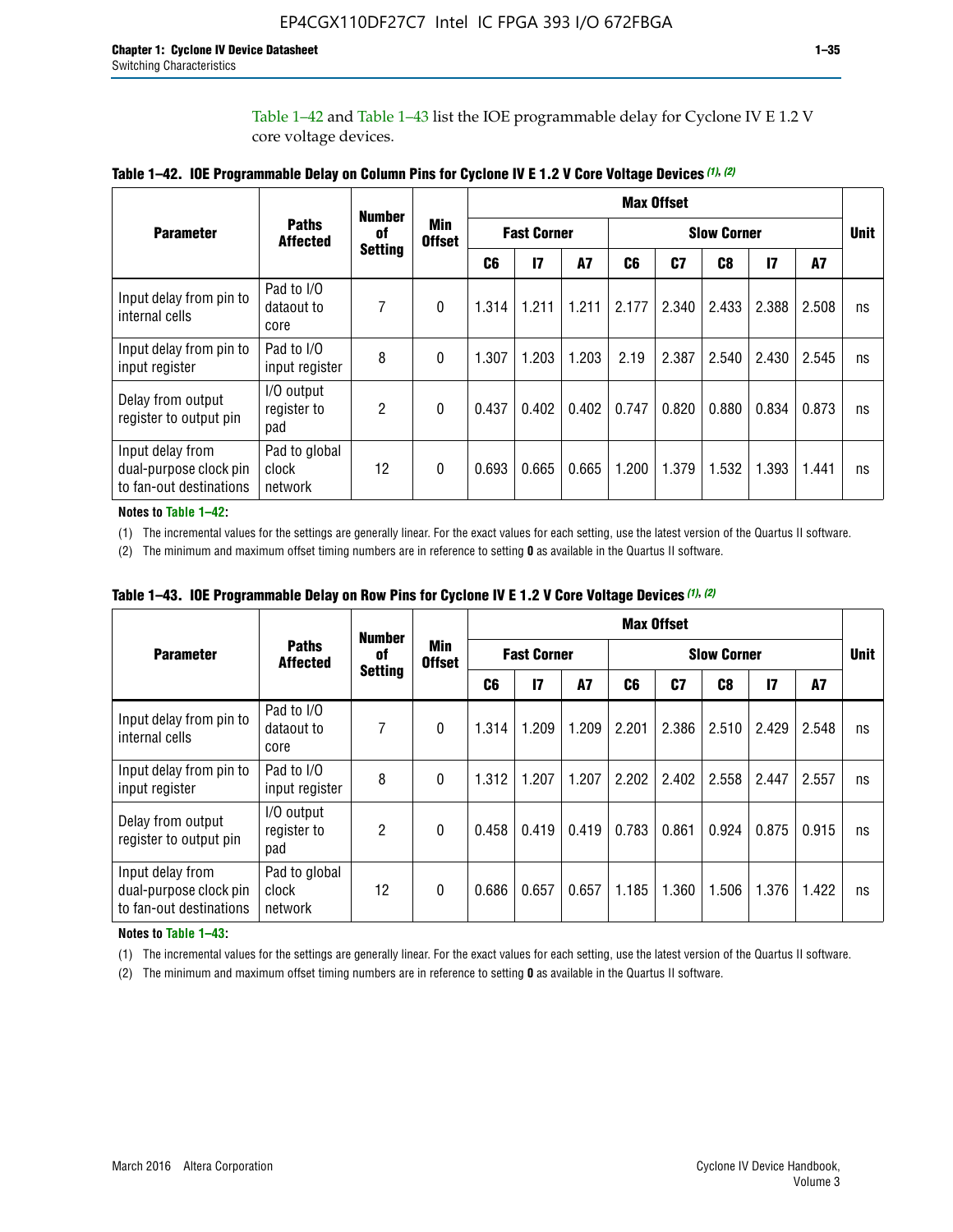Table 1–42 and Table 1–43 list the IOE programmable delay for Cyclone IV E 1.2 V core voltage devices.

**Table 1–42. IOE Programmable Delay on Column Pins for Cyclone IV E 1.2 V Core Voltage Devices (1), (2)**

| Parameter | Paths Affected | Number of Setting | Min Offset | Max Offset | | | | | | | | Unit |
|---|---|---|---|---|---|---|---|---|---|---|---|---|
| | | | | Fast Corner | | | Slow Corner | | | | | |
| | | | | C6 | I7 | A7 | C6 | C7 | C8 | I7 | A7 | |
| Input delay from pin to internal cells | Pad to I/O dataout to core | 7 | 0 | 1.314 | 1.211 | 1.211 | 2.177 | 2.340 | 2.433 | 2.388 | 2.508 | ns |
| Input delay from pin to input register | Pad to I/O input register | 8 | 0 | 1.307 | 1.203 | 1.203 | 2.19 | 2.387 | 2.540 | 2.430 | 2.545 | ns |
| Delay from output register to output pin | I/O output register to pad | 2 | 0 | 0.437 | 0.402 | 0.402 | 0.747 | 0.820 | 0.880 | 0.834 | 0.873 | ns |
| Input delay from dual-purpose clock pin to fan-out destinations | Pad to global clock network | 12 | 0 | 0.693 | 0.665 | 0.665 | 1.200 | 1.379 | 1.532 | 1.393 | 1.441 | ns |

**Notes to Table 1–42:**

(1) The incremental values for the settings are generally linear. For the exact values for each setting, use the latest version of the Quartus II software.

(2) The minimum and maximum offset timing numbers are in reference to setting **0** as available in the Quartus II software.

**Table 1–43. IOE Programmable Delay on Row Pins for Cyclone IV E 1.2 V Core Voltage Devices (1), (2)**

| Parameter | Paths Affected | Number of Setting | Min Offset | Max Offset | | | | | | | | Unit |
|---|---|---|---|---|---|---|---|---|---|---|---|---|
| | | | | Fast Corner | | | Slow Corner | | | | | |
| | | | | C6 | I7 | A7 | C6 | C7 | C8 | I7 | A7 | |
| Input delay from pin to internal cells | Pad to I/O dataout to core | 7 | 0 | 1.314 | 1.209 | 1.209 | 2.201 | 2.386 | 2.510 | 2.429 | 2.548 | ns |
| Input delay from pin to input register | Pad to I/O input register | 8 | 0 | 1.312 | 1.207 | 1.207 | 2.202 | 2.402 | 2.558 | 2.447 | 2.557 | ns |
| Delay from output register to output pin | I/O output register to pad | 2 | 0 | 0.458 | 0.419 | 0.419 | 0.783 | 0.861 | 0.924 | 0.875 | 0.915 | ns |
| Input delay from dual-purpose clock pin to fan-out destinations | Pad to global clock network | 12 | 0 | 0.686 | 0.657 | 0.657 | 1.185 | 1.360 | 1.506 | 1.376 | 1.422 | ns |

**Notes to Table 1–43:**

(1) The incremental values for the settings are generally linear. For the exact values for each setting, use the latest version of the Quartus II software.

(2) The minimum and maximum offset timing numbers are in reference to setting **0** as available in the Quartus II software.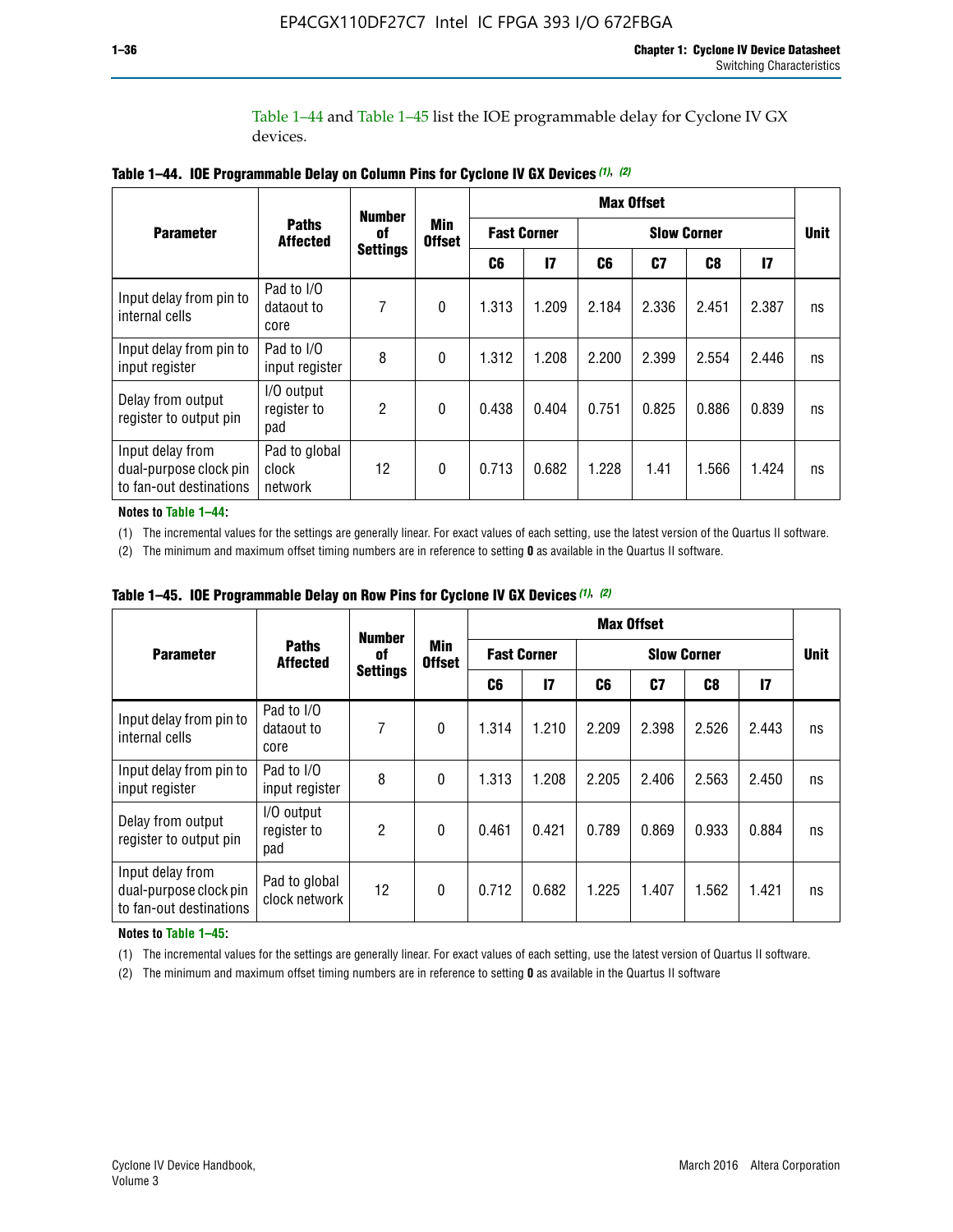Table 1–44 and Table 1–45 list the IOE programmable delay for Cyclone IV GX devices.

**Table 1–44. IOE Programmable Delay on Column Pins for Cyclone IV GX Devices (1), (2)**

| Parameter | Paths Affected | Number of Settings | Min Offset | Max Offset | | | | | | Unit |
|---|---|---|---|---|---|---|---|---|---|---|
| | | | | Fast Corner | | Slow Corner | | | | |
| | | | | C6 | I7 | C6 | C7 | C8 | I7 | |
| Input delay from pin to internal cells | Pad to I/O dataout to core | 7 | 0 | 1.313 | 1.209 | 2.184 | 2.336 | 2.451 | 2.387 | ns |
| Input delay from pin to input register | Pad to I/O input register | 8 | 0 | 1.312 | 1.208 | 2.200 | 2.399 | 2.554 | 2.446 | ns |
| Delay from output register to output pin | I/O output register to pad | 2 | 0 | 0.438 | 0.404 | 0.751 | 0.825 | 0.886 | 0.839 | ns |
| Input delay from dual-purpose clock pin to fan-out destinations | Pad to global clock network | 12 | 0 | 0.713 | 0.682 | 1.228 | 1.41 | 1.566 | 1.424 | ns |

**Notes to Table 1–44:**

(1) The incremental values for the settings are generally linear. For exact values of each setting, use the latest version of the Quartus II software.

(2) The minimum and maximum offset timing numbers are in reference to setting **0** as available in the Quartus II software.

**Table 1–45. IOE Programmable Delay on Row Pins for Cyclone IV GX Devices (1), (2)**

| Parameter | Paths Affected | Number of Settings | Min Offset | Max Offset | | | | | | Unit |
|---|---|---|---|---|---|---|---|---|---|---|
| | | | | Fast Corner | | Slow Corner | | | | |
| | | | | C6 | I7 | C6 | C7 | C8 | I7 | |
| Input delay from pin to internal cells | Pad to I/O dataout to core | 7 | 0 | 1.314 | 1.210 | 2.209 | 2.398 | 2.526 | 2.443 | ns |
| Input delay from pin to input register | Pad to I/O input register | 8 | 0 | 1.313 | 1.208 | 2.205 | 2.406 | 2.563 | 2.450 | ns |
| Delay from output register to output pin | I/O output register to pad | 2 | 0 | 0.461 | 0.421 | 0.789 | 0.869 | 0.933 | 0.884 | ns |
| Input delay from dual-purpose clock pin to fan-out destinations | Pad to global clock network | 12 | 0 | 0.712 | 0.682 | 1.225 | 1.407 | 1.562 | 1.421 | ns |

**Notes to Table 1–45:**

(1) The incremental values for the settings are generally linear. For exact values of each setting, use the latest version of Quartus II software.

(2) The minimum and maximum offset timing numbers are in reference to setting **0** as available in the Quartus II software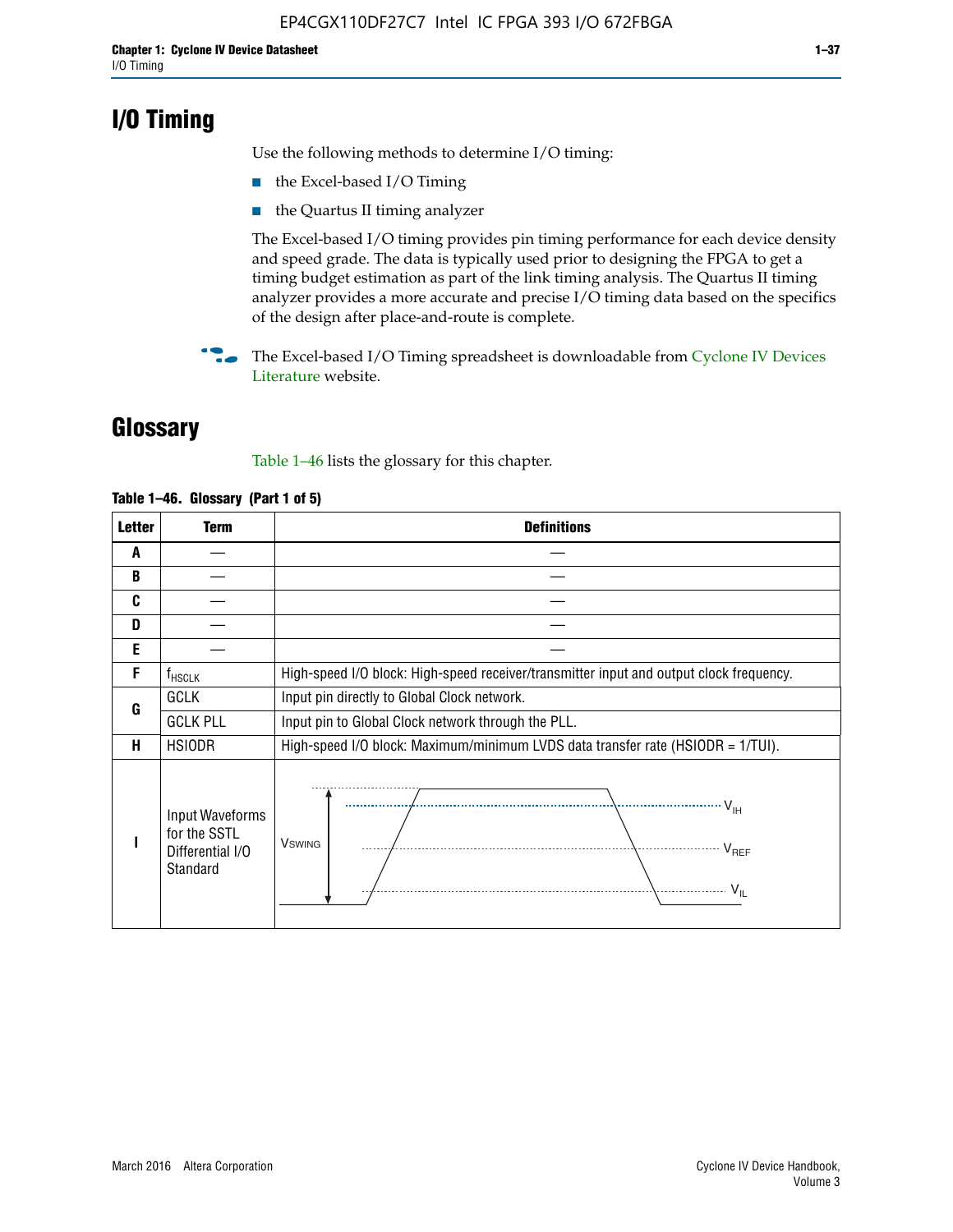# I/O Timing

Use the following methods to determine I/O timing:

- the Excel-based I/O Timing
- the Quartus II timing analyzer

The Excel-based I/O timing provides pin timing performance for each device density and speed grade. The data is typically used prior to designing the FPGA to get a timing budget estimation as part of the link timing analysis. The Quartus II timing analyzer provides a more accurate and precise I/O timing data based on the specifics of the design after place-and-route is complete.

The Excel-based I/O Timing spreadsheet is downloadable from Cyclone IV Devices Literature website.

# Glossary

Table 1–46 lists the glossary for this chapter.

**Table 1–46. Glossary (Part 1 of 5)**

| Letter | Term | Definitions |
|---|---|---|
| A | — | — |
| B | — | — |
| C | — | — |
| D | — | — |
| E | — | — |
| F | $f_{HSCLK}$ | High-speed I/O block: High-speed receiver/transmitter input and output clock frequency. |
| G | GCLK | Input pin directly to Global Clock network. |
| | GCLK PLL | Input pin to Global Clock network through the PLL. |
| H | HSIODR | High-speed I/O block: Maximum/minimum LVDS data transfer rate (HSIODR = 1/TUI). |
| I | Input Waveforms for the SSTL Differential I/O Standard | $V_{SWING}$, $V_{IH}$, $V_{REF}$, $V_{IL}$ |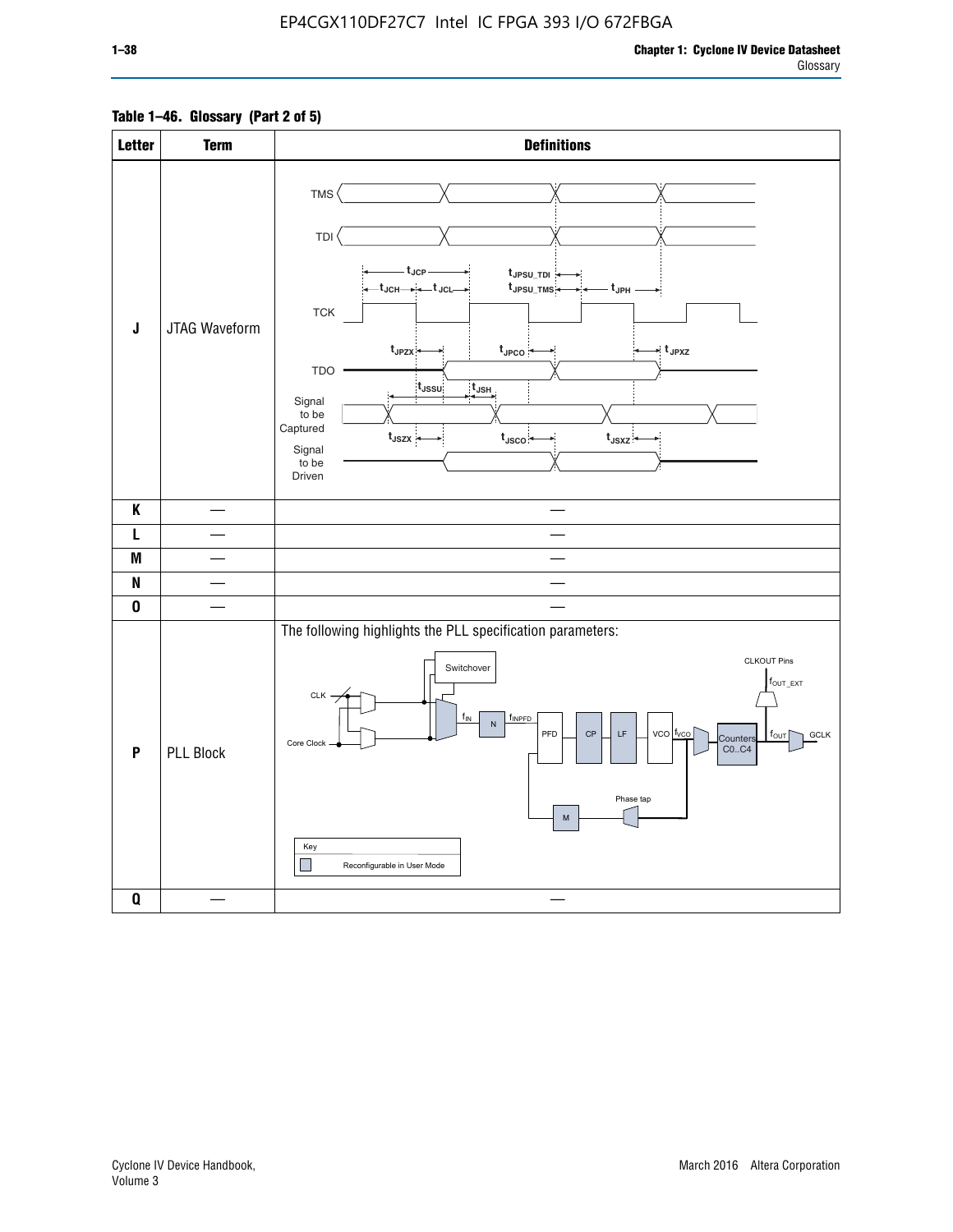Table 1–46. Glossary (Part 2 of 5)

| Letter | Term | Definitions |
|---|---|---|
| J | JTAG Waveform | TMS, TDI, TCK, TDO, Signal to be Captured, Signal to be Driven; $t_{JCP}$, $t_{JCH}$, $t_{JCL}$, $t_{JPSU\_TDI}$, $t_{JPSU\_TMS}$, $t_{JPH}$, $t_{JPZX}$, $t_{JPCO}$, $t_{JPXZ}$, $t_{JSSU}$, $t_{JSH}$, $t_{JSZX}$, $t_{JSCO}$, $t_{JSXZ}$ |
| K | — | — |
| L | — | — |
| M | — | — |
| N | — | — |
| O | — | — |
| P | PLL Block | The following highlights the PLL specification parameters: CLK, Core Clock, Switchover, $f_{IN}$, N, $f_{INPFD}$, PFD, CP, LF, VCO, $f_{VCO}$, Counters C0..C4, $f_{OUT}$, GCLK, CLKOUT Pins, $f_{OUT\_EXT}$, Phase tap, M. Key: Reconfigurable in User Mode |
| Q | — | — |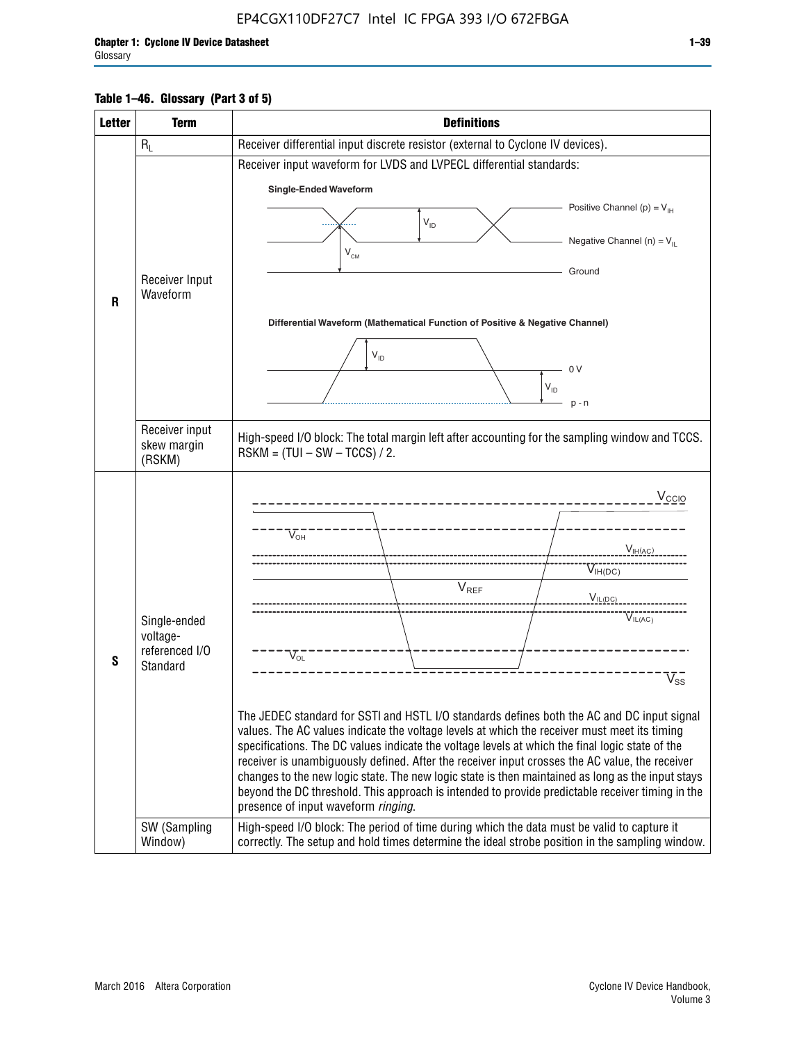**Table 1–46. Glossary (Part 3 of 5)**

| Letter | Term | Definitions |
|---|---|---|
| R | $R_L$ | Receiver differential input discrete resistor (external to Cyclone IV devices). |
| | Receiver Input Waveform | Receiver input waveform for LVDS and LVPECL differential standards:<br>**Single-Ended Waveform**: Positive Channel (p) = $V_{IH}$; Negative Channel (n) = $V_{IL}$; Ground; $V_{ID}$; $V_{CM}$<br>**Differential Waveform (Mathematical Function of Positive & Negative Channel)**: $V_{ID}$; 0 V; $V_{ID}$; p - n |
| | Receiver input skew margin (RSKM) | High-speed I/O block: The total margin left after accounting for the sampling window and TCCS. RSKM = (TUI – SW – TCCS) / 2. |
| S | Single-ended voltage-referenced I/O Standard | $V_{CCIO}$, $V_{OH}$, $V_{IH(AC)}$, $V_{IH(DC)}$, $V_{REF}$, $V_{IL(DC)}$, $V_{IL(AC)}$, $V_{OL}$, $V_{SS}$<br><br>The JEDEC standard for SSTl and HSTL I/O standards defines both the AC and DC input signal values. The AC values indicate the voltage levels at which the receiver must meet its timing specifications. The DC values indicate the voltage levels at which the final logic state of the receiver is unambiguously defined. After the receiver input crosses the AC value, the receiver changes to the new logic state. The new logic state is then maintained as long as the input stays beyond the DC threshold. This approach is intended to provide predictable receiver timing in the presence of input waveform *ringing*. |
| | SW (Sampling Window) | High-speed I/O block: The period of time during which the data must be valid to capture it correctly. The setup and hold times determine the ideal strobe position in the sampling window. |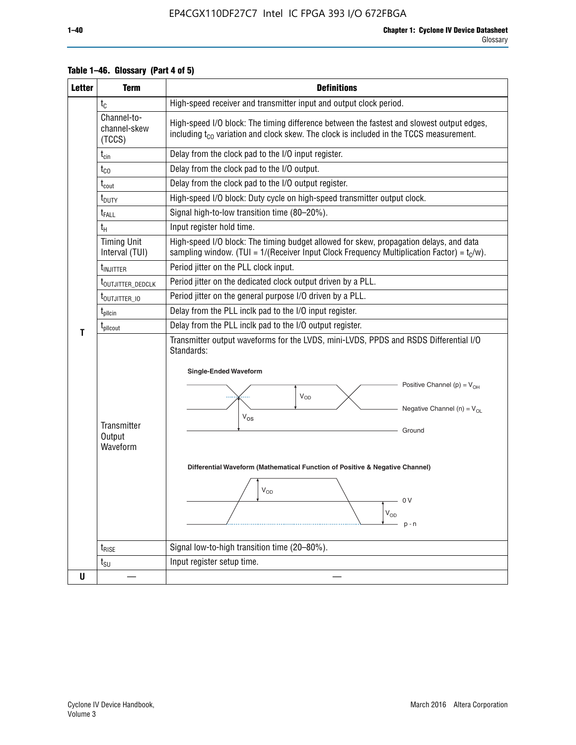**Table 1–46. Glossary (Part 4 of 5)**

| Letter | Term | Definitions |
|---|---|---|
| T | $t_C$ | High-speed receiver and transmitter input and output clock period. |
| | Channel-to-channel-skew (TCCS) | High-speed I/O block: The timing difference between the fastest and slowest output edges, including $t_{CO}$ variation and clock skew. The clock is included in the TCCS measurement. |
| | $t_{cin}$ | Delay from the clock pad to the I/O input register. |
| | $t_{CO}$ | Delay from the clock pad to the I/O output. |
| | $t_{cout}$ | Delay from the clock pad to the I/O output register. |
| | $t_{DUTY}$ | High-speed I/O block: Duty cycle on high-speed transmitter output clock. |
| | $t_{FALL}$ | Signal high-to-low transition time (80–20%). |
| | $t_H$ | Input register hold time. |
| | Timing Unit Interval (TUI) | High-speed I/O block: The timing budget allowed for skew, propagation delays, and data sampling window. (TUI = 1/(Receiver Input Clock Frequency Multiplication Factor) = $t_C$/w). |
| | $t_{INJITTER}$ | Period jitter on the PLL clock input. |
| | $t_{OUTJITTER\_DEDCLK}$ | Period jitter on the dedicated clock output driven by a PLL. |
| | $t_{OUTJITTER\_IO}$ | Period jitter on the general purpose I/O driven by a PLL. |
| | $t_{pllcin}$ | Delay from the PLL inclk pad to the I/O input register. |
| | $t_{pllcout}$ | Delay from the PLL inclk pad to the I/O output register. |
| | Transmitter Output Waveform | Transmitter output waveforms for the LVDS, mini-LVDS, PPDS and RSDS Differential I/O Standards: **Single-Ended Waveform** (Positive Channel (p) = $V_{OH}$; Negative Channel (n) = $V_{OL}$; $V_{OD}$; $V_{OS}$; Ground) **Differential Waveform (Mathematical Function of Positive & Negative Channel)** ($V_{OD}$; 0 V; $V_{OD}$; p - n) |
| | $t_{RISE}$ | Signal low-to-high transition time (20–80%). |
| | $t_{SU}$ | Input register setup time. |
| U | — | — |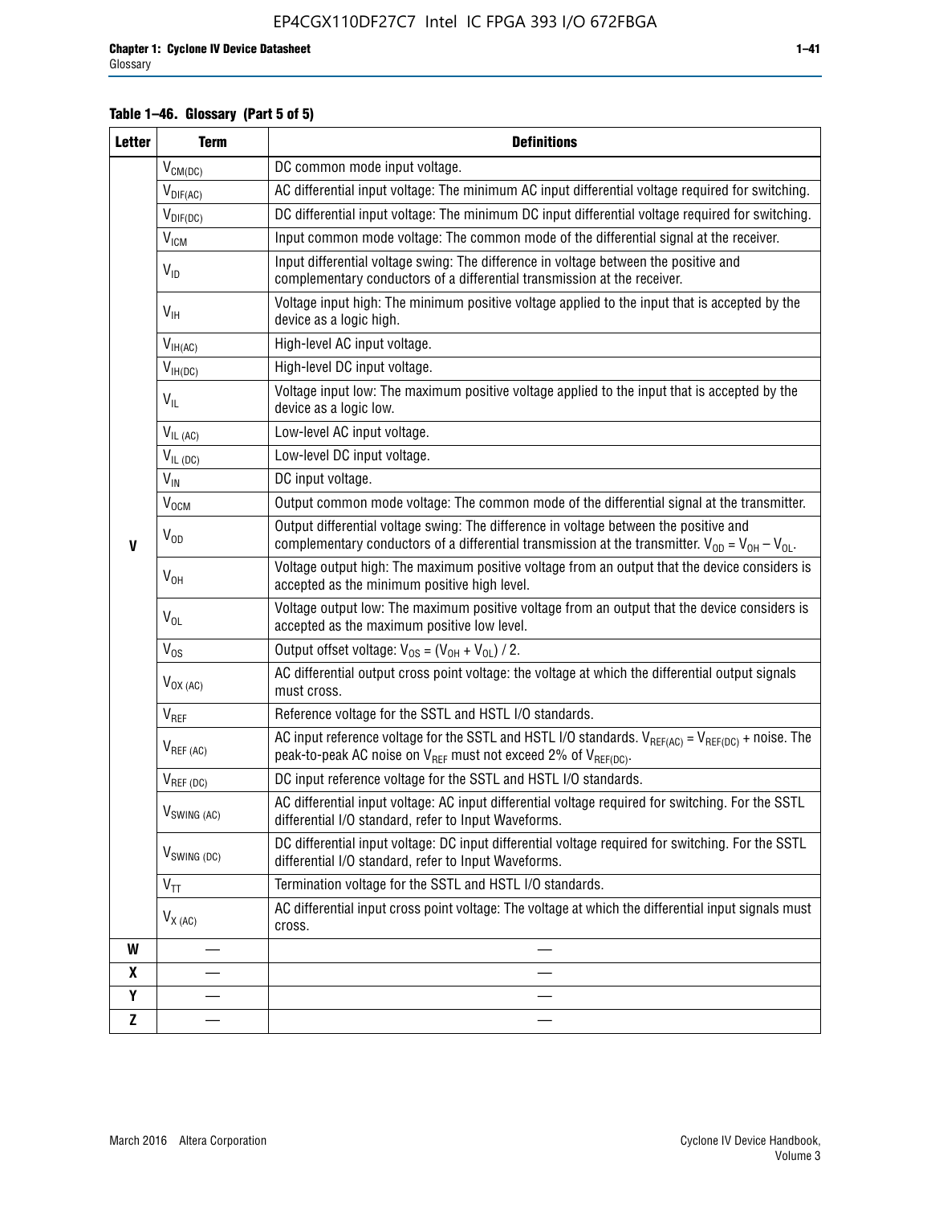**Table 1–46. Glossary (Part 5 of 5)**

| Letter | Term | Definitions |
|---|---|---|
| V | $V_{CM(DC)}$ | DC common mode input voltage. |
| | $V_{DIF(AC)}$ | AC differential input voltage: The minimum AC input differential voltage required for switching. |
| | $V_{DIF(DC)}$ | DC differential input voltage: The minimum DC input differential voltage required for switching. |
| | $V_{ICM}$ | Input common mode voltage: The common mode of the differential signal at the receiver. |
| | $V_{ID}$ | Input differential voltage swing: The difference in voltage between the positive and complementary conductors of a differential transmission at the receiver. |
| | $V_{IH}$ | Voltage input high: The minimum positive voltage applied to the input that is accepted by the device as a logic high. |
| | $V_{IH(AC)}$ | High-level AC input voltage. |
| | $V_{IH(DC)}$ | High-level DC input voltage. |
| | $V_{IL}$ | Voltage input low: The maximum positive voltage applied to the input that is accepted by the device as a logic low. |
| | $V_{IL (AC)}$ | Low-level AC input voltage. |
| | $V_{IL (DC)}$ | Low-level DC input voltage. |
| | $V_{IN}$ | DC input voltage. |
| | $V_{OCM}$ | Output common mode voltage: The common mode of the differential signal at the transmitter. |
| | $V_{OD}$ | Output differential voltage swing: The difference in voltage between the positive and complementary conductors of a differential transmission at the transmitter. $V_{OD} = V_{OH} – V_{OL}$. |
| | $V_{OH}$ | Voltage output high: The maximum positive voltage from an output that the device considers is accepted as the minimum positive high level. |
| | $V_{OL}$ | Voltage output low: The maximum positive voltage from an output that the device considers is accepted as the maximum positive low level. |
| | $V_{OS}$ | Output offset voltage: $V_{OS} = (V_{OH} + V_{OL}) / 2$. |
| | $V_{OX (AC)}$ | AC differential output cross point voltage: the voltage at which the differential output signals must cross. |
| | $V_{REF}$ | Reference voltage for the SSTL and HSTL I/O standards. |
| | $V_{REF (AC)}$ | AC input reference voltage for the SSTL and HSTL I/O standards. $V_{REF(AC)} = V_{REF(DC)}$ + noise. The peak-to-peak AC noise on $V_{REF}$ must not exceed 2% of $V_{REF(DC)}$. |
| | $V_{REF (DC)}$ | DC input reference voltage for the SSTL and HSTL I/O standards. |
| | $V_{SWING (AC)}$ | AC differential input voltage: AC input differential voltage required for switching. For the SSTL differential I/O standard, refer to Input Waveforms. |
| | $V_{SWING (DC)}$ | DC differential input voltage: DC input differential voltage required for switching. For the SSTL differential I/O standard, refer to Input Waveforms. |
| | $V_{TT}$ | Termination voltage for the SSTL and HSTL I/O standards. |
| | $V_{X (AC)}$ | AC differential input cross point voltage: The voltage at which the differential input signals must cross. |
| W | — | — |
| X | — | — |
| Y | — | — |
| Z | — | — |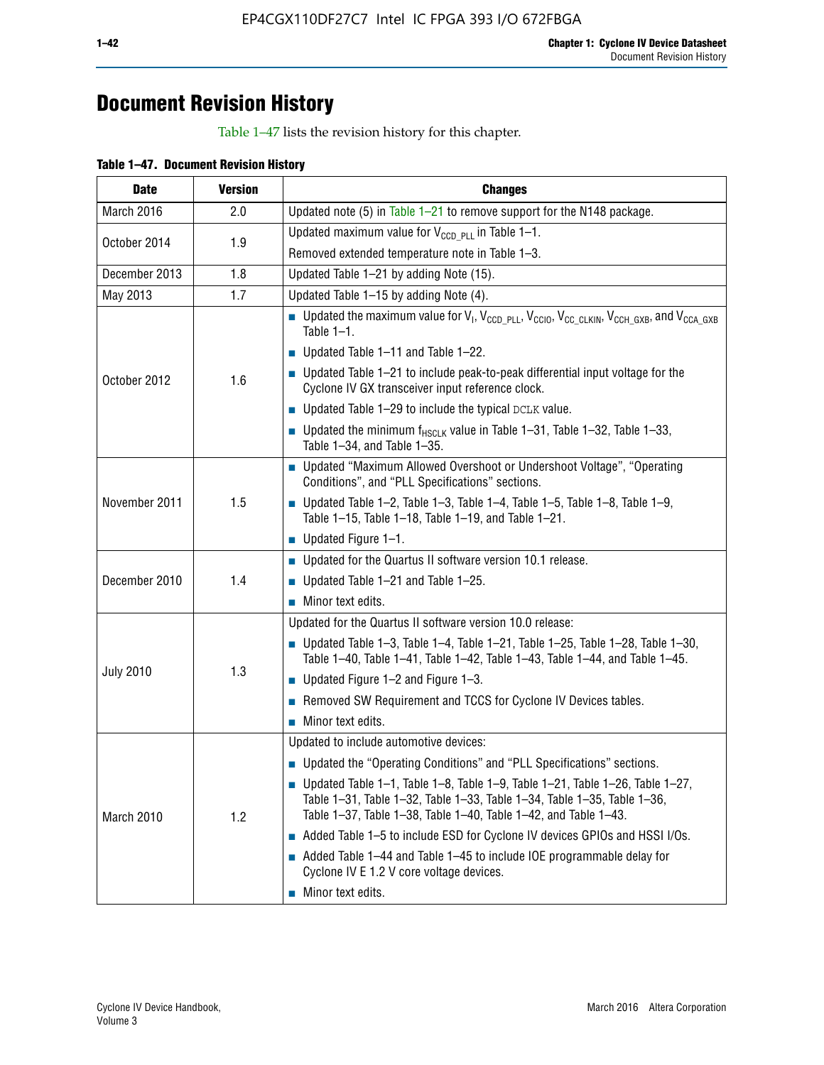# Document Revision History

Table 1–47 lists the revision history for this chapter.

**Table 1–47. Document Revision History**

| Date | Version | Changes |
|---|---|---|
| March 2016 | 2.0 | Updated note (5) in Table 1–21 to remove support for the N148 package. |
| October 2014 | 1.9 | Updated maximum value for $V_{CCD\_PLL}$ in Table 1–1. <br> Removed extended temperature note in Table 1–3. |
| December 2013 | 1.8 | Updated Table 1–21 by adding Note (15). |
| May 2013 | 1.7 | Updated Table 1–15 by adding Note (4). |
| October 2012 | 1.6 | ■ Updated the maximum value for $V_I$, $V_{CCD\_PLL}$, $V_{CCIO}$, $V_{CC\_CLKIN}$, $V_{CCH\_GXB}$, and $V_{CCA\_GXB}$ Table 1–1. <br> ■ Updated Table 1–11 and Table 1–22. <br> ■ Updated Table 1–21 to include peak-to-peak differential input voltage for the Cyclone IV GX transceiver input reference clock. <br> ■ Updated Table 1–29 to include the typical DCLK value. <br> ■ Updated the minimum $f_{HSCLK}$ value in Table 1–31, Table 1–32, Table 1–33, Table 1–34, and Table 1–35. |
| November 2011 | 1.5 | ■ Updated “Maximum Allowed Overshoot or Undershoot Voltage”, “Operating Conditions”, and “PLL Specifications” sections. <br> ■ Updated Table 1–2, Table 1–3, Table 1–4, Table 1–5, Table 1–8, Table 1–9, Table 1–15, Table 1–18, Table 1–19, and Table 1–21. <br> ■ Updated Figure 1–1. |
| December 2010 | 1.4 | ■ Updated for the Quartus II software version 10.1 release. <br> ■ Updated Table 1–21 and Table 1–25. <br> ■ Minor text edits. |
| July 2010 | 1.3 | Updated for the Quartus II software version 10.0 release: <br> ■ Updated Table 1–3, Table 1–4, Table 1–21, Table 1–25, Table 1–28, Table 1–30, Table 1–40, Table 1–41, Table 1–42, Table 1–43, Table 1–44, and Table 1–45. <br> ■ Updated Figure 1–2 and Figure 1–3. <br> ■ Removed SW Requirement and TCCS for Cyclone IV Devices tables. <br> ■ Minor text edits. |
| March 2010 | 1.2 | Updated to include automotive devices: <br> ■ Updated the “Operating Conditions” and “PLL Specifications” sections. <br> ■ Updated Table 1–1, Table 1–8, Table 1–9, Table 1–21, Table 1–26, Table 1–27, Table 1–31, Table 1–32, Table 1–33, Table 1–34, Table 1–35, Table 1–36, Table 1–37, Table 1–38, Table 1–40, Table 1–42, and Table 1–43. <br> ■ Added Table 1–5 to include ESD for Cyclone IV devices GPIOs and HSSI I/Os. <br> ■ Added Table 1–44 and Table 1–45 to include IOE programmable delay for Cyclone IV E 1.2 V core voltage devices. <br> ■ Minor text edits. |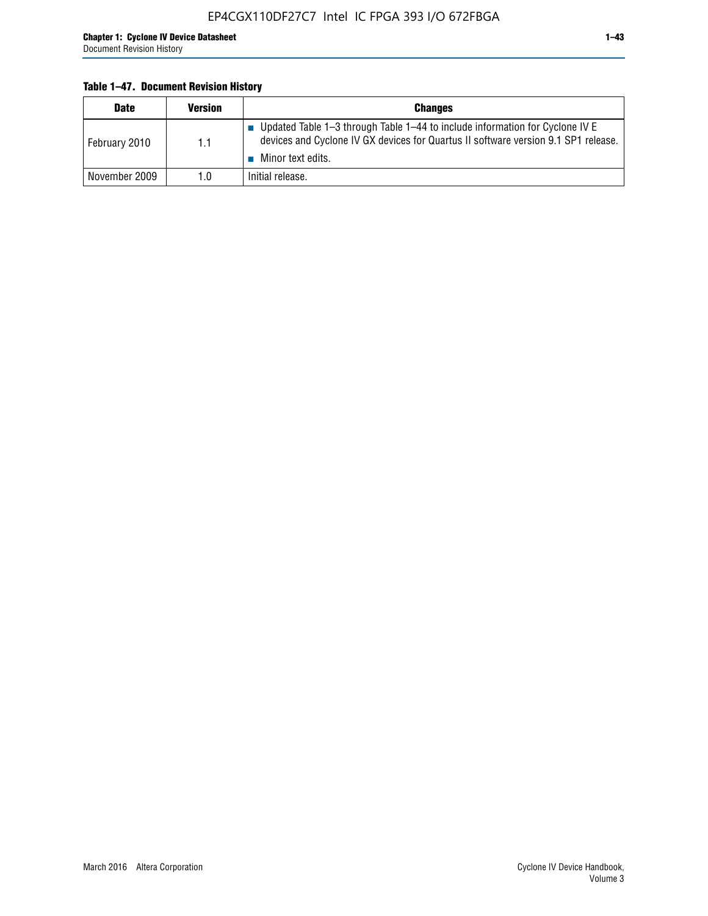**Table 1–47. Document Revision History**

| Date | Version | Changes |
|---|---|---|
| February 2010 | 1.1 | ■ Updated Table 1–3 through Table 1–44 to include information for Cyclone IV E devices and Cyclone IV GX devices for Quartus II software version 9.1 SP1 release.<br>■ Minor text edits. |
| November 2009 | 1.0 | Initial release. |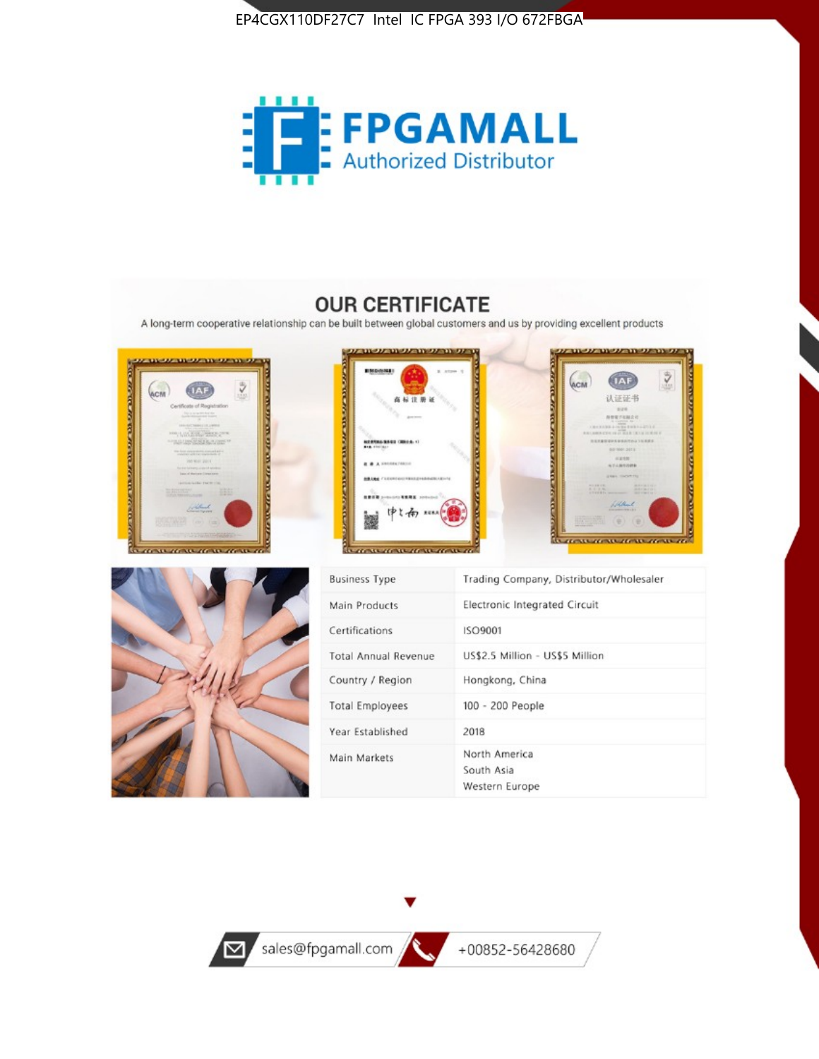FPGAMALL
Authorized Distributor

## OUR CERTIFICATE

A long-term cooperative relationship can be built between global customers and us by providing excellent products

| | |
|---|---|
| Business Type | Trading Company, Distributor/Wholesaler |
| Main Products | Electronic Integrated Circuit |
| Certifications | ISO9001 |
| Total Annual Revenue | US$2.5 Million - US$5 Million |
| Country / Region | Hongkong, China |
| Total Employees | 100 - 200 People |
| Year Established | 2018 |
| Main Markets | North America<br>South Asia<br>Western Europe |

sales@fpgamall.com +00852-56428680